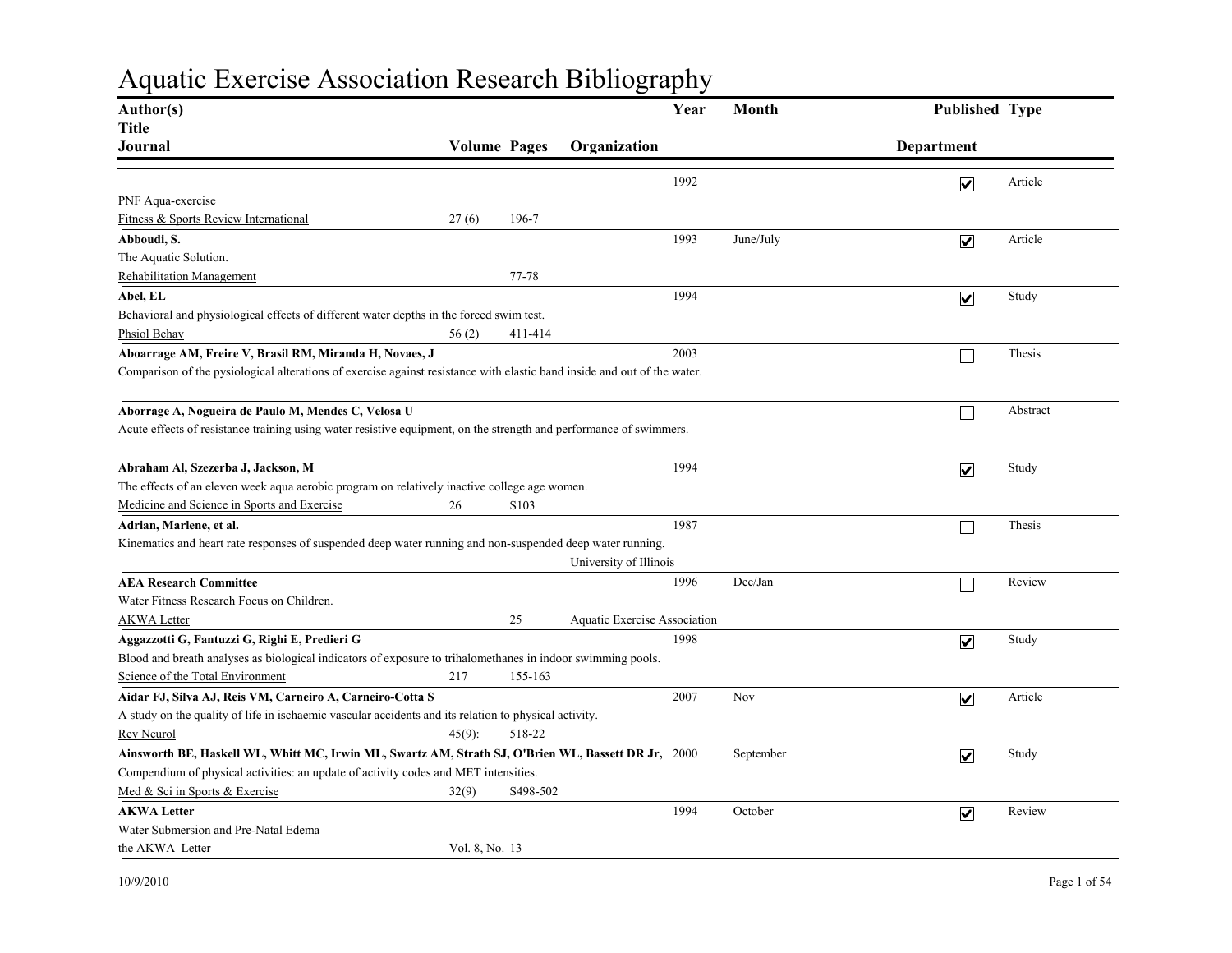# Aquatic Exercise Association Research Bibliography

| Author(s) / Title / Journal | Volume | Pages | Organization | Year | Month | Published | Type | Department |
|---|---|---|---|---|---|---|---|---|
| PNF Aqua-exercise<br>Fitness & Sports Review International | 27 (6) | 196-7 | | 1992 | | ☑ | Article | |
| **Abboudi, S.**<br>The Aquatic Solution.<br>Rehabilitation Management | | 77-78 | | 1993 | June/July | ☑ | Article | |
| **Abel, EL**<br>Behavioral and physiological effects of different water depths in the forced swim test.<br>Phsiol Behav | 56 (2) | 411-414 | | 1994 | | ☑ | Study | |
| **Aboarrage AM, Freire V, Brasil RM, Miranda H, Novaes, J**<br>Comparison of the pysiological alterations of exercise against resistance with elastic band inside and out of the water. | | | | 2003 | | ☐ | Thesis | |
| **Aborrage A, Nogueira de Paulo M, Mendes C, Velosa U**<br>Acute effects of resistance training using water resistive equipment, on the strength and performance of swimmers. | | | | | | ☐ | Abstract | |
| **Abraham Al, Szezerba J, Jackson, M**<br>The effects of an eleven week aqua aerobic program on relatively inactive college age women.<br>Medicine and Science in Sports and Exercise | 26 | S103 | | 1994 | | ☑ | Study | |
| **Adrian, Marlene, et al.**<br>Kinematics and heart rate responses of suspended deep water running and non-suspended deep water running. | | | University of Illinois | 1987 | | ☐ | Thesis | |
| **AEA Research Committee**<br>Water Fitness Research Focus on Children.<br>AKWA Letter | | 25 | Aquatic Exercise Association | 1996 | Dec/Jan | ☐ | Review | |
| **Aggazzotti G, Fantuzzi G, Righi E, Predieri G**<br>Blood and breath analyses as biological indicators of exposure to trihalomethanes in indoor swimming pools.<br>Science of the Total Environment | 217 | 155-163 | | 1998 | | ☑ | Study | |
| **Aidar FJ, Silva AJ, Reis VM, Carneiro A, Carneiro-Cotta S**<br>A study on the quality of life in ischaemic vascular accidents and its relation to physical activity.<br>Rev Neurol | 45(9): | 518-22 | | 2007 | Nov | ☑ | Article | |
| **Ainsworth BE, Haskell WL, Whitt MC, Irwin ML, Swartz AM, Strath SJ, O'Brien WL, Bassett DR Jr,**<br>Compendium of physical activities: an update of activity codes and MET intensities.<br>Med & Sci in Sports & Exercise | 32(9) | S498-502 | | 2000 | September | ☑ | Study | |
| **AKWA Letter**<br>Water Submersion and Pre-Natal Edema<br>the AKWA Letter | Vol. 8, No. 13 | | | 1994 | October | ☑ | Review | |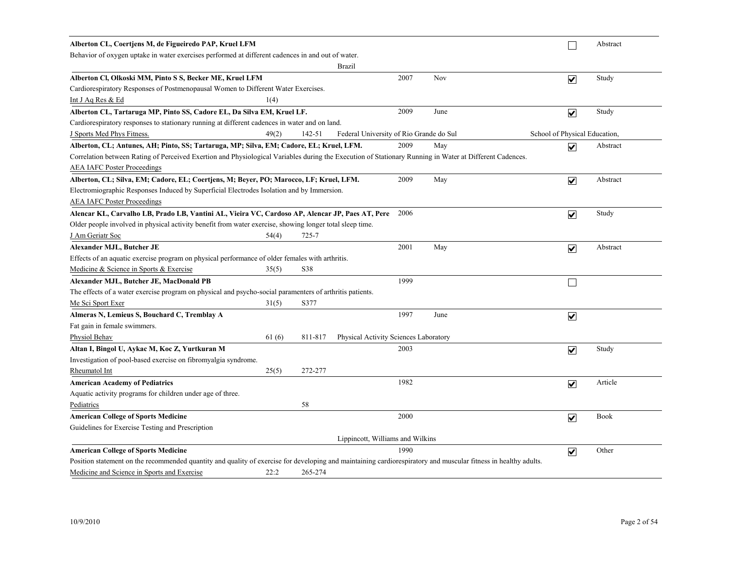**Alberton CL, Coertjens M, de Figueiredo PAP, Kruel LFM** ☐ Abstract

Behavior of oxygen uptake in water exercises performed at different cadences in and out of water.

Brazil

---

**Alberton Cl, Olkoski MM, Pinto S S, Becker ME, Kruel LFM** 2007 Nov ☑ Study

Cardiorespiratory Responses of Postmenopausal Women to Different Water Exercises.

Int J Aq Res & Ed 1(4)

---

**Alberton CL, Tartaruga MP, Pinto SS, Cadore EL, Da Silva EM, Kruel LF.** 2009 June ☑ Study

Cardiorespiratory responses to stationary running at different cadences in water and on land.

J Sports Med Phys Fitness. 49(2) 142-51 Federal University of Rio Grande do Sul School of Physical Education,

---

**Alberton, CL; Antunes, AH; Pinto, SS; Tartaruga, MP; Silva, EM; Cadore, EL; Kruel, LFM.** 2009 May ☑ Abstract

Correlation between Rating of Perceived Exertion and Physiological Variables during the Execution of Stationary Running in Water at Different Cadences.

AEA IAFC Poster Proceedings

---

**Alberton, CL; Silva, EM; Cadore, EL; Coertjens, M; Beyer, PO; Marocco, LF; Kruel, LFM.** 2009 May ☑ Abstract

Electromiographic Responses Induced by Superficial Electrodes Isolation and by Immersion.

AEA IAFC Poster Proceedings

---

**Alencar KL, Carvalho LB, Prado LB, Vantini AL, Vieira VC, Cardoso AP, Alencar JP, Paes AT, Pere** 2006 ☑ Study

Older people involved in physical activity benefit from water exercise, showing longer total sleep time.

J Am Geriatr Soc 54(4) 725-7

---

**Alexander MJL, Butcher JE** 2001 May ☑ Abstract

Effects of an aquatic exercise program on physical performance of older females with arthritis.

Medicine & Science in Sports & Exercise 35(5) S38

---

**Alexander MJL, Butcher JE, MacDonald PB** 1999 ☐

The effects of a water exercise program on physical and psycho-social paramenters of arthritis patients.

Me Sci Sport Exer 31(5) S377

---

**Almeras N, Lemieus S, Bouchard C, Tremblay A** 1997 June ☑

Fat gain in female swimmers.

Physiol Behav 61 (6) 811-817 Physical Activity Sciences Laboratory

---

**Altan I, Bingol U, Aykac M, Koc Z, Yurtkuran M** 2003 ☑ Study

Investigation of pool-based exercise on fibromyalgia syndrome.

Rheumatol Int 25(5) 272-277

---

**American Academy of Pediatrics** 1982 ☑ Article

Aquatic activity programs for children under age of three.

Pediatrics 58

---

**American College of Sports Medicine** 2000 ☑ Book

Guidelines for Exercise Testing and Prescription

Lippincott, Williams and Wilkins

---

**American College of Sports Medicine** 1990 ☑ Other

Position statement on the recommended quantity and quality of exercise for developing and maintaining cardiorespiratory and muscular fitness in healthy adults.

Medicine and Science in Sports and Exercise 22:2 265-274

---

10/9/2010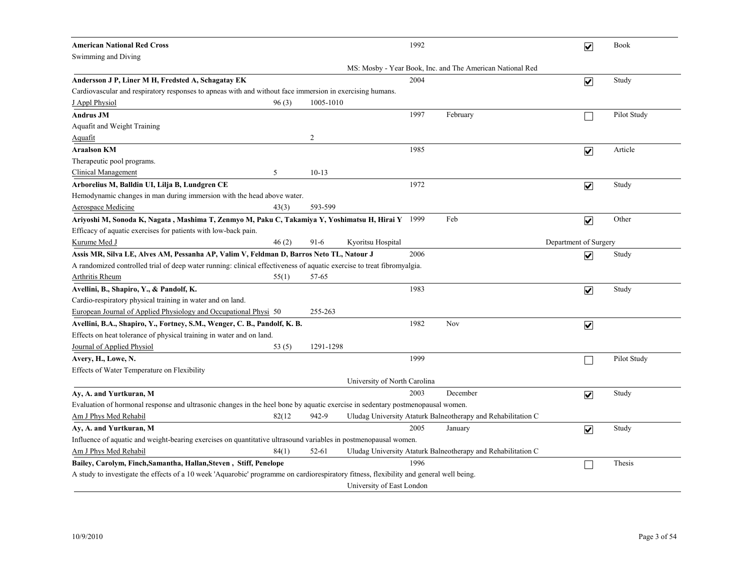**American National Red Cross** | 1992 | ☑ | Book

Swimming and Diving

MS: Mosby - Year Book, Inc. and The American National Red

---

**Andersson J P, Liner M H, Fredsted A, Schagatay EK** | 2004 | ☑ | Study

Cardiovascular and respiratory responses to apneas with and without face immersion in exercising humans.

J Appl Physiol | 96 (3) | 1005-1010

---

**Andrus JM** | 1997 | February | ☐ | Pilot Study

Aquafit and Weight Training

Aquafit | | 2

---

**Araalson KM** | 1985 | ☑ | Article

Therapeutic pool programs.

Clinical Management | 5 | 10-13

---

**Arborelius M, Balldin UI, Lilja B, Lundgren CE** | 1972 | ☑ | Study

Hemodynamic changes in man during immersion with the head above water.

Aerospace Medicine | 43(3) | 593-599

---

**Ariyoshi M, Sonoda K, Nagata , Mashima T, Zenmyo M, Paku C, Takamiya Y, Yoshimatsu H, Hirai Y** | 1999 | Feb | ☑ | Other

Efficacy of aquatic exercises for patients with low-back pain.

Kurume Med J | 46 (2) | 91-6 | Kyoritsu Hospital | Department of Surgery

---

**Assis MR, Silva LE, Alves AM, Pessanha AP, Valim V, Feldman D, Barros Neto TL, Natour J** | 2006 | ☑ | Study

A randomized controlled trial of deep water running: clinical effectiveness of aquatic exercise to treat fibromyalgia.

Arthritis Rheum | 55(1) | 57-65

---

**Avellini, B., Shapiro, Y., & Pandolf, K.** | 1983 | ☑ | Study

Cardio-respiratory physical training in water and on land.

European Journal of Applied Physiology and Occupational Physi | 50 | 255-263

---

**Avellini, B.A., Shapiro, Y., Fortney, S.M., Wenger, C. B., Pandolf, K. B.** | 1982 | Nov | ☑

Effects on heat tolerance of physical training in water and on land.

Journal of Applied Physiol | 53 (5) | 1291-1298

---

**Avery, H., Lowe, N.** | 1999 | ☐ | Pilot Study

Effects of Water Temperature on Flexibility

University of North Carolina

---

**Ay, A. and Yurtkuran, M** | 2003 | December | ☑ | Study

Evaluation of hormonal response and ultrasonic changes in the heel bone by aquatic exercise in sedentary postmenopausal women.

Am J Phys Med Rehabil | 82(12 | 942-9 | Uludag University Ataturk Balneotherapy and Rehabilitation C

---

**Ay, A. and Yurtkuran, M** | 2005 | January | ☑ | Study

Influence of aquatic and weight-bearing exercises on quantitative ultrasound variables in postmenopausal women.

Am J Phys Med Rehabil | 84(1) | 52-61 | Uludag University Ataturk Balneotherapy and Rehabilitation C

---

**Bailey, Carolym, Finch,Samantha, Hallan,Steven , Stiff, Penelope** | 1996 | ☐ | Thesis

A study to investigate the effects of a 10 week 'Aquarobic' programme on cardiorespiratory fitness, flexibility and general well being.

University of East London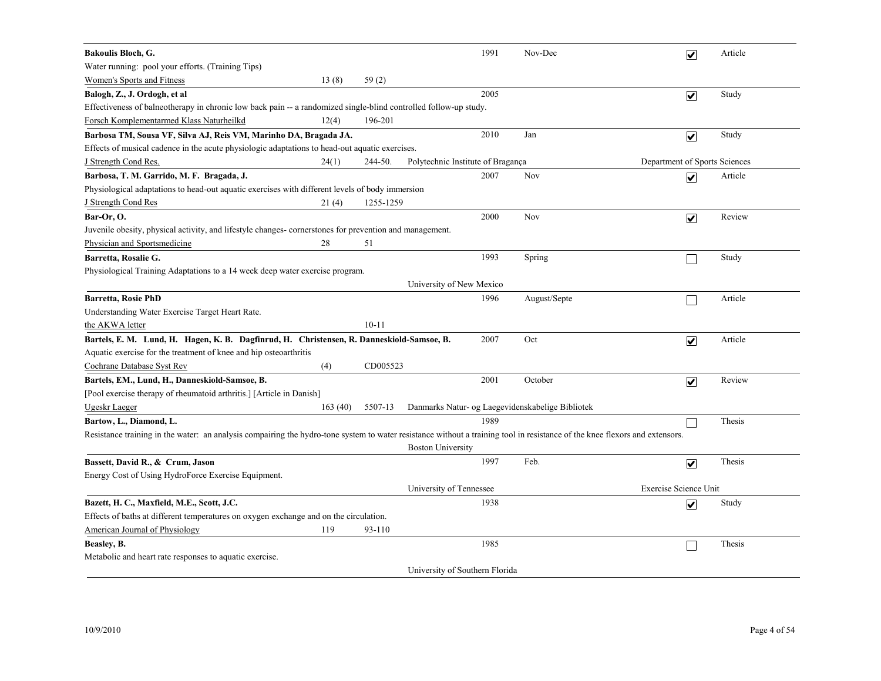**Bakoulis Bloch, G.** 1991 Nov-Dec ☑ Article
Water running: pool your efforts. (Training Tips)
Women's Sports and Fitness 13 (8) 59 (2)

---

**Balogh, Z., J. Ordogh, et al** 2005 ☑ Study
Effectiveness of balneotherapy in chronic low back pain -- a randomized single-blind controlled follow-up study.
Forsch Komplementarmed Klass Naturheilkd 12(4) 196-201

---

**Barbosa TM, Sousa VF, Silva AJ, Reis VM, Marinho DA, Bragada JA.** 2010 Jan ☑ Study
Effects of musical cadence in the acute physiologic adaptations to head-out aquatic exercises.
J Strength Cond Res. 24(1) 244-50. Polytechnic Institute of Bragança Department of Sports Sciences

---

**Barbosa, T. M. Garrido, M. F. Bragada, J.** 2007 Nov ☑ Article
Physiological adaptations to head-out aquatic exercises with different levels of body immersion
J Strength Cond Res 21 (4) 1255-1259

---

**Bar-Or, O.** 2000 Nov ☑ Review
Juvenile obesity, physical activity, and lifestyle changes- cornerstones for prevention and management.
Physician and Sportsmedicine 28 51

---

**Barretta, Rosalie G.** 1993 Spring ☐ Study
Physiological Training Adaptations to a 14 week deep water exercise program.
University of New Mexico

---

**Barretta, Rosie PhD** 1996 August/Septe ☐ Article
Understanding Water Exercise Target Heart Rate.
the AKWA letter 10-11

---

**Bartels, E. M. Lund, H. Hagen, K. B. Dagfinrud, H. Christensen, R. Danneskiold-Samsoe, B.** 2007 Oct ☑ Article
Aquatic exercise for the treatment of knee and hip osteoarthritis
Cochrane Database Syst Rev (4) CD005523

---

**Bartels, EM., Lund, H., Danneskiold-Samsoe, B.** 2001 October ☑ Review
[Pool exercise therapy of rheumatoid arthritis.] [Article in Danish]
Ugeskr Laeger 163 (40) 5507-13 Danmarks Natur- og Laegevidenskabelige Bibliotek

---

**Bartow, L., Diamond, L.** 1989 ☐ Thesis
Resistance training in the water: an analysis compairing the hydro-tone system to water resistance without a training tool in resistance of the knee flexors and extensors.
Boston University

---

**Bassett, David R., & Crum, Jason** 1997 Feb. ☑ Thesis
Energy Cost of Using HydroForce Exercise Equipment.
University of Tennessee Exercise Science Unit

---

**Bazett, H. C., Maxfield, M.E., Scott, J.C.** 1938 ☑ Study
Effects of baths at different temperatures on oxygen exchange and on the circulation.
American Journal of Physiology 119 93-110

---

**Beasley, B.** 1985 ☐ Thesis
Metabolic and heart rate responses to aquatic exercise.
University of Southern Florida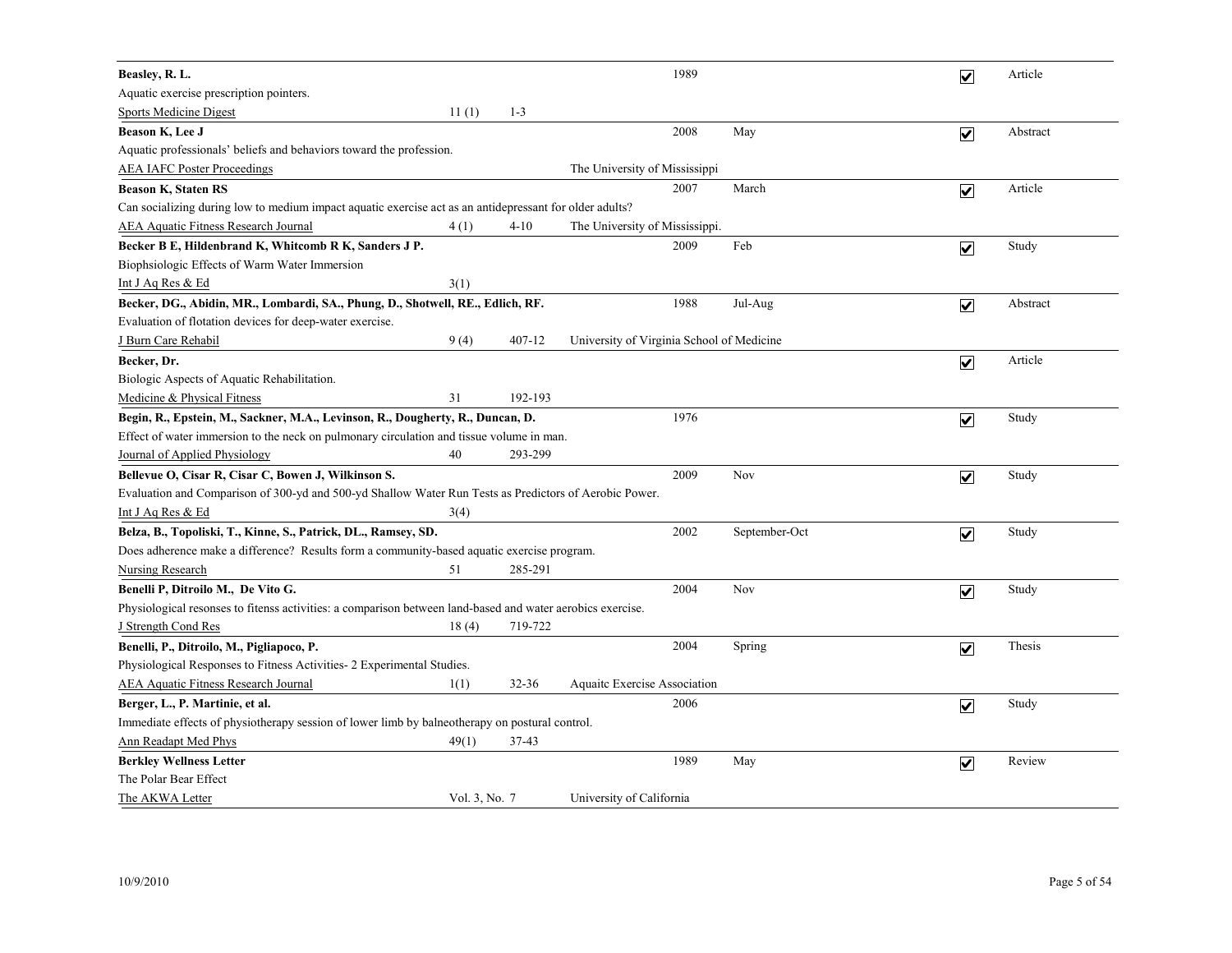**Beasley, R. L.** 1989 ☑ Article
Aquatic exercise prescription pointers.
Sports Medicine Digest 11 (1) 1-3

---

**Beason K, Lee J** 2008 May ☑ Abstract
Aquatic professionals' beliefs and behaviors toward the profession.
AEA IAFC Poster Proceedings The University of Mississippi

---

**Beason K, Staten RS** 2007 March ☑ Article
Can socializing during low to medium impact aquatic exercise act as an antidepressant for older adults?
AEA Aquatic Fitness Research Journal 4 (1) 4-10 The University of Mississippi.

---

**Becker B E, Hildenbrand K, Whitcomb R K, Sanders J P.** 2009 Feb ☑ Study
Biophsiologic Effects of Warm Water Immersion
Int J Aq Res & Ed 3(1)

---

**Becker, DG., Abidin, MR., Lombardi, SA., Phung, D., Shotwell, RE., Edlich, RF.** 1988 Jul-Aug ☑ Abstract
Evaluation of flotation devices for deep-water exercise.
J Burn Care Rehabil 9 (4) 407-12 University of Virginia School of Medicine

---

**Becker, Dr.** ☑ Article
Biologic Aspects of Aquatic Rehabilitation.
Medicine & Physical Fitness 31 192-193

---

**Begin, R., Epstein, M., Sackner, M.A., Levinson, R., Dougherty, R., Duncan, D.** 1976 ☑ Study
Effect of water immersion to the neck on pulmonary circulation and tissue volume in man.
Journal of Applied Physiology 40 293-299

---

**Bellevue O, Cisar R, Cisar C, Bowen J, Wilkinson S.** 2009 Nov ☑ Study
Evaluation and Comparison of 300-yd and 500-yd Shallow Water Run Tests as Predictors of Aerobic Power.
Int J Aq Res & Ed 3(4)

---

**Belza, B., Topoliski, T., Kinne, S., Patrick, DL., Ramsey, SD.** 2002 September-Oct ☑ Study
Does adherence make a difference? Results form a community-based aquatic exercise program.
Nursing Research 51 285-291

---

**Benelli P, Ditroilo M., De Vito G.** 2004 Nov ☑ Study
Physiological resonses to fitenss activities: a comparison between land-based and water aerobics exercise.
J Strength Cond Res 18 (4) 719-722

---

**Benelli, P., Ditroilo, M., Pigliapoco, P.** 2004 Spring ☑ Thesis
Physiological Responses to Fitness Activities- 2 Experimental Studies.
AEA Aquatic Fitness Research Journal 1(1) 32-36 Aquaitc Exercise Association

---

**Berger, L., P. Martinie, et al.** 2006 ☑ Study
Immediate effects of physiotherapy session of lower limb by balneotherapy on postural control.
Ann Readapt Med Phys 49(1) 37-43

---

**Berkley Wellness Letter** 1989 May ☑ Review
The Polar Bear Effect
The AKWA Letter Vol. 3, No. 7 University of California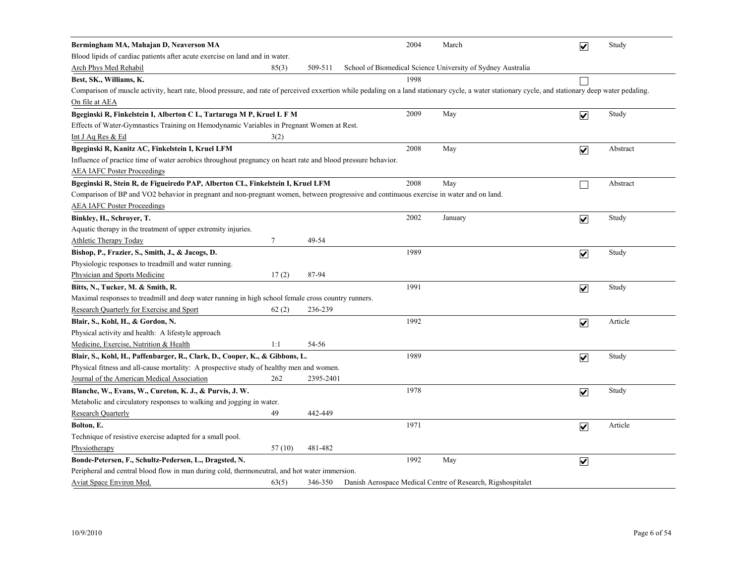**Bermingham MA, Mahajan D, Neaverson MA** | 2004 | March | ☑ | Study

Blood lipids of cardiac patients after acute exercise on land and in water.

Arch Phys Med Rehabil | 85(3) | 509-511 | School of Biomedical Science University of Sydney Australia

---

**Best, SK., Williams, K.** | 1998 | ☐

Comparison of muscle activity, heart rate, blood pressure, and rate of perceived exxertion while pedaling on a land stationary cycle, a water stationary cycle, and stationary deep water pedaling.

On file at AEA

---

**Bgeginski R, Finkelstein I, Alberton C L, Tartaruga M P, Kruel L F M** | 2009 | May | ☑ | Study

Effects of Water-Gymnastics Training on Hemodynamic Variables in Pregnant Women at Rest.

Int J Aq Res & Ed | 3(2)

---

**Bgeginski R, Kanitz AC, Finkelstein I, Kruel LFM** | 2008 | May | ☑ | Abstract

Influence of practice time of water aerobics throughout pregnancy on heart rate and blood pressure behavior.

AEA IAFC Poster Proceedings

---

**Bgeginski R, Stein R, de Figueiredo PAP, Alberton CL, Finkelstein I, Kruel LFM** | 2008 | May | ☐ | Abstract

Comparison of BP and VO2 behavior in pregnant and non-pregnant women, between progressive and continuous exercise in water and on land.

AEA IAFC Poster Proceedings

---

**Binkley, H., Schroyer, T.** | 2002 | January | ☑ | Study

Aquatic therapy in the treatment of upper extremity injuries.

Athletic Therapy Today | 7 | 49-54

---

**Bishop, P., Frazier, S., Smith, J., & Jacogs, D.** | 1989 | ☑ | Study

Physiologic responses to treadmill and water running.

Physician and Sports Medicine | 17 (2) | 87-94

---

**Bitts, N., Tucker, M. & Smith, R.** | 1991 | ☑ | Study

Maximal responses to treadmill and deep water running in high school female cross country runners.

Research Quarterly for Exercise and Sport | 62 (2) | 236-239

---

**Blair, S., Kohl, H., & Gordon, N.** | 1992 | ☑ | Article

Physical activity and health: A lifestyle approach

Medicine, Exercise, Nutrition & Health | 1:1 | 54-56

---

**Blair, S., Kohl, H., Paffenbarger, R., Clark, D., Cooper, K., & Gibbons, L.** | 1989 | ☑ | Study

Physical fitness and all-cause mortality: A prospective study of healthy men and women.

Journal of the American Medical Association | 262 | 2395-2401

---

**Blanche, W., Evans, W., Cureton, K. J., & Purvis, J. W.** | 1978 | ☑ | Study

Metabolic and circulatory responses to walking and jogging in water.

Research Quarterly | 49 | 442-449

---

**Bolton, E.** | 1971 | ☑ | Article

Technique of resistive exercise adapted for a small pool.

Physiotherapy | 57 (10) | 481-482

---

**Bonde-Petersen, F., Schultz-Pedersen, L., Dragsted, N.** | 1992 | May | ☑

Peripheral and central blood flow in man during cold, thermoneutral, and hot water immersion.

Aviat Space Environ Med. | 63(5) | 346-350 | Danish Aerospace Medical Centre of Research, Rigshospitalet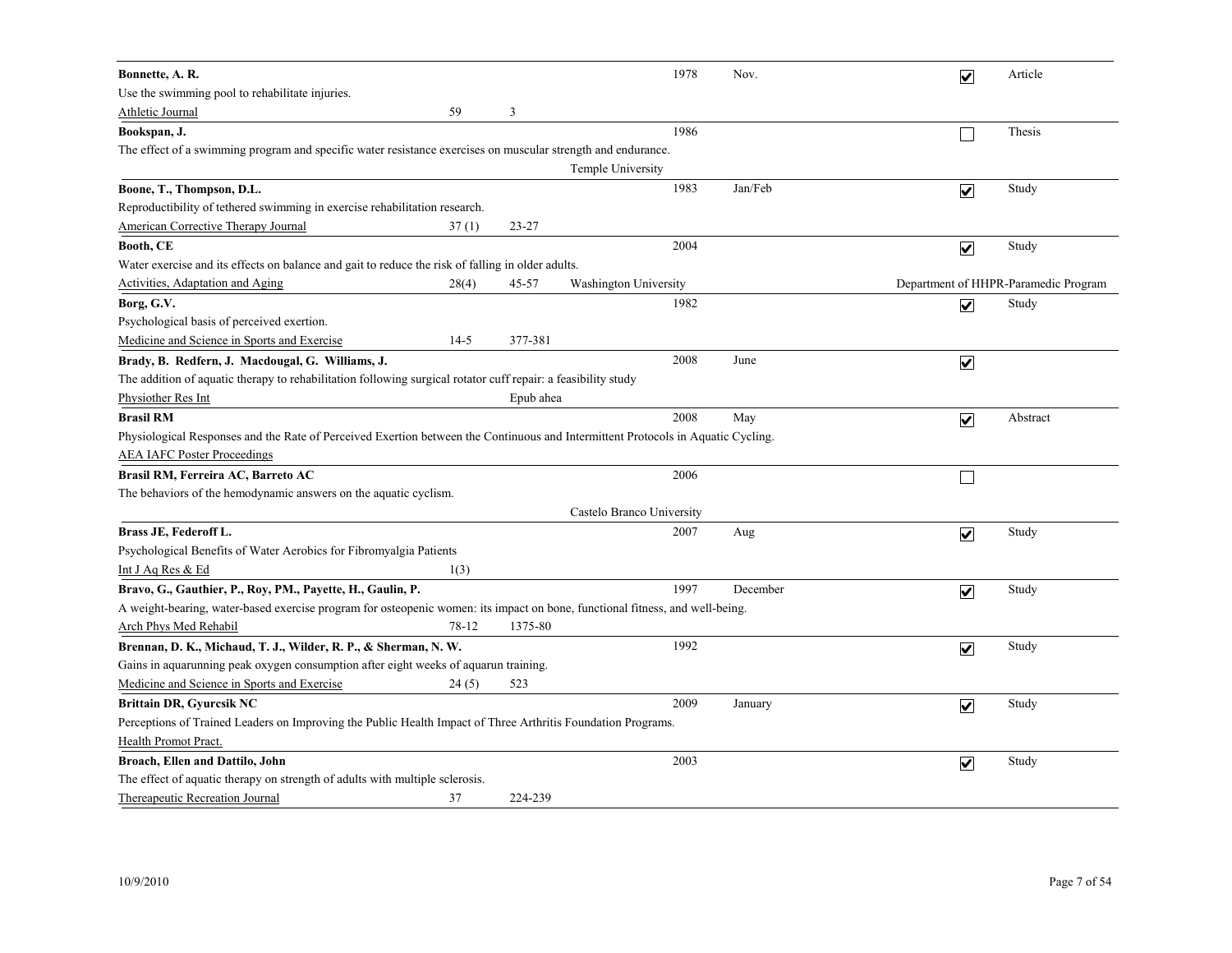| Author / Title / Source | Volume | Pages | Institution | Year | Month | Checked | Type |
|---|---|---|---|---|---|---|---|
| **Bonnette, A. R.** | | | | 1978 | Nov. | ☑ | Article |
| Use the swimming pool to rehabilitate injuries. | | | | | | | |
| Athletic Journal | 59 | 3 | | | | | |
| **Bookspan, J.** | | | | 1986 | | ☐ | Thesis |
| The effect of a swimming program and specific water resistance exercises on muscular strength and endurance. | | | | | | | |
| | | | Temple University | | | | |
| **Boone, T., Thompson, D.L.** | | | | 1983 | Jan/Feb | ☑ | Study |
| Reproductibility of tethered swimming in exercise rehabilitation research. | | | | | | | |
| American Corrective Therapy Journal | 37 (1) | 23-27 | | | | | |
| **Booth, CE** | | | | 2004 | | ☑ | Study |
| Water exercise and its effects on balance and gait to reduce the risk of falling in older adults. | | | | | | | |
| Activities, Adaptation and Aging | 28(4) | 45-57 | Washington University | | | | Department of HHPR-Paramedic Program |
| **Borg, G.V.** | | | | 1982 | | ☑ | Study |
| Psychological basis of perceived exertion. | | | | | | | |
| Medicine and Science in Sports and Exercise | 14-5 | 377-381 | | | | | |
| **Brady, B. Redfern, J. Macdougal, G. Williams, J.** | | | | 2008 | June | ☑ | |
| The addition of aquatic therapy to rehabilitation following surgical rotator cuff repair: a feasibility study | | | | | | | |
| Physiother Res Int | | Epub ahea | | | | | |
| **Brasil RM** | | | | 2008 | May | ☑ | Abstract |
| Physiological Responses and the Rate of Perceived Exertion between the Continuous and Intermittent Protocols in Aquatic Cycling. | | | | | | | |
| AEA IAFC Poster Proceedings | | | | | | | |
| **Brasil RM, Ferreira AC, Barreto AC** | | | | 2006 | | ☐ | |
| The behaviors of the hemodynamic answers on the aquatic cyclism. | | | | | | | |
| | | | Castelo Branco University | | | | |
| **Brass JE, Federoff L.** | | | | 2007 | Aug | ☑ | Study |
| Psychological Benefits of Water Aerobics for Fibromyalgia Patients | | | | | | | |
| Int J Aq Res & Ed | 1(3) | | | | | | |
| **Bravo, G., Gauthier, P., Roy, PM., Payette, H., Gaulin, P.** | | | | 1997 | December | ☑ | Study |
| A weight-bearing, water-based exercise program for osteopenic women: its impact on bone, functional fitness, and well-being. | | | | | | | |
| Arch Phys Med Rehabil | 78-12 | 1375-80 | | | | | |
| **Brennan, D. K., Michaud, T. J., Wilder, R. P., & Sherman, N. W.** | | | | 1992 | | ☑ | Study |
| Gains in aquarunning peak oxygen consumption after eight weeks of aquarun training. | | | | | | | |
| Medicine and Science in Sports and Exercise | 24 (5) | 523 | | | | | |
| **Brittain DR, Gyurcsik NC** | | | | 2009 | January | ☑ | Study |
| Perceptions of Trained Leaders on Improving the Public Health Impact of Three Arthritis Foundation Programs. | | | | | | | |
| Health Promot Pract. | | | | | | | |
| **Broach, Ellen and Dattilo, John** | | | | 2003 | | ☑ | Study |
| The effect of aquatic therapy on strength of adults with multiple sclerosis. | | | | | | | |
| Thereapeutic Recreation Journal | 37 | 224-239 | | | | | |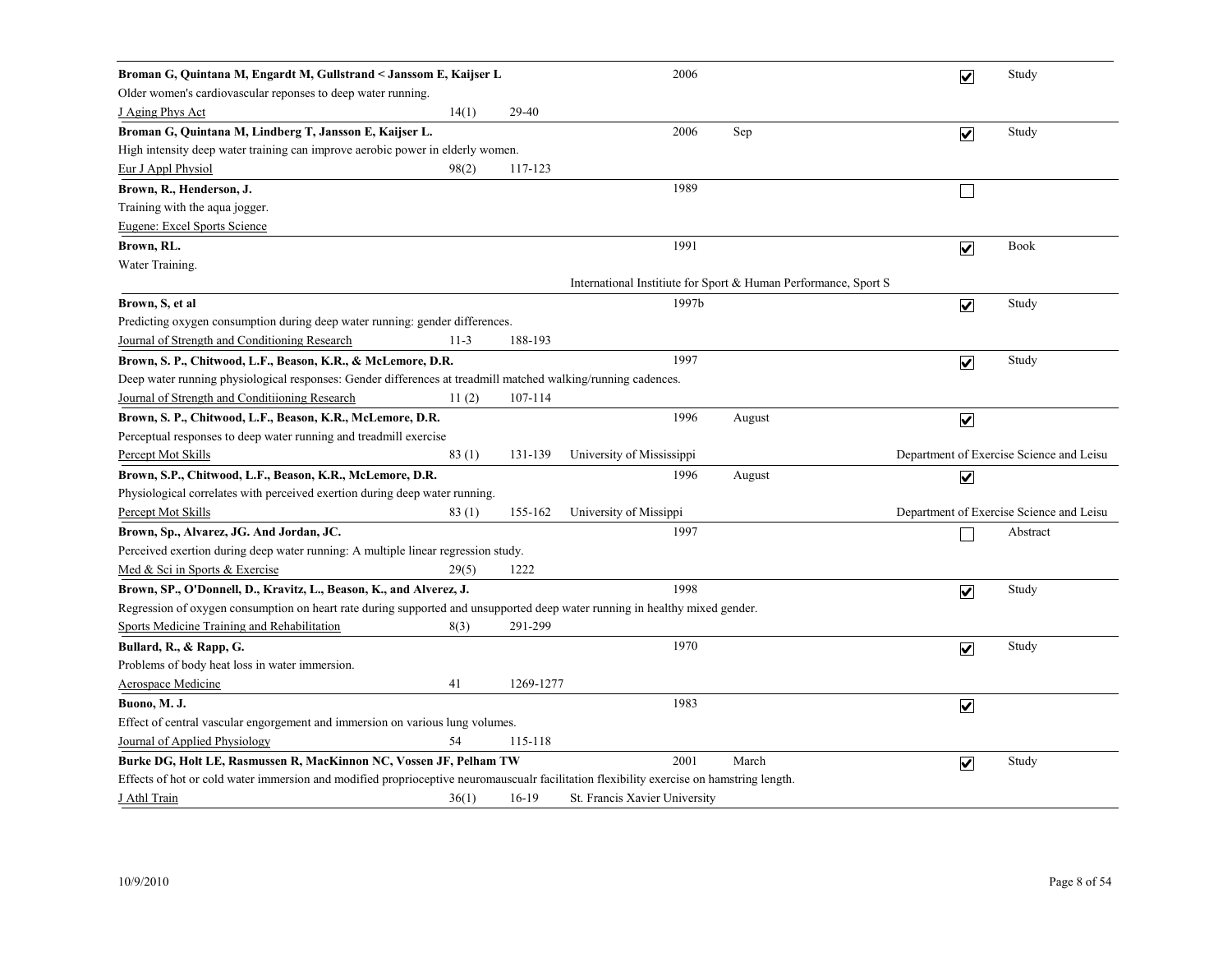| Authors | Vol | Pages | Publisher/Institution | Year | Month | Checked | Type |
|---|---|---|---|---|---|---|---|
| **Broman G, Quintana M, Engardt M, Gullstrand < Janssom E, Kaijser L**<br>Older women's cardiovascular reponses to deep water running.<br>J Aging Phys Act | 14(1) | 29-40 | | 2006 | | ☑ | Study |
| **Broman G, Quintana M, Lindberg T, Jansson E, Kaijser L.**<br>High intensity deep water training can improve aerobic power in elderly women.<br>Eur J Appl Physiol | 98(2) | 117-123 | | 2006 | Sep | ☑ | Study |
| **Brown, R., Henderson, J.**<br>Training with the aqua jogger.<br>Eugene: Excel Sports Science | | | | 1989 | | ☐ | |
| **Brown, RL.**<br>Water Training. | | | International Instiitute for Sport & Human Performance, Sport S | 1991 | | ☑ | Book |
| **Brown, S, et al**<br>Predicting oxygen consumption during deep water running: gender differences.<br>Journal of Strength and Conditioning Research | 11-3 | 188-193 | | 1997b | | ☑ | Study |
| **Brown, S. P., Chitwood, L.F., Beason, K.R., & McLemore, D.R.**<br>Deep water running physiological responses: Gender differences at treadmill matched walking/running cadences.<br>Journal of Strength and Condittioning Research | 11 (2) | 107-114 | | 1997 | | ☑ | Study |
| **Brown, S. P., Chitwood, L.F., Beason, K.R., McLemore, D.R.**<br>Perceptual responses to deep water running and treadmill exercise<br>Percept Mot Skills | 83 (1) | 131-139 | University of Mississippi | 1996 | August | ☑ | Department of Exercise Science and Leisu |
| **Brown, S.P., Chitwood, L.F., Beason, K.R., McLemore, D.R.**<br>Physiological correlates with perceived exertion during deep water running.<br>Percept Mot Skills | 83 (1) | 155-162 | University of Missippi | 1996 | August | ☑ | Department of Exercise Science and Leisu |
| **Brown, Sp., Alvarez, JG. And Jordan, JC.**<br>Perceived exertion during deep water running: A multiple linear regression study.<br>Med & Sci in Sports & Exercise | 29(5) | 1222 | | 1997 | | ☐ | Abstract |
| **Brown, SP., O'Donnell, D., Kravitz, L., Beason, K., and Alverez, J.**<br>Regression of oxygen consumption on heart rate during supported and unsupported deep water running in healthy mixed gender.<br>Sports Medicine Training and Rehabilitation | 8(3) | 291-299 | | 1998 | | ☑ | Study |
| **Bullard, R., & Rapp, G.**<br>Problems of body heat loss in water immersion.<br>Aerospace Medicine | 41 | 1269-1277 | | 1970 | | ☑ | Study |
| **Buono, M. J.**<br>Effect of central vascular engorgement and immersion on various lung volumes.<br>Journal of Applied Physiology | 54 | 115-118 | | 1983 | | ☑ | |
| **Burke DG, Holt LE, Rasmussen R, MacKinnon NC, Vossen JF, Pelham TW**<br>Effects of hot or cold water immersion and modified proprioceptive neuromauscualr facilitation flexibility exercise on hamstring length.<br>J Athl Train | 36(1) | 16-19 | St. Francis Xavier University | 2001 | March | ☑ | Study |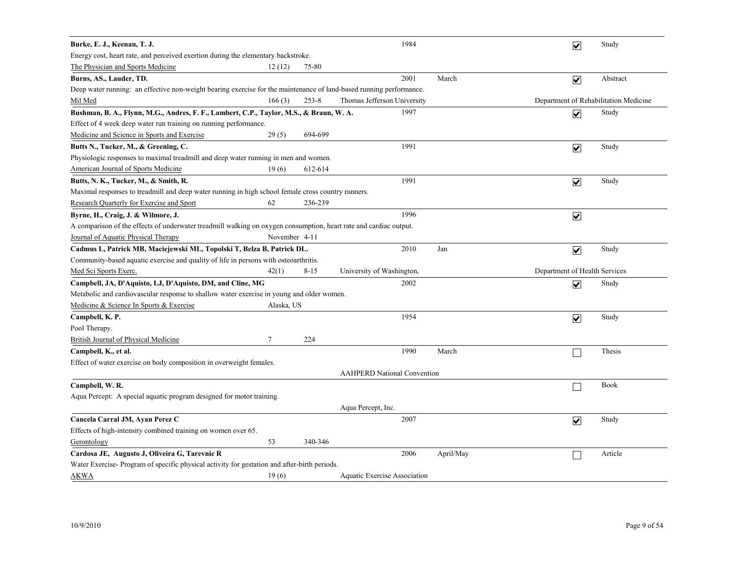**Burke, E. J., Keenan, T. J.** 1984 ☑ Study

Energy cost, heart rate, and perceived exertion during the elementary backstroke.

The Physician and Sports Medicine 12 (12) 75-80

---

**Burns, AS., Lauder, TD.** 2001 March ☑ Abstract

Deep water running: an effective non-weight bearing exercise for the maintenance of land-based running performance.

Mil Med 166 (3) 253-8 Thomas Jefferson University Department of Rehabilitation Medicine

---

**Bushman, B. A., Flynn, M.G., Andres, F. F., Lambert, C.P., Taylor, M.S., & Braun, W. A.** 1997 ☑ Study

Effect of 4 week deep water run training on running performance.

Medicine and Science in Sports and Exercise 29 (5) 694-699

---

**Butts N., Tucker, M., & Greening, C.** 1991 ☑ Study

Physiologic responses to maximal treadmill and deep water running in men and women.

American Journal of Sports Medicine 19 (6) 612-614

---

**Butts, N. K., Tucker, M., & Smith, R.** 1991 ☑ Study

Maximal responses to treadmill and deep water running in high school female cross country runners.

Research Quarterly for Exercise and Sport 62 236-239

---

**Byrne, H., Craig, J. & Wilmore, J.** 1996 ☑

A comparison of the effects of underwater treadmill walking on oxygen consumption, heart rate and cardiac output.

Journal of Aquatic Physical Therapy November 4-11

---

**Cadmus L, Patrick MB, Maciejewski ML, Topolski T, Belza B, Patrick DL.** 2010 Jan ☑ Study

Community-based aquatic exercise and quality of life in persons with osteoarthritis.

Med Sci Sports Exerc. 42(1) 8-15 University of Washington, Department of Health Services

---

**Campbell, JA, D'Aquisto, LJ, D'Aquisto, DM, and Cline, MG** 2002 ☑ Study

Metabolic and cardiovascular response to shallow water exercise in young and older women.

Medicine & Science In Sports & Exercise Alaska, US

---

**Campbell, K. P.** 1954 ☑ Study

Pool Therapy.

British Journal of Physical Medicine 7 224

---

**Campbell, K., et al.** 1990 March ☐ Thesis

Effect of water exercise on body composition in overweight females.

AAHPERD National Convention

---

**Campbell, W. R.** ☐ Book

Aqua Percept: A special aquatic program designed for motor training.

Aqua Percept, Inc.

---

**Cancela Carral JM, Ayan Perez C** 2007 ☑ Study

Effects of high-intensity combined training on women over 65.

Gerontology 53 340-346

---

**Cardosa JE, Augusto J, Oliveira G, Tarevnic R** 2006 April/May ☐ Article

Water Exercise- Program of specific physical activity for gestation and after-birth periods.

AKWA 19 (6) Aquatic Exercise Association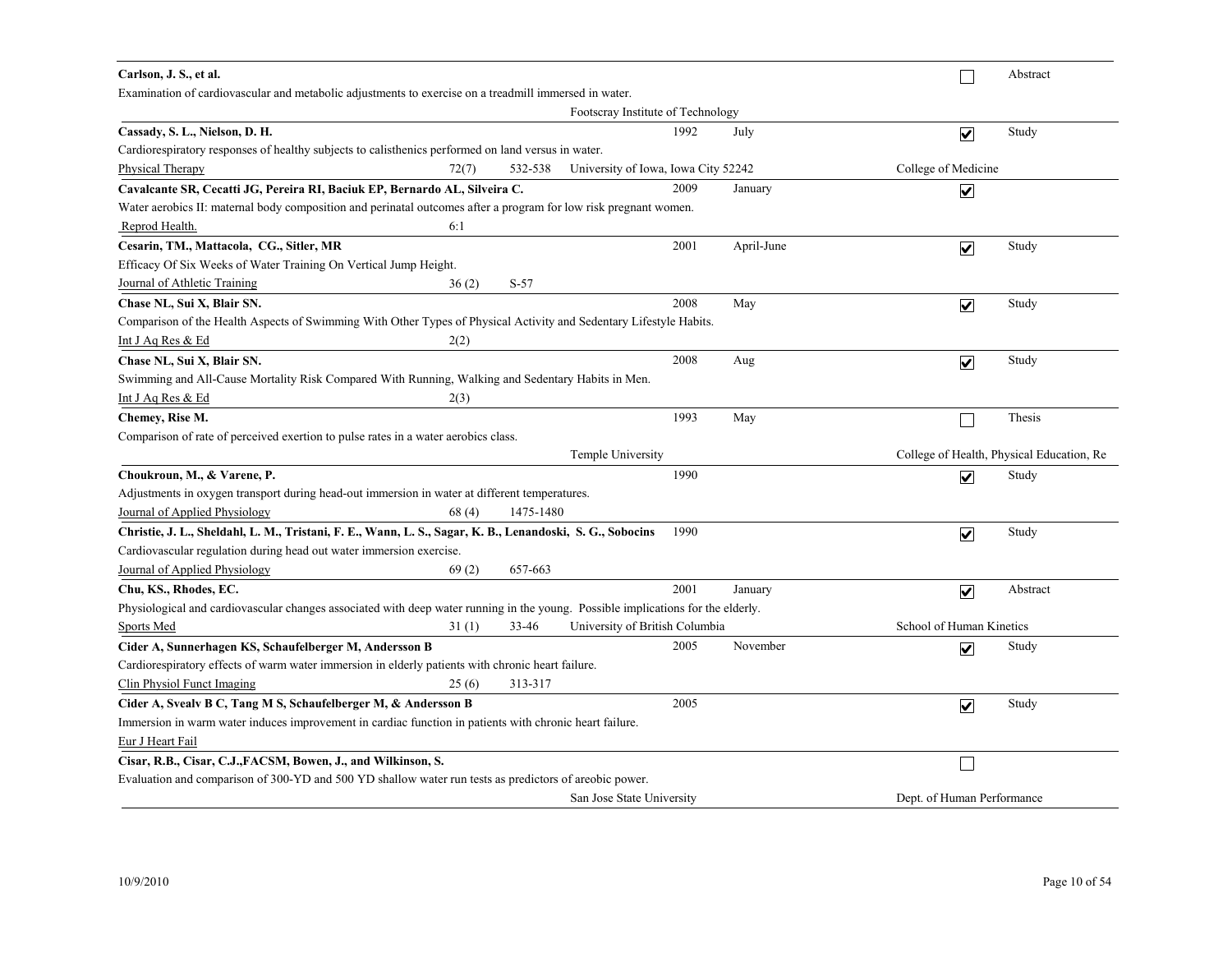**Carlson, J. S., et al.** ☐ Abstract

Examination of cardiovascular and metabolic adjustments to exercise on a treadmill immersed in water.

Footscray Institute of Technology

---

**Cassady, S. L., Nielson, D. H.** 1992 July ☑ Study

Cardiorespiratory responses of healthy subjects to calisthenics performed on land versus in water.

Physical Therapy 72(7) 532-538 University of Iowa, Iowa City 52242 College of Medicine

---

**Cavalcante SR, Cecatti JG, Pereira RI, Baciuk EP, Bernardo AL, Silveira C.** 2009 January ☑

Water aerobics II: maternal body composition and perinatal outcomes after a program for low risk pregnant women.

Reprod Health. 6:1

---

**Cesarin, TM., Mattacola, CG., Sitler, MR** 2001 April-June ☑ Study

Efficacy Of Six Weeks of Water Training On Vertical Jump Height.

Journal of Athletic Training 36 (2) S-57

---

**Chase NL, Sui X, Blair SN.** 2008 May ☑ Study

Comparison of the Health Aspects of Swimming With Other Types of Physical Activity and Sedentary Lifestyle Habits.

Int J Aq Res & Ed 2(2)

---

**Chase NL, Sui X, Blair SN.** 2008 Aug ☑ Study

Swimming and All-Cause Mortality Risk Compared With Running, Walking and Sedentary Habits in Men.

Int J Aq Res & Ed 2(3)

---

**Chemey, Rise M.** 1993 May ☐ Thesis

Comparison of rate of perceived exertion to pulse rates in a water aerobics class.

Temple University College of Health, Physical Education, Re

---

**Choukroun, M., & Varene, P.** 1990 ☑ Study

Adjustments in oxygen transport during head-out immersion in water at different temperatures.

Journal of Applied Physiology 68 (4) 1475-1480

---

**Christie, J. L., Sheldahl, L. M., Tristani, F. E., Wann, L. S., Sagar, K. B., Lenandoski, S. G., Sobocins** 1990 ☑ Study

Cardiovascular regulation during head out water immersion exercise.

Journal of Applied Physiology 69 (2) 657-663

---

**Chu, KS., Rhodes, EC.** 2001 January ☑ Abstract

Physiological and cardiovascular changes associated with deep water running in the young. Possible implications for the elderly.

Sports Med 31 (1) 33-46 University of British Columbia School of Human Kinetics

---

**Cider A, Sunnerhagen KS, Schaufelberger M, Andersson B** 2005 November ☑ Study

Cardiorespiratory effects of warm water immersion in elderly patients with chronic heart failure.

Clin Physiol Funct Imaging 25 (6) 313-317

---

**Cider A, Svealv B C, Tang M S, Schaufelberger M, & Andersson B** 2005 ☑ Study

Immersion in warm water induces improvement in cardiac function in patients with chronic heart failure.

Eur J Heart Fail

---

**Cisar, R.B., Cisar, C.J.,FACSM, Bowen, J., and Wilkinson, S.** ☐

Evaluation and comparison of 300-YD and 500 YD shallow water run tests as predictors of areobic power.

San Jose State University Dept. of Human Performance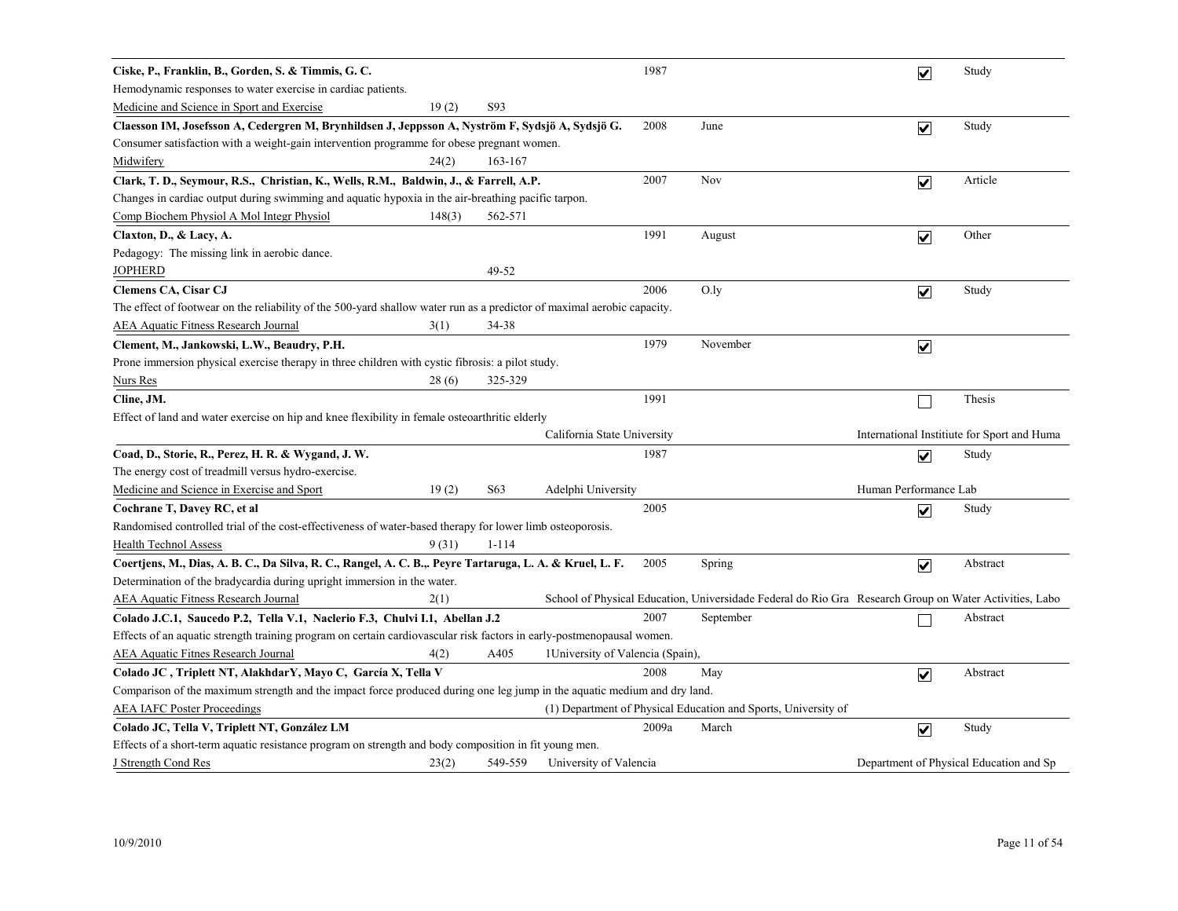**Ciske, P., Franklin, B., Gorden, S. & Timmis, G. C.** | 1987 | ☑ | Study

Hemodynamic responses to water exercise in cardiac patients.

Medicine and Science in Sport and Exercise | 19 (2) | S93

---

**Claesson IM, Josefsson A, Cedergren M, Brynhildsen J, Jeppsson A, Nyström F, Sydsjö A, Sydsjö G.** | 2008 | June | ☑ | Study

Consumer satisfaction with a weight-gain intervention programme for obese pregnant women.

Midwifery | 24(2) | 163-167

---

**Clark, T. D., Seymour, R.S., Christian, K., Wells, R.M., Baldwin, J., & Farrell, A.P.** | 2007 | Nov | ☑ | Article

Changes in cardiac output during swimming and aquatic hypoxia in the air-breathing pacific tarpon.

Comp Biochem Physiol A Mol Integr Physiol | 148(3) | 562-571

---

**Claxton, D., & Lacy, A.** | 1991 | August | ☑ | Other

Pedagogy: The missing link in aerobic dance.

JOPHERD | 49-52

---

**Clemens CA, Cisar CJ** | 2006 | O.ly | ☑ | Study

The effect of footwear on the reliability of the 500-yard shallow water run as a predictor of maximal aerobic capacity.

AEA Aquatic Fitness Research Journal | 3(1) | 34-38

---

**Clement, M., Jankowski, L.W., Beaudry, P.H.** | 1979 | November | ☑

Prone immersion physical exercise therapy in three children with cystic fibrosis: a pilot study.

Nurs Res | 28 (6) | 325-329

---

**Cline, JM.** | 1991 | ☐ | Thesis

Effect of land and water exercise on hip and knee flexibility in female osteoarthritic elderly

California State University | International Instiitute for Sport and Huma

---

**Coad, D., Storie, R., Perez, H. R. & Wygand, J. W.** | 1987 | ☑ | Study

The energy cost of treadmill versus hydro-exercise.

Medicine and Science in Exercise and Sport | 19 (2) | S63 | Adelphi University | Human Performance Lab

---

**Cochrane T, Davey RC, et al** | 2005 | ☑ | Study

Randomised controlled trial of the cost-effectiveness of water-based therapy for lower limb osteoporosis.

Health Technol Assess | 9 (31) | 1-114

---

**Coertjens, M., Dias, A. B. C., Da Silva, R. C., Rangel, A. C. B.,. Peyre Tartaruga, L. A. & Kruel, L. F.** | 2005 | Spring | ☑ | Abstract

Determination of the bradycardia during upright immersion in the water.

AEA Aquatic Fitness Research Journal | 2(1) | School of Physical Education, Universidade Federal do Rio Gra | Research Group on Water Activities, Labo

---

**Colado J.C.1, Saucedo P.2, Tella V.1, Naclerio F.3, Chulvi I.1, Abellan J.2** | 2007 | September | ☐ | Abstract

Effects of an aquatic strength training program on certain cardiovascular risk factors in early-postmenopausal women.

AEA Aquatic Fitnes Research Journal | 4(2) | A405 | 1University of Valencia (Spain),

---

**Colado JC , Triplett NT, AlakhdarY, Mayo C, García X, Tella V** | 2008 | May | ☑ | Abstract

Comparison of the maximum strength and the impact force produced during one leg jump in the aquatic medium and dry land.

AEA IAFC Poster Proceedings | (1) Department of Physical Education and Sports, University of

---

**Colado JC, Tella V, Triplett NT, González LM** | 2009a | March | ☑ | Study

Effects of a short-term aquatic resistance program on strength and body composition in fit young men.

J Strength Cond Res | 23(2) | 549-559 | University of Valencia | Department of Physical Education and Sp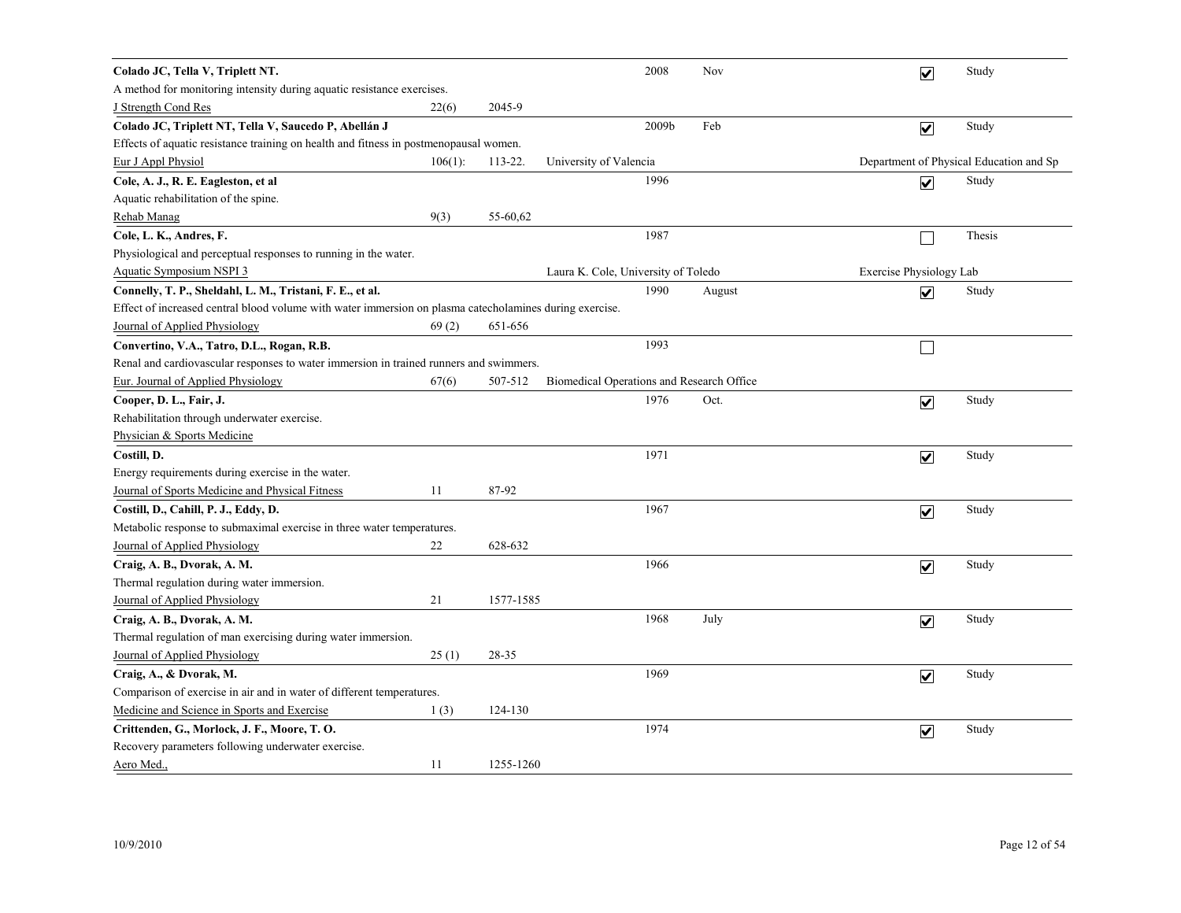**Colado JC, Tella V, Triplett NT.** 2008 Nov ☑ Study

A method for monitoring intensity during aquatic resistance exercises.

J Strength Cond Res 22(6) 2045-9

---

**Colado JC, Triplett NT, Tella V, Saucedo P, Abellán J** 2009b Feb ☑ Study

Effects of aquatic resistance training on health and fitness in postmenopausal women.

Eur J Appl Physiol 106(1): 113-22. University of Valencia Department of Physical Education and Sp

---

**Cole, A. J., R. E. Eagleston, et al** 1996 ☑ Study

Aquatic rehabilitation of the spine.

Rehab Manag 9(3) 55-60,62

---

**Cole, L. K., Andres, F.** 1987 ☐ Thesis

Physiological and perceptual responses to running in the water.

Aquatic Symposium NSPI 3 Laura K. Cole, University of Toledo Exercise Physiology Lab

---

**Connelly, T. P., Sheldahl, L. M., Tristani, F. E., et al.** 1990 August ☑ Study

Effect of increased central blood volume with water immersion on plasma catecholamines during exercise.

Journal of Applied Physiology 69 (2) 651-656

---

**Convertino, V.A., Tatro, D.L., Rogan, R.B.** 1993 ☐

Renal and cardiovascular responses to water immersion in trained runners and swimmers.

Eur. Journal of Applied Physiology 67(6) 507-512 Biomedical Operations and Research Office

---

**Cooper, D. L., Fair, J.** 1976 Oct. ☑ Study

Rehabilitation through underwater exercise.

Physician & Sports Medicine

---

**Costill, D.** 1971 ☑ Study

Energy requirements during exercise in the water.

Journal of Sports Medicine and Physical Fitness 11 87-92

---

**Costill, D., Cahill, P. J., Eddy, D.** 1967 ☑ Study

Metabolic response to submaximal exercise in three water temperatures.

Journal of Applied Physiology 22 628-632

---

**Craig, A. B., Dvorak, A. M.** 1966 ☑ Study

Thermal regulation during water immersion.

Journal of Applied Physiology 21 1577-1585

---

**Craig, A. B., Dvorak, A. M.** 1968 July ☑ Study

Thermal regulation of man exercising during water immersion.

Journal of Applied Physiology 25 (1) 28-35

---

**Craig, A., & Dvorak, M.** 1969 ☑ Study

Comparison of exercise in air and in water of different temperatures.

Medicine and Science in Sports and Exercise 1 (3) 124-130

---

**Crittenden, G., Morlock, J. F., Moore, T. O.** 1974 ☑ Study

Recovery parameters following underwater exercise.

Aero Med., 11 1255-1260

---

10/9/2010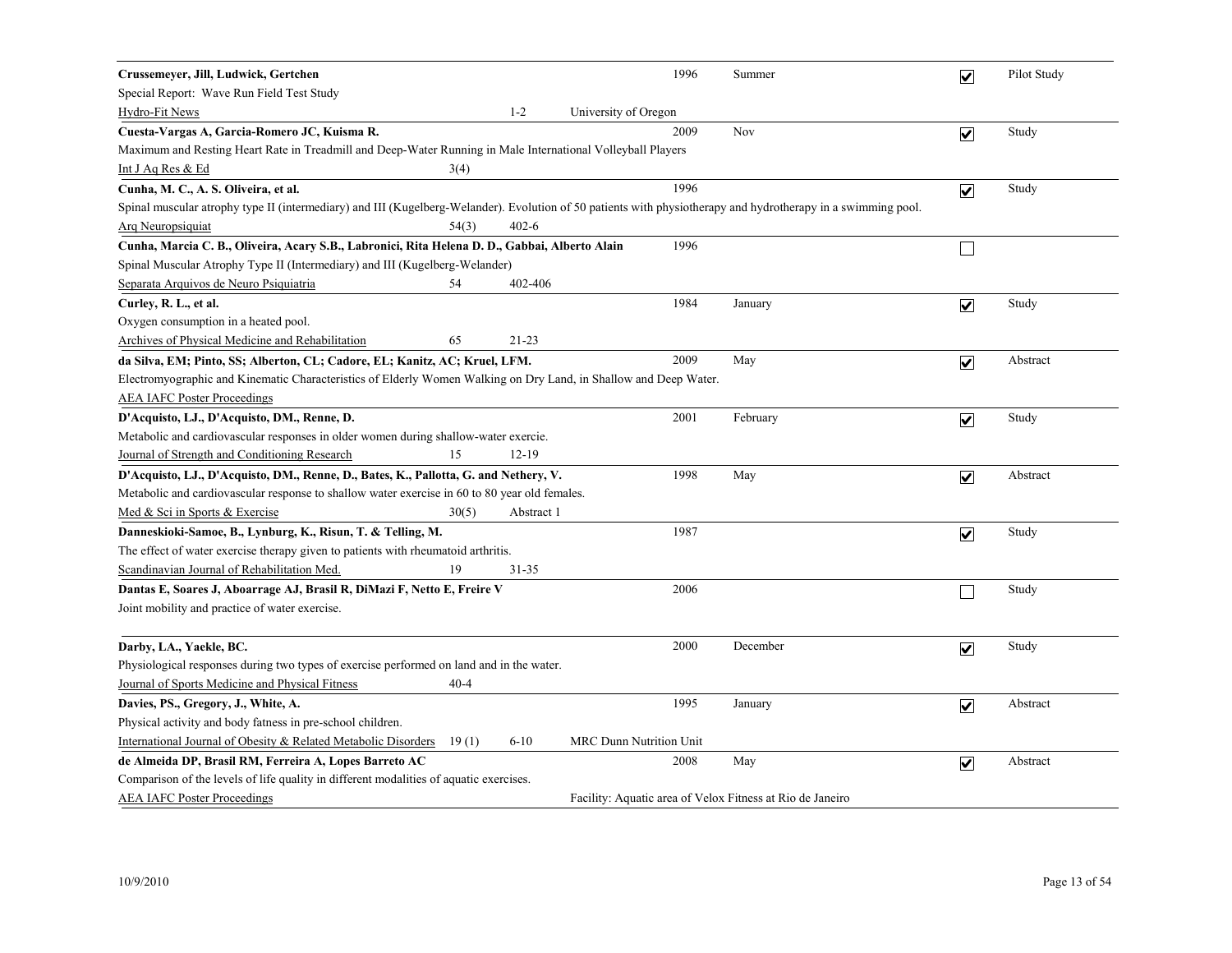**Crussemeyer, Jill, Ludwick, Gertchen** 1996 Summer ☑ Pilot Study
Special Report: Wave Run Field Test Study
Hydro-Fit News 1-2 University of Oregon

---

**Cuesta-Vargas A, Garcia-Romero JC, Kuisma R.** 2009 Nov ☑ Study
Maximum and Resting Heart Rate in Treadmill and Deep-Water Running in Male International Volleyball Players
Int J Aq Res & Ed 3(4)

---

**Cunha, M. C., A. S. Oliveira, et al.** 1996 ☑ Study
Spinal muscular atrophy type II (intermediary) and III (Kugelberg-Welander). Evolution of 50 patients with physiotherapy and hydrotherapy in a swimming pool.
Arq Neuropsiquiat 54(3) 402-6

---

**Cunha, Marcia C. B., Oliveira, Acary S.B., Labronici, Rita Helena D. D., Gabbai, Alberto Alain** 1996 ☐
Spinal Muscular Atrophy Type II (Intermediary) and III (Kugelberg-Welander)
Separata Arquivos de Neuro Psiquiatria 54 402-406

---

**Curley, R. L., et al.** 1984 January ☑ Study
Oxygen consumption in a heated pool.
Archives of Physical Medicine and Rehabilitation 65 21-23

---

**da Silva, EM; Pinto, SS; Alberton, CL; Cadore, EL; Kanitz, AC; Kruel, LFM.** 2009 May ☑ Abstract
Electromyographic and Kinematic Characteristics of Elderly Women Walking on Dry Land, in Shallow and Deep Water.
AEA IAFC Poster Proceedings

---

**D'Acquisto, LJ., D'Acquisto, DM., Renne, D.** 2001 February ☑ Study
Metabolic and cardiovascular responses in older women during shallow-water exercie.
Journal of Strength and Conditioning Research 15 12-19

---

**D'Acquisto, LJ., D'Acquisto, DM., Renne, D., Bates, K., Pallotta, G. and Nethery, V.** 1998 May ☑ Abstract
Metabolic and cardiovascular response to shallow water exercise in 60 to 80 year old females.
Med & Sci in Sports & Exercise 30(5) Abstract 1

---

**Danneskioki-Samoe, B., Lynburg, K., Risun, T. & Telling, M.** 1987 ☑ Study
The effect of water exercise therapy given to patients with rheumatoid arthritis.
Scandinavian Journal of Rehabilitation Med. 19 31-35

---

**Dantas E, Soares J, Aboarrage AJ, Brasil R, DiMazi F, Netto E, Freire V** 2006 ☐ Study
Joint mobility and practice of water exercise.

---

**Darby, LA., Yaekle, BC.** 2000 December ☑ Study
Physiological responses during two types of exercise performed on land and in the water.
Journal of Sports Medicine and Physical Fitness 40-4

---

**Davies, PS., Gregory, J., White, A.** 1995 January ☑ Abstract
Physical activity and body fatness in pre-school children.
International Journal of Obesity & Related Metabolic Disorders 19 (1) 6-10 MRC Dunn Nutrition Unit

---

**de Almeida DP, Brasil RM, Ferreira A, Lopes Barreto AC** 2008 May ☑ Abstract
Comparison of the levels of life quality in different modalities of aquatic exercises.
AEA IAFC Poster Proceedings Facility: Aquatic area of Velox Fitness at Rio de Janeiro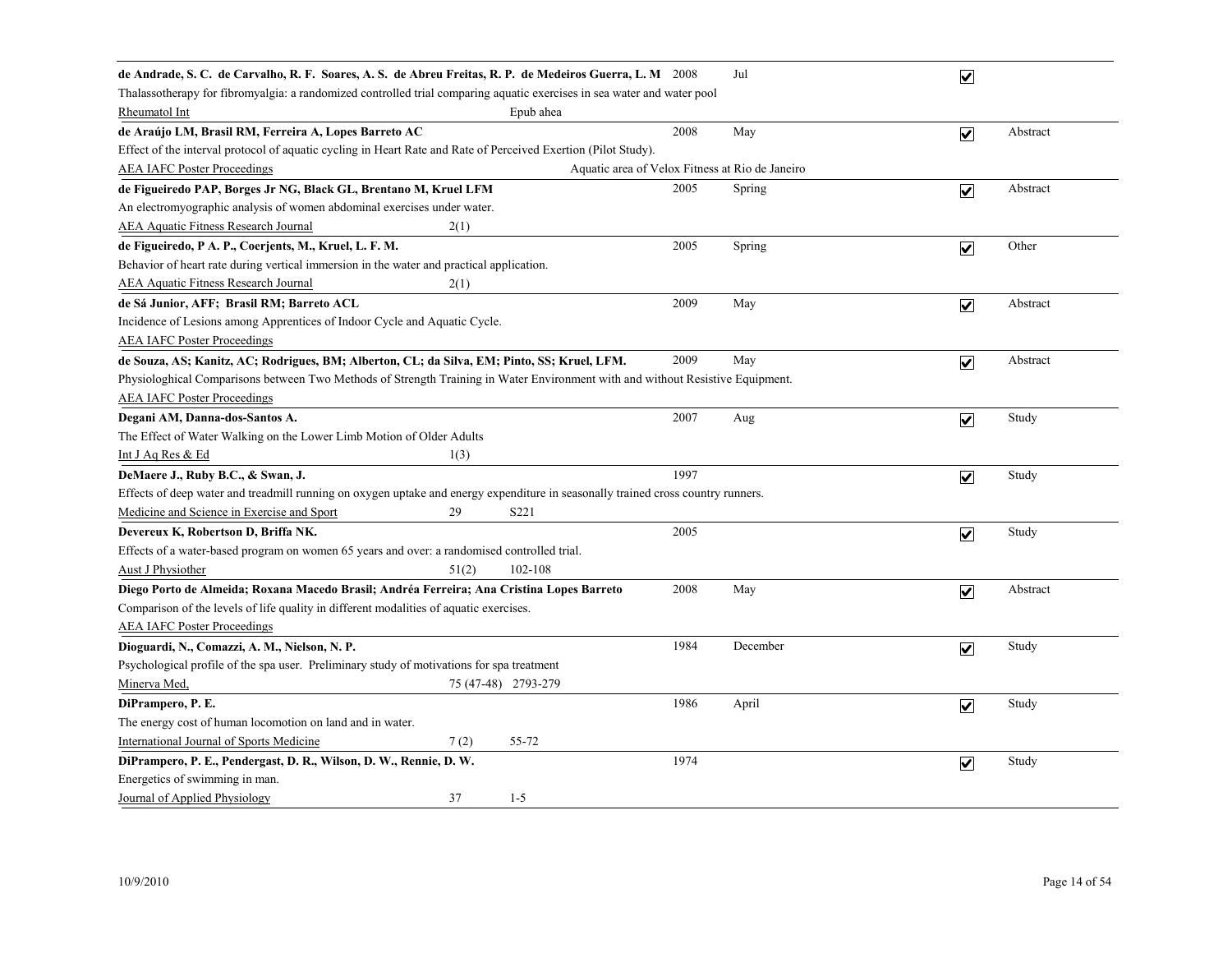**de Andrade, S. C. de Carvalho, R. F. Soares, A. S. de Abreu Freitas, R. P. de Medeiros Guerra, L. M** 2008 Jul ☑

Thalassotherapy for fibromyalgia: a randomized controlled trial comparing aquatic exercises in sea water and water pool

Rheumatol Int Epub ahea

---

**de Araújo LM, Brasil RM, Ferreira A, Lopes Barreto AC** 2008 May ☑ Abstract

Effect of the interval protocol of aquatic cycling in Heart Rate and Rate of Perceived Exertion (Pilot Study).

AEA IAFC Poster Proceedings Aquatic area of Velox Fitness at Rio de Janeiro

---

**de Figueiredo PAP, Borges Jr NG, Black GL, Brentano M, Kruel LFM** 2005 Spring ☑ Abstract

An electromyographic analysis of women abdominal exercises under water.

AEA Aquatic Fitness Research Journal 2(1)

---

**de Figueiredo, P A. P., Coerjents, M., Kruel, L. F. M.** 2005 Spring ☑ Other

Behavior of heart rate during vertical immersion in the water and practical application.

AEA Aquatic Fitness Research Journal 2(1)

---

**de Sá Junior, AFF; Brasil RM; Barreto ACL** 2009 May ☑ Abstract

Incidence of Lesions among Apprentices of Indoor Cycle and Aquatic Cycle.

AEA IAFC Poster Proceedings

---

**de Souza, AS; Kanitz, AC; Rodrigues, BM; Alberton, CL; da Silva, EM; Pinto, SS; Kruel, LFM.** 2009 May ☑ Abstract

Physiologhical Comparisons between Two Methods of Strength Training in Water Environment with and without Resistive Equipment.

AEA IAFC Poster Proceedings

---

**Degani AM, Danna-dos-Santos A.** 2007 Aug ☑ Study

The Effect of Water Walking on the Lower Limb Motion of Older Adults

Int J Aq Res & Ed 1(3)

---

**DeMaere J., Ruby B.C., & Swan, J.** 1997 ☑ Study

Effects of deep water and treadmill running on oxygen uptake and energy expenditure in seasonally trained cross country runners.

Medicine and Science in Exercise and Sport 29 S221

---

**Devereux K, Robertson D, Briffa NK.** 2005 ☑ Study

Effects of a water-based program on women 65 years and over: a randomised controlled trial.

Aust J Physiother 51(2) 102-108

---

**Diego Porto de Almeida; Roxana Macedo Brasil; Andréa Ferreira; Ana Cristina Lopes Barreto** 2008 May ☑ Abstract

Comparison of the levels of life quality in different modalities of aquatic exercises.

AEA IAFC Poster Proceedings

---

**Dioguardi, N., Comazzi, A. M., Nielson, N. P.** 1984 December ☑ Study

Psychological profile of the spa user. Preliminary study of motivations for spa treatment

Minerva Med, 75 (47-48) 2793-279

---

**DiPrampero, P. E.** 1986 April ☑ Study

The energy cost of human locomotion on land and in water.

International Journal of Sports Medicine 7 (2) 55-72

---

**DiPrampero, P. E., Pendergast, D. R., Wilson, D. W., Rennie, D. W.** 1974 ☑ Study

Energetics of swimming in man.

Journal of Applied Physiology 37 1-5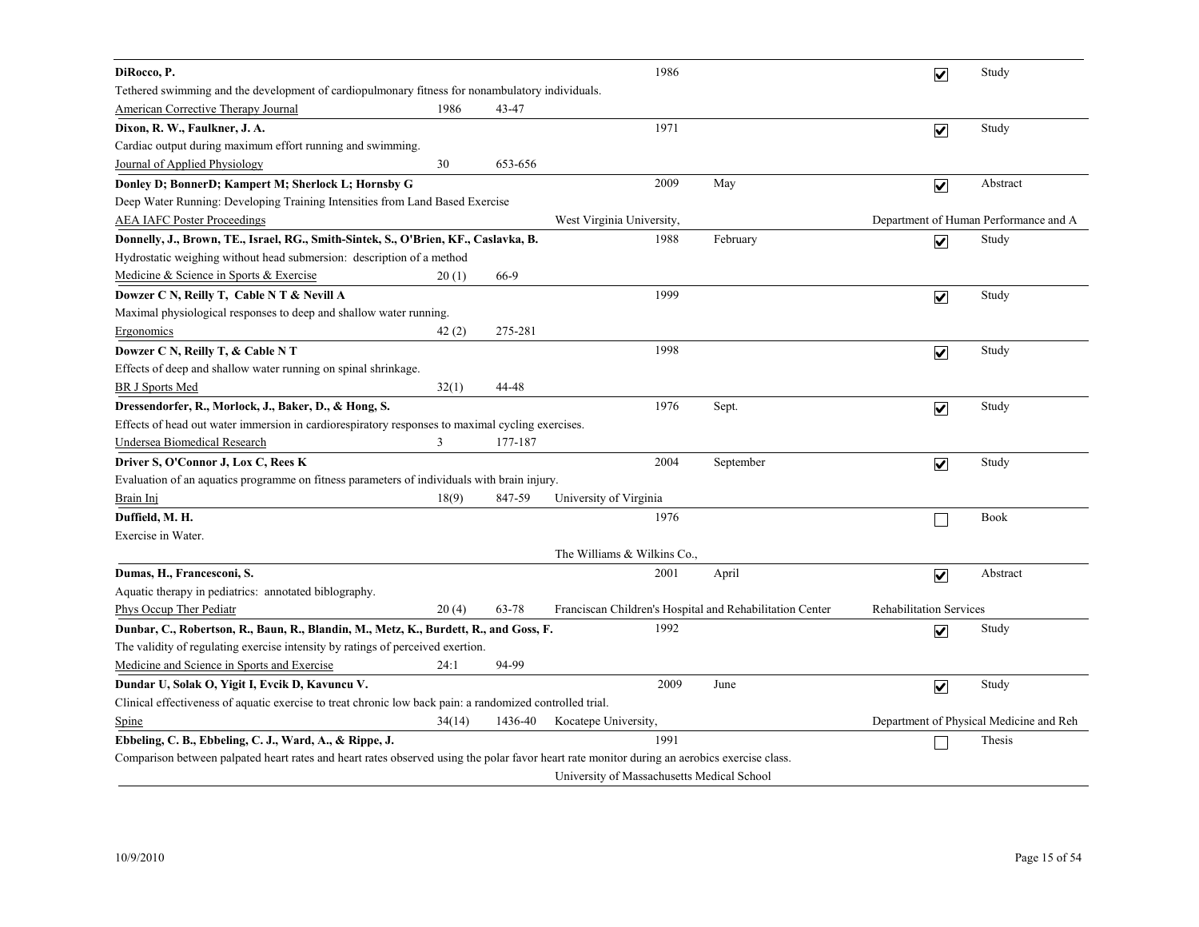**DiRocco, P.** 1986 ☑ Study

Tethered swimming and the development of cardiopulmonary fitness for nonambulatory individuals.

American Corrective Therapy Journal 1986 43-47

---

**Dixon, R. W., Faulkner, J. A.** 1971 ☑ Study

Cardiac output during maximum effort running and swimming.

Journal of Applied Physiology 30 653-656

---

**Donley D; BonnerD; Kampert M; Sherlock L; Hornsby G** 2009 May ☑ Abstract

Deep Water Running: Developing Training Intensities from Land Based Exercise

AEA IAFC Poster Proceedings West Virginia University, Department of Human Performance and A

---

**Donnelly, J., Brown, TE., Israel, RG., Smith-Sintek, S., O'Brien, KF., Caslavka, B.** 1988 February ☑ Study

Hydrostatic weighing without head submersion: description of a method

Medicine & Science in Sports & Exercise 20 (1) 66-9

---

**Dowzer C N, Reilly T, Cable N T & Nevill A** 1999 ☑ Study

Maximal physiological responses to deep and shallow water running.

Ergonomics 42 (2) 275-281

---

**Dowzer C N, Reilly T, & Cable N T** 1998 ☑ Study

Effects of deep and shallow water running on spinal shrinkage.

BR J Sports Med 32(1) 44-48

---

**Dressendorfer, R., Morlock, J., Baker, D., & Hong, S.** 1976 Sept. ☑ Study

Effects of head out water immersion in cardiorespiratory responses to maximal cycling exercises.

Undersea Biomedical Research 3 177-187

---

**Driver S, O'Connor J, Lox C, Rees K** 2004 September ☑ Study

Evaluation of an aquatics programme on fitness parameters of individuals with brain injury.

Brain Inj 18(9) 847-59 University of Virginia

---

**Duffield, M. H.** 1976 ☐ Book

Exercise in Water.

The Williams & Wilkins Co.,

---

**Dumas, H., Francesconi, S.** 2001 April ☑ Abstract

Aquatic therapy in pediatrics: annotated biblography.

Phys Occup Ther Pediatr 20 (4) 63-78 Franciscan Children's Hospital and Rehabilitation Center Rehabilitation Services

---

**Dunbar, C., Robertson, R., Baun, R., Blandin, M., Metz, K., Burdett, R., and Goss, F.** 1992 ☑ Study

The validity of regulating exercise intensity by ratings of perceived exertion.

Medicine and Science in Sports and Exercise 24:1 94-99

---

**Dundar U, Solak O, Yigit I, Evcik D, Kavuncu V.** 2009 June ☑ Study

Clinical effectiveness of aquatic exercise to treat chronic low back pain: a randomized controlled trial.

Spine 34(14) 1436-40 Kocatepe University, Department of Physical Medicine and Reh

---

**Ebbeling, C. B., Ebbeling, C. J., Ward, A., & Rippe, J.** 1991 ☐ Thesis

Comparison between palpated heart rates and heart rates observed using the polar favor heart rate monitor during an aerobics exercise class.

University of Massachusetts Medical School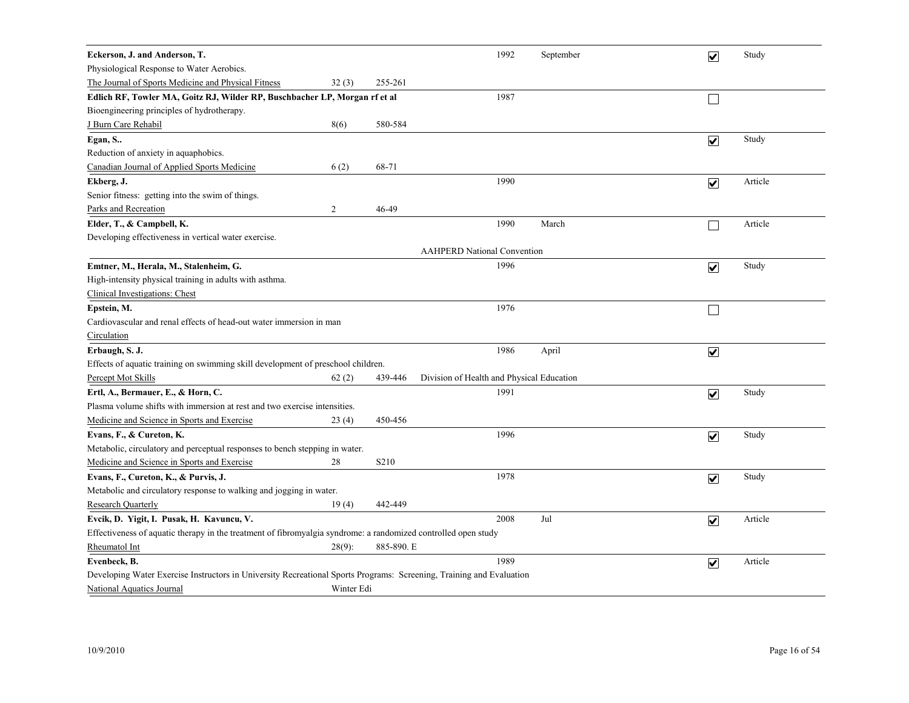| Author / Title / Source | Vol | Pages | Notes | Year | Month | Checked | Type |
|---|---|---|---|---|---|---|---|
| **Eckerson, J. and Anderson, T.**<br>Physiological Response to Water Aerobics.<br>The Journal of Sports Medicine and Physical Fitness | 32 (3) | 255-261 | | 1992 | September | ☑ | Study |
| **Edlich RF, Towler MA, Goitz RJ, Wilder RP, Buschbacher LP, Morgan rf et al**<br>Bioengineering principles of hydrotherapy.<br>J Burn Care Rehabil | 8(6) | 580-584 | | 1987 | | ☐ | |
| **Egan, S..**<br>Reduction of anxiety in aquaphobics.<br>Canadian Journal of Applied Sports Medicine | 6 (2) | 68-71 | | | | ☑ | Study |
| **Ekberg, J.**<br>Senior fitness: getting into the swim of things.<br>Parks and Recreation | 2 | 46-49 | | 1990 | | ☑ | Article |
| **Elder, T., & Campbell, K.**<br>Developing effectiveness in vertical water exercise. | | | AAHPERD National Convention | 1990 | March | ☐ | Article |
| **Emtner, M., Herala, M., Stalenheim, G.**<br>High-intensity physical training in adults with asthma.<br>Clinical Investigations: Chest | | | | 1996 | | ☑ | Study |
| **Epstein, M.**<br>Cardiovascular and renal effects of head-out water immersion in man<br>Circulation | | | | 1976 | | ☐ | |
| **Erbaugh, S. J.**<br>Effects of aquatic training on swimming skill development of preschool children.<br>Percept Mot Skills | 62 (2) | 439-446 | Division of Health and Physical Education | 1986 | April | ☑ | |
| **Ertl, A., Bermauer, E., & Horn, C.**<br>Plasma volume shifts with immersion at rest and two exercise intensities.<br>Medicine and Science in Sports and Exercise | 23 (4) | 450-456 | | 1991 | | ☑ | Study |
| **Evans, F., & Cureton, K.**<br>Metabolic, circulatory and perceptual responses to bench stepping in water.<br>Medicine and Science in Sports and Exercise | 28 | S210 | | 1996 | | ☑ | Study |
| **Evans, F., Cureton, K., & Purvis, J.**<br>Metabolic and circulatory response to walking and jogging in water.<br>Research Quarterly | 19 (4) | 442-449 | | 1978 | | ☑ | Study |
| **Evcik, D. Yigit, I. Pusak, H. Kavuncu, V.**<br>Effectiveness of aquatic therapy in the treatment of fibromyalgia syndrome: a randomized controlled open study<br>Rheumatol Int | 28(9): | 885-890. E | | 2008 | Jul | ☑ | Article |
| **Evenbeck, B.**<br>Developing Water Exercise Instructors in University Recreational Sports Programs: Screening, Training and Evaluation<br>National Aquatics Journal | Winter Edi | | | 1989 | | ☑ | Article |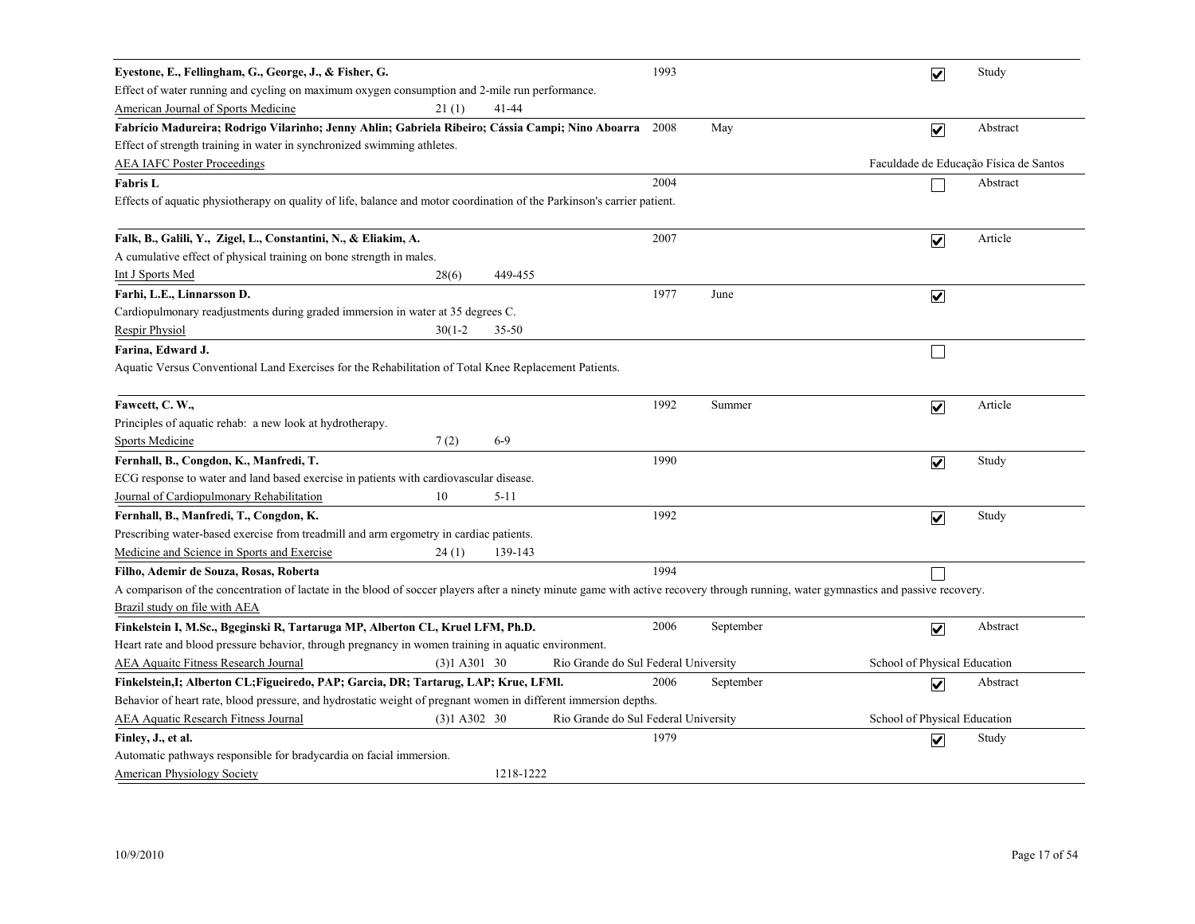**Eyestone, E., Fellingham, G., George, J., & Fisher, G.** 1993 ☑ Study

Effect of water running and cycling on maximum oxygen consumption and 2-mile run performance.

American Journal of Sports Medicine 21 (1) 41-44

---

**Fabrício Madureira; Rodrigo Vilarinho; Jenny Ahlin; Gabriela Ribeiro; Cássia Campi; Nino Aboarra** 2008 May ☑ Abstract

Effect of strength training in water in synchronized swimming athletes.

AEA IAFC Poster Proceedings — Faculdade de Educação Física de Santos

---

**Fabris L** 2004 ☐ Abstract

Effects of aquatic physiotherapy on quality of life, balance and motor coordination of the Parkinson's carrier patient.

---

**Falk, B., Galili, Y., Zigel, L., Constantini, N., & Eliakim, A.** 2007 ☑ Article

A cumulative effect of physical training on bone strength in males.

Int J Sports Med 28(6) 449-455

---

**Farhi, L.E., Linnarsson D.** 1977 June ☑

Cardiopulmonary readjustments during graded immersion in water at 35 degrees C.

Respir Physiol 30(1-2 35-50

---

**Farina, Edward J.** ☐

Aquatic Versus Conventional Land Exercises for the Rehabilitation of Total Knee Replacement Patients.

---

**Fawcett, C. W.,** 1992 Summer ☑ Article

Principles of aquatic rehab: a new look at hydrotherapy.

Sports Medicine 7 (2) 6-9

---

**Fernhall, B., Congdon, K., Manfredi, T.** 1990 ☑ Study

ECG response to water and land based exercise in patients with cardiovascular disease.

Journal of Cardiopulmonary Rehabilitation 10 5-11

---

**Fernhall, B., Manfredi, T., Congdon, K.** 1992 ☑ Study

Prescribing water-based exercise from treadmill and arm ergometry in cardiac patients.

Medicine and Science in Sports and Exercise 24 (1) 139-143

---

**Filho, Ademir de Souza, Rosas, Roberta** 1994 ☐

A comparison of the concentration of lactate in the blood of soccer players after a ninety minute game with active recovery through running, water gymnastics and passive recovery.

Brazil study on file with AEA

---

**Finkelstein I, M.Sc., Bgeginski R, Tartaruga MP, Alberton CL, Kruel LFM, Ph.D.** 2006 September ☑ Abstract

Heart rate and blood pressure behavior, through pregnancy in women training in aquatic environment.

AEA Aquaitc Fitness Research Journal (3)1 A301 30 Rio Grande do Sul Federal University — School of Physical Education

---

**Finkelstein,I; Alberton CL;Figueiredo, PAP; Garcia, DR; Tartarug, LAP; Krue, LFMl.** 2006 September ☑ Abstract

Behavior of heart rate, blood pressure, and hydrostatic weight of pregnant women in different immersion depths.

AEA Aquatic Research Fitness Journal (3)1 A302 30 Rio Grande do Sul Federal University — School of Physical Education

---

**Finley, J., et al.** 1979 ☑ Study

Automatic pathways responsible for bradycardia on facial immersion.

American Physiology Society 1218-1222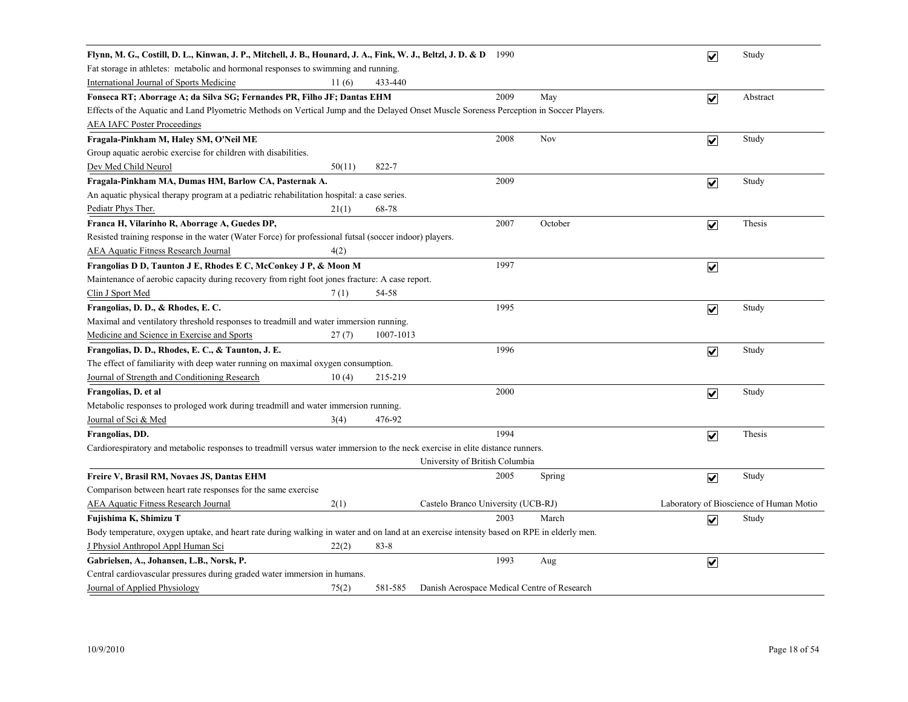**Flynn, M. G., Costill, D. L., Kinwan, J. P., Mitchell, J. B., Hounard, J. A., Fink, W. J., Beltzl, J. D. & D** 1990 ☑ Study
Fat storage in athletes: metabolic and hormonal responses to swimming and running.
International Journal of Sports Medicine 11 (6) 433-440

**Fonseca RT; Aborrage A; da Silva SG; Fernandes PR, Filho JF; Dantas EHM** 2009 May ☑ Abstract
Effects of the Aquatic and Land Plyometric Methods on Vertical Jump and the Delayed Onset Muscle Soreness Perception in Soccer Players.
AEA IAFC Poster Proceedings

**Fragala-Pinkham M, Haley SM, O'Neil ME** 2008 Nov ☑ Study
Group aquatic aerobic exercise for children with disabilities.
Dev Med Child Neurol 50(11) 822-7

**Fragala-Pinkham MA, Dumas HM, Barlow CA, Pasternak A.** 2009 ☑ Study
An aquatic physical therapy program at a pediatric rehabilitation hospital: a case series.
Pediatr Phys Ther. 21(1) 68-78

**Franca H, Vilarinho R, Aborrage A, Guedes DP,** 2007 October ☑ Thesis
Resisted training response in the water (Water Force) for professional futsal (soccer indoor) players.
AEA Aquatic Fitness Research Journal 4(2)

**Frangolias D D, Taunton J E, Rhodes E C, McConkey J P, & Moon M** 1997 ☑
Maintenance of aerobic capacity during recovery from right foot jones fracture: A case report.
Clin J Sport Med 7 (1) 54-58

**Frangolias, D. D., & Rhodes, E. C.** 1995 ☑ Study
Maximal and ventilatory threshold responses to treadmill and water immersion running.
Medicine and Science in Exercise and Sports 27 (7) 1007-1013

**Frangolias, D. D., Rhodes, E. C., & Taunton, J. E.** 1996 ☑ Study
The effect of familiarity with deep water running on maximal oxygen consumption.
Journal of Strength and Conditioning Research 10 (4) 215-219

**Frangolias, D. et al** 2000 ☑ Study
Metabolic responses to prologed work during treadmill and water immersion running.
Journal of Sci & Med 3(4) 476-92

**Frangolias, DD.** 1994 ☑ Thesis
Cardiorespiratory and metabolic responses to treadmill versus water immersion to the neck exercise in elite distance runners.
University of British Columbia

**Freire V, Brasil RM, Novaes JS, Dantas EHM** 2005 Spring ☑ Study
Comparison between heart rate responses for the same exercise
AEA Aquatic Fitness Research Journal 2(1) Castelo Branco University (UCB-RJ) Laboratory of Bioscience of Human Motio

**Fujishima K, Shimizu T** 2003 March ☑ Study
Body temperature, oxygen uptake, and heart rate during walking in water and on land at an exercise intensity based on RPE in elderly men.
J Physiol Anthropol Appl Human Sci 22(2) 83-8

**Gabrielsen, A., Johansen, L.B., Norsk, P.** 1993 Aug ☑
Central cardiovascular pressures during graded water immersion in humans.
Journal of Applied Physiology 75(2) 581-585 Danish Aerospace Medical Centre of Research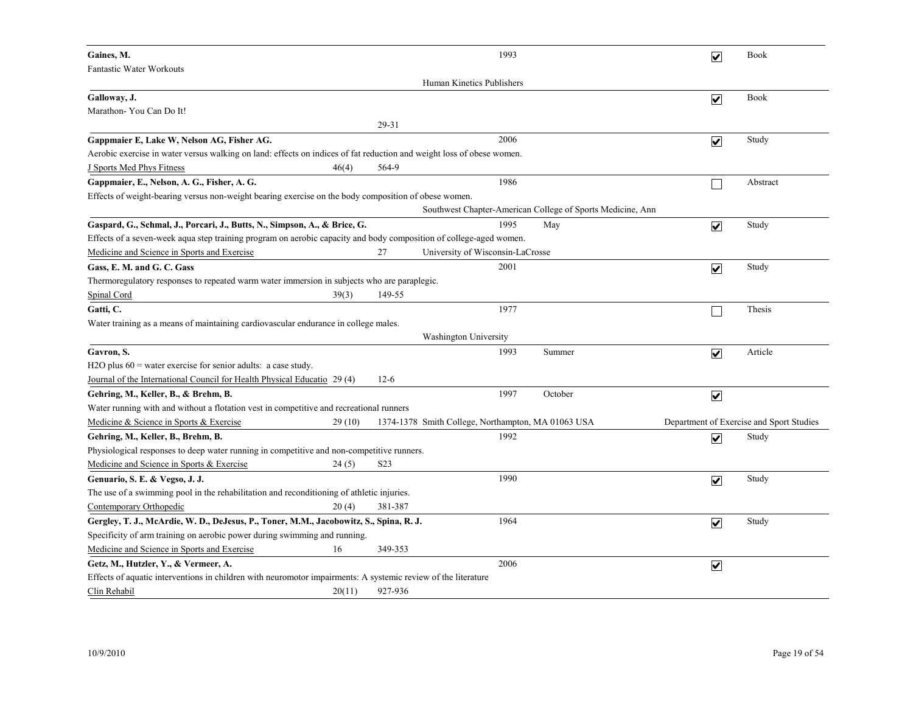**Gaines, M.** 1993 ☑ Book

Fantastic Water Workouts

Human Kinetics Publishers

---

**Galloway, J.** ☑ Book

Marathon- You Can Do It!

29-31

---

**Gappmaier E, Lake W, Nelson AG, Fisher AG.** 2006 ☑ Study

Aerobic exercise in water versus walking on land: effects on indices of fat reduction and weight loss of obese women.

J Sports Med Phys Fitness 46(4) 564-9

---

**Gappmaier, E., Nelson, A. G., Fisher, A. G.** 1986 ☐ Abstract

Effects of weight-bearing versus non-weight bearing exercise on the body composition of obese women.

Southwest Chapter-American College of Sports Medicine, Ann

---

**Gaspard, G., Schmal, J., Porcari, J., Butts, N., Simpson, A., & Brice, G.** 1995 May ☑ Study

Effects of a seven-week aqua step training program on aerobic capacity and body composition of college-aged women.

Medicine and Science in Sports and Exercise 27 University of Wisconsin-LaCrosse

---

**Gass, E. M. and G. C. Gass** 2001 ☑ Study

Thermoregulatory responses to repeated warm water immersion in subjects who are paraplegic.

Spinal Cord 39(3) 149-55

---

**Gatti, C.** 1977 ☐ Thesis

Water training as a means of maintaining cardiovascular endurance in college males.

Washington University

---

**Gavron, S.** 1993 Summer ☑ Article

H2O plus 60 = water exercise for senior adults: a case study.

Journal of the International Council for Health Physical Educatio 29 (4) 12-6

---

**Gehring, M., Keller, B., & Brehm, B.** 1997 October ☑

Water running with and without a flotation vest in competitive and recreational runners

Medicine & Science in Sports & Exercise 29 (10) 1374-1378 Smith College, Northampton, MA 01063 USA Department of Exercise and Sport Studies

---

**Gehring, M., Keller, B., Brehm, B.** 1992 ☑ Study

Physiological responses to deep water running in competitive and non-competitive runners.

Medicine and Science in Sports & Exercise 24 (5) S23

---

**Genuario, S. E. & Vegso, J. J.** 1990 ☑ Study

The use of a swimming pool in the rehabilitation and reconditioning of athletic injuries.

Contemporary Orthopedic 20 (4) 381-387

---

**Gergley, T. J., McArdie, W. D., DeJesus, P., Toner, M.M., Jacobowitz, S., Spina, R. J.** 1964 ☑ Study

Specificity of arm training on aerobic power during swimming and running.

Medicine and Science in Sports and Exercise 16 349-353

---

**Getz, M., Hutzler, Y., & Vermeer, A.** 2006 ☑

Effects of aquatic interventions in children with neuromotor impairments: A systemic review of the literature

Clin Rehabil 20(11) 927-936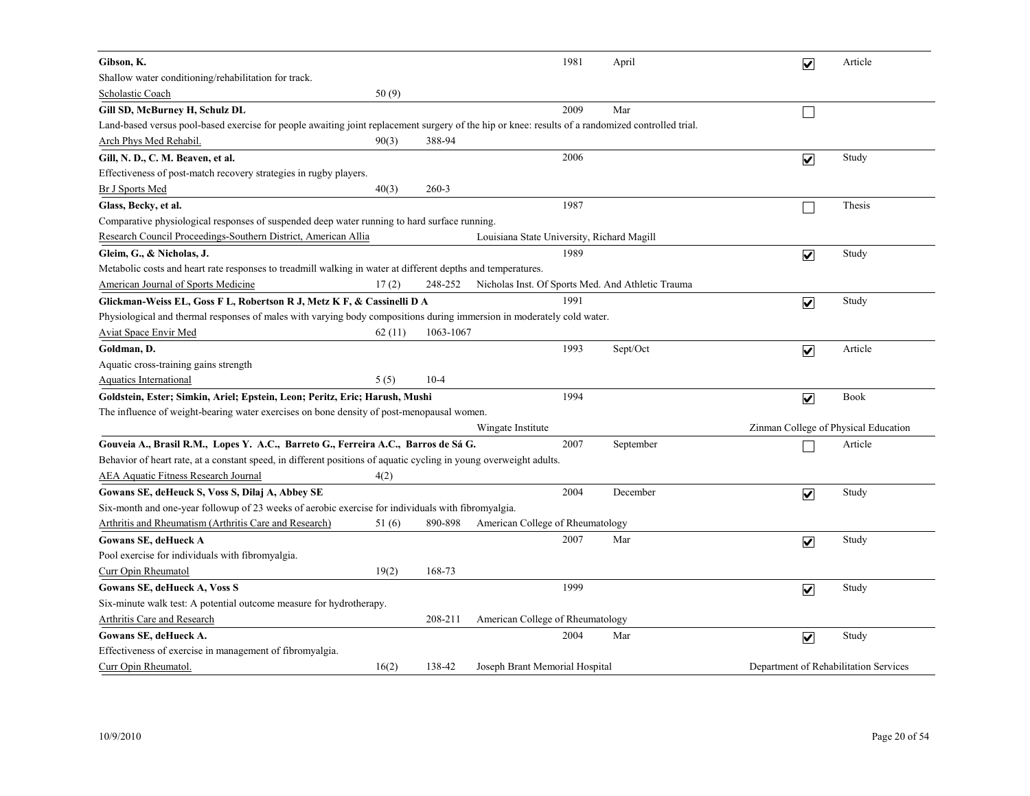**Gibson, K.** | 1981 | April | ☑ | Article

Shallow water conditioning/rehabilitation for track.

Scholastic Coach | 50 (9)

---

**Gill SD, McBurney H, Schulz DL** | 2009 | Mar | ☐

Land-based versus pool-based exercise for people awaiting joint replacement surgery of the hip or knee: results of a randomized controlled trial.

Arch Phys Med Rehabil. | 90(3) | 388-94

---

**Gill, N. D., C. M. Beaven, et al.** | 2006 | ☑ | Study

Effectiveness of post-match recovery strategies in rugby players.

Br J Sports Med | 40(3) | 260-3

---

**Glass, Becky, et al.** | 1987 | ☐ | Thesis

Comparative physiological responses of suspended deep water running to hard surface running.

Research Council Proceedings-Southern District, American Allia | Louisiana State University, Richard Magill

---

**Gleim, G., & Nicholas, J.** | 1989 | ☑ | Study

Metabolic costs and heart rate responses to treadmill walking in water at different depths and temperatures.

American Journal of Sports Medicine | 17 (2) | 248-252 | Nicholas Inst. Of Sports Med. And Athletic Trauma

---

**Glickman-Weiss EL, Goss F L, Robertson R J, Metz K F, & Cassinelli D A** | 1991 | ☑ | Study

Physiological and thermal responses of males with varying body compositions during immersion in moderately cold water.

Aviat Space Envir Med | 62 (11) | 1063-1067

---

**Goldman, D.** | 1993 | Sept/Oct | ☑ | Article

Aquatic cross-training gains strength

Aquatics International | 5 (5) | 10-4

---

**Goldstein, Ester; Simkin, Ariel; Epstein, Leon; Peritz, Eric; Harush, Mushi** | 1994 | ☑ | Book

The influence of weight-bearing water exercises on bone density of post-menopausal women.

Wingate Institute | Zinman College of Physical Education

---

**Gouveia A., Brasil R.M., Lopes Y. A.C., Barreto G., Ferreira A.C., Barros de Sá G.** | 2007 | September | ☐ | Article

Behavior of heart rate, at a constant speed, in different positions of aquatic cycling in young overweight adults.

AEA Aquatic Fitness Research Journal | 4(2)

---

**Gowans SE, deHeuck S, Voss S, Dilaj A, Abbey SE** | 2004 | December | ☑ | Study

Six-month and one-year followup of 23 weeks of aerobic exercise for individuals with fibromyalgia.

Arthritis and Rheumatism (Arthritis Care and Research) | 51 (6) | 890-898 | American College of Rheumatology

---

**Gowans SE, deHueck A** | 2007 | Mar | ☑ | Study

Pool exercise for individuals with fibromyalgia.

Curr Opin Rheumatol | 19(2) | 168-73

---

**Gowans SE, deHueck A, Voss S** | 1999 | ☑ | Study

Six-minute walk test: A potential outcome measure for hydrotherapy.

Arthritis Care and Research | 208-211 | American College of Rheumatology

---

**Gowans SE, deHueck A.** | 2004 | Mar | ☑ | Study

Effectiveness of exercise in management of fibromyalgia.

Curr Opin Rheumatol. | 16(2) | 138-42 | Joseph Brant Memorial Hospital | Department of Rehabilitation Services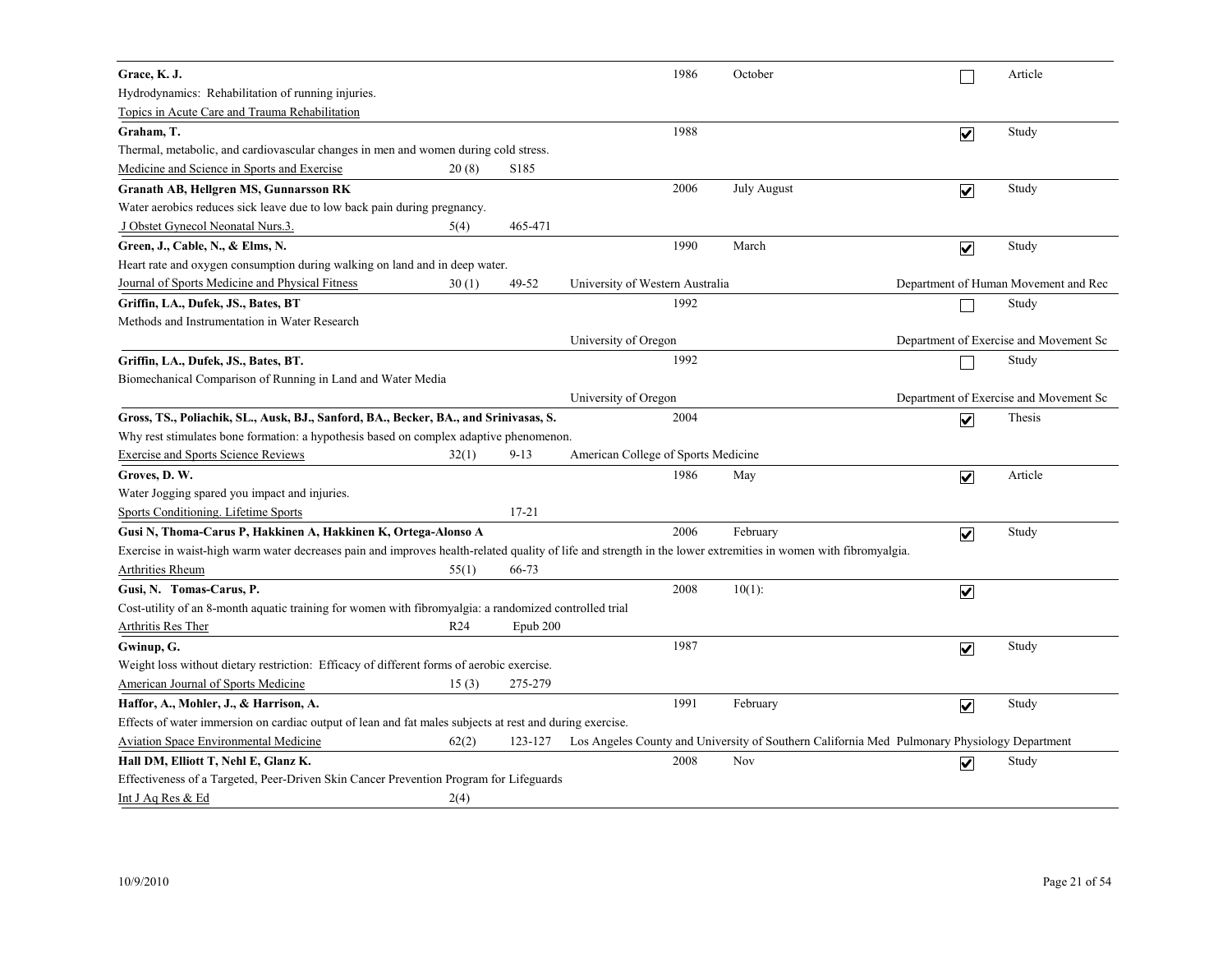**Grace, K. J.** | 1986 | October | ☐ | Article

Hydrodynamics: Rehabilitation of running injuries.

Topics in Acute Care and Trauma Rehabilitation

---

**Graham, T.** | 1988 | ☑ | Study

Thermal, metabolic, and cardiovascular changes in men and women during cold stress.

Medicine and Science in Sports and Exercise | 20 (8) | S185

---

**Granath AB, Hellgren MS, Gunnarsson RK** | 2006 | July August | ☑ | Study

Water aerobics reduces sick leave due to low back pain during pregnancy.

J Obstet Gynecol Neonatal Nurs.3. | 5(4) | 465-471

---

**Green, J., Cable, N., & Elms, N.** | 1990 | March | ☑ | Study

Heart rate and oxygen consumption during walking on land and in deep water.

Journal of Sports Medicine and Physical Fitness | 30 (1) | 49-52 | University of Western Australia | Department of Human Movement and Rec

---

**Griffin, LA., Dufek, JS., Bates, BT** | 1992 | ☐ | Study

Methods and Instrumentation in Water Research

University of Oregon | Department of Exercise and Movement Sc

---

**Griffin, LA., Dufek, JS., Bates, BT.** | 1992 | ☐ | Study

Biomechanical Comparison of Running in Land and Water Media

University of Oregon | Department of Exercise and Movement Sc

---

**Gross, TS., Poliachik, SL., Ausk, BJ., Sanford, BA., Becker, BA., and Srinivasas, S.** | 2004 | ☑ | Thesis

Why rest stimulates bone formation: a hypothesis based on complex adaptive phenomenon.

Exercise and Sports Science Reviews | 32(1) | 9-13 | American College of Sports Medicine

---

**Groves, D. W.** | 1986 | May | ☑ | Article

Water Jogging spared you impact and injuries.

Sports Conditioning. Lifetime Sports | 17-21

---

**Gusi N, Thoma-Carus P, Hakkinen A, Hakkinen K, Ortega-Alonso A** | 2006 | February | ☑ | Study

Exercise in waist-high warm water decreases pain and improves health-related quality of life and strength in the lower extremities in women with fibromyalgia.

Arthrities Rheum | 55(1) | 66-73

---

**Gusi, N. Tomas-Carus, P.** | 2008 | 10(1): | ☑

Cost-utility of an 8-month aquatic training for women with fibromyalgia: a randomized controlled trial

Arthritis Res Ther | R24 | Epub 200

---

**Gwinup, G.** | 1987 | ☑ | Study

Weight loss without dietary restriction: Efficacy of different forms of aerobic exercise.

American Journal of Sports Medicine | 15 (3) | 275-279

---

**Haffor, A., Mohler, J., & Harrison, A.** | 1991 | February | ☑ | Study

Effects of water immersion on cardiac output of lean and fat males subjects at rest and during exercise.

Aviation Space Environmental Medicine | 62(2) | 123-127 | Los Angeles County and University of Southern California Med | Pulmonary Physiology Department

---

**Hall DM, Elliott T, Nehl E, Glanz K.** | 2008 | Nov | ☑ | Study

Effectiveness of a Targeted, Peer-Driven Skin Cancer Prevention Program for Lifeguards

Int J Aq Res & Ed | 2(4)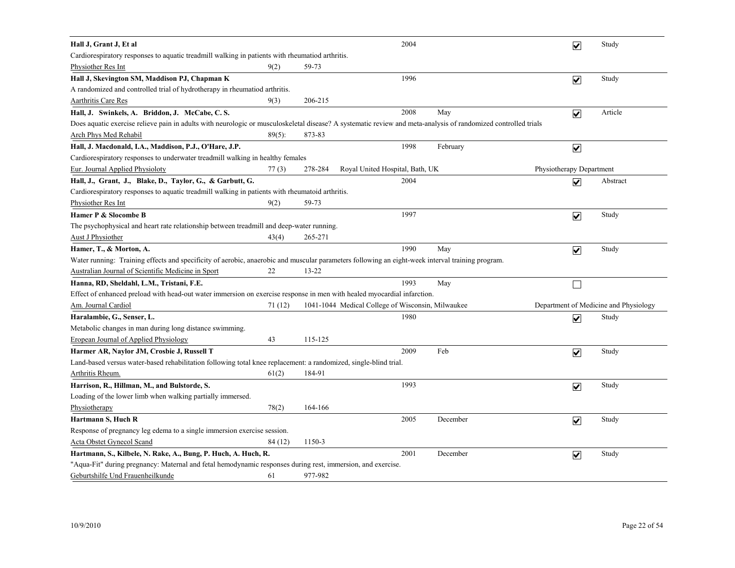**Hall J, Grant J, Et al** | 2004 | ☑ | Study

Cardiorespiratory responses to aquatic treadmill walking in patients with rheumatiod arthritis.

Physiother Res Int | 9(2) | 59-73

---

**Hall J, Skevington SM, Maddison PJ, Chapman K** | 1996 | ☑ | Study

A randomized and controlled trial of hydrotherapy in rheumatiod arthritis.

Aarthritis Care Res | 9(3) | 206-215

---

**Hall, J. Swinkels, A. Briddon, J. McCabe, C. S.** | 2008 | May | ☑ | Article

Does aquatic exercise relieve pain in adults with neurologic or musculoskeletal disease? A systematic review and meta-analysis of randomized controlled trials

Arch Phys Med Rehabil | 89(5): | 873-83

---

**Hall, J. Macdonald, I.A., Maddison, P.J., O'Hare, J.P.** | 1998 | February | ☑

Cardiorespiratory responses to underwater treadmill walking in healthy females

Eur. Journal Applied Physioloty | 77 (3) | 278-284 | Royal United Hospital, Bath, UK | Physiotherapy Department

---

**Hall, J., Grant, J., Blake, D., Taylor, G., & Garbutt, G.** | 2004 | ☑ | Abstract

Cardiorespiratory responses to aquatic treadmill walking in patients with rheumatoid arthritis.

Physiother Res Int | 9(2) | 59-73

---

**Hamer P & Slocombe B** | 1997 | ☑ | Study

The psychophysical and heart rate relationship between treadmill and deep-water running.

Aust J Physiother | 43(4) | 265-271

---

**Hamer, T., & Morton, A.** | 1990 | May | ☑ | Study

Water running: Training effects and specificity of aerobic, anaerobic and muscular parameters following an eight-week interval training program.

Australian Journal of Scientific Medicine in Sport | 22 | 13-22

---

**Hanna, RD, Sheldahl, L.M., Tristani, F.E.** | 1993 | May | ☐

Effect of enhanced preload with head-out water immersion on exercise response in men with healed myocardial infarction.

Am. Journal Cardiol | 71 (12) | 1041-1044 | Medical College of Wisconsin, Milwaukee | Department of Medicine and Physiology

---

**Haralambie, G., Senser, L.** | 1980 | ☑ | Study

Metabolic changes in man during long distance swimming.

Eropean Journal of Applied Physiology | 43 | 115-125

---

**Harmer AR, Naylor JM, Crosbie J, Russell T** | 2009 | Feb | ☑ | Study

Land-based versus water-based rehabilitation following total knee replacement: a randomized, single-blind trial.

Arthritis Rheum. | 61(2) | 184-91

---

**Harrison, R., Hillman, M., and Bulstorde, S.** | 1993 | ☑ | Study

Loading of the lower limb when walking partially immersed.

Physiotherapy | 78(2) | 164-166

---

**Hartmann S, Huch R** | 2005 | December | ☑ | Study

Response of pregnancy leg edema to a single immersion exercise session.

Acta Obstet Gynecol Scand | 84 (12) | 1150-3

---

**Hartmann, S., Kilbele, N. Rake, A., Bung, P. Huch, A. Huch, R.** | 2001 | December | ☑ | Study

"Aqua-Fit" during pregnancy: Maternal and fetal hemodynamic responses during rest, immersion, and exercise.

Geburtshilfe Und Frauenheilkunde | 61 | 977-982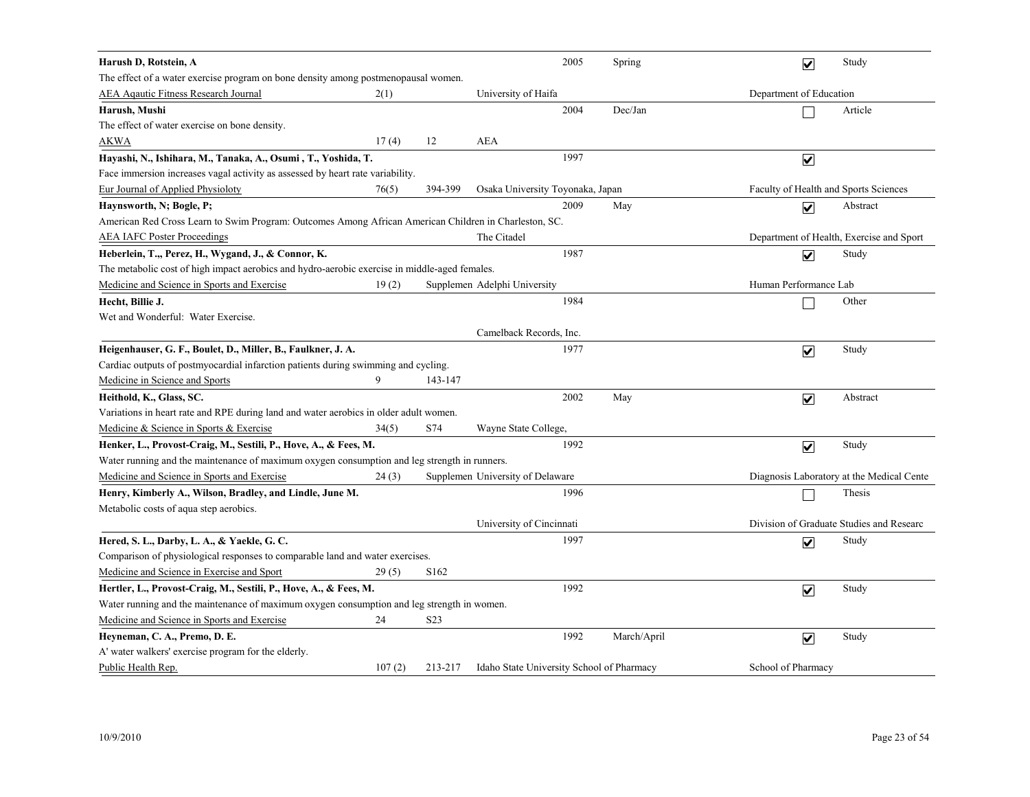| Author | Title | Journal | Volume | Pages | Institution | Year | Month | Peer Reviewed | Type | Department |
|---|---|---|---|---|---|---|---|---|---|---|
| **Harush D, Rotstein, A** | The effect of a water exercise program on bone density among postmenopausal women. | AEA Aqautic Fitness Research Journal | 2(1) | | University of Haifa | 2005 | Spring | ☑ | Study | Department of Education |
| **Harush, Mushi** | The effect of water exercise on bone density. | AKWA | 17 (4) | 12 | AEA | 2004 | Dec/Jan | ☐ | Article | |
| **Hayashi, N., Ishihara, M., Tanaka, A., Osumi , T., Yoshida, T.** | Face immersion increases vagal activity as assessed by heart rate variability. | Eur Journal of Applied Physioloty | 76(5) | 394-399 | Osaka University Toyonaka, Japan | 1997 | | ☑ | | Faculty of Health and Sports Sciences |
| **Haynsworth, N; Bogle, P;** | American Red Cross Learn to Swim Program: Outcomes Among African American Children in Charleston, SC. | AEA IAFC Poster Proceedings | | | The Citadel | 2009 | May | ☑ | Abstract | Department of Health, Exercise and Sport |
| **Heberlein, T.,, Perez, H., Wygand, J., & Connor, K.** | The metabolic cost of high impact aerobics and hydro-aerobic exercise in middle-aged females. | Medicine and Science in Sports and Exercise | 19 (2) | Supplemen | Adelphi University | 1987 | | ☑ | Study | Human Performance Lab |
| **Hecht, Billie J.** | Wet and Wonderful: Water Exercise. | | | | Camelback Records, Inc. | 1984 | | ☐ | Other | |
| **Heigenhauser, G. F., Boulet, D., Miller, B., Faulkner, J. A.** | Cardiac outputs of postmyocardial infarction patients during swimming and cycling. | Medicine in Science and Sports | 9 | 143-147 | | 1977 | | ☑ | Study | |
| **Heithold, K., Glass, SC.** | Variations in heart rate and RPE during land and water aerobics in older adult women. | Medicine & Science in Sports & Exercise | 34(5) | S74 | Wayne State College, | 2002 | May | ☑ | Abstract | |
| **Henker, L., Provost-Craig, M., Sestili, P., Hove, A., & Fees, M.** | Water running and the maintenance of maximum oxygen consumption and leg strength in runners. | Medicine and Science in Sports and Exercise | 24 (3) | Supplemen | University of Delaware | 1992 | | ☑ | Study | Diagnosis Laboratory at the Medical Cente |
| **Henry, Kimberly A., Wilson, Bradley, and Lindle, June M.** | Metabolic costs of aqua step aerobics. | | | | University of Cincinnati | 1996 | | ☐ | Thesis | Division of Graduate Studies and Researc |
| **Hered, S. L., Darby, L. A., & Yaekle, G. C.** | Comparison of physiological responses to comparable land and water exercises. | Medicine and Science in Exercise and Sport | 29 (5) | S162 | | 1997 | | ☑ | Study | |
| **Hertler, L., Provost-Craig, M., Sestili, P., Hove, A., & Fees, M.** | Water running and the maintenance of maximum oxygen consumption and leg strength in women. | Medicine and Science in Sports and Exercise | 24 | S23 | | 1992 | | ☑ | Study | |
| **Heyneman, C. A., Premo, D. E.** | A' water walkers' exercise program for the elderly. | Public Health Rep. | 107 (2) | 213-217 | Idaho State University School of Pharmacy | 1992 | March/April | ☑ | Study | School of Pharmacy |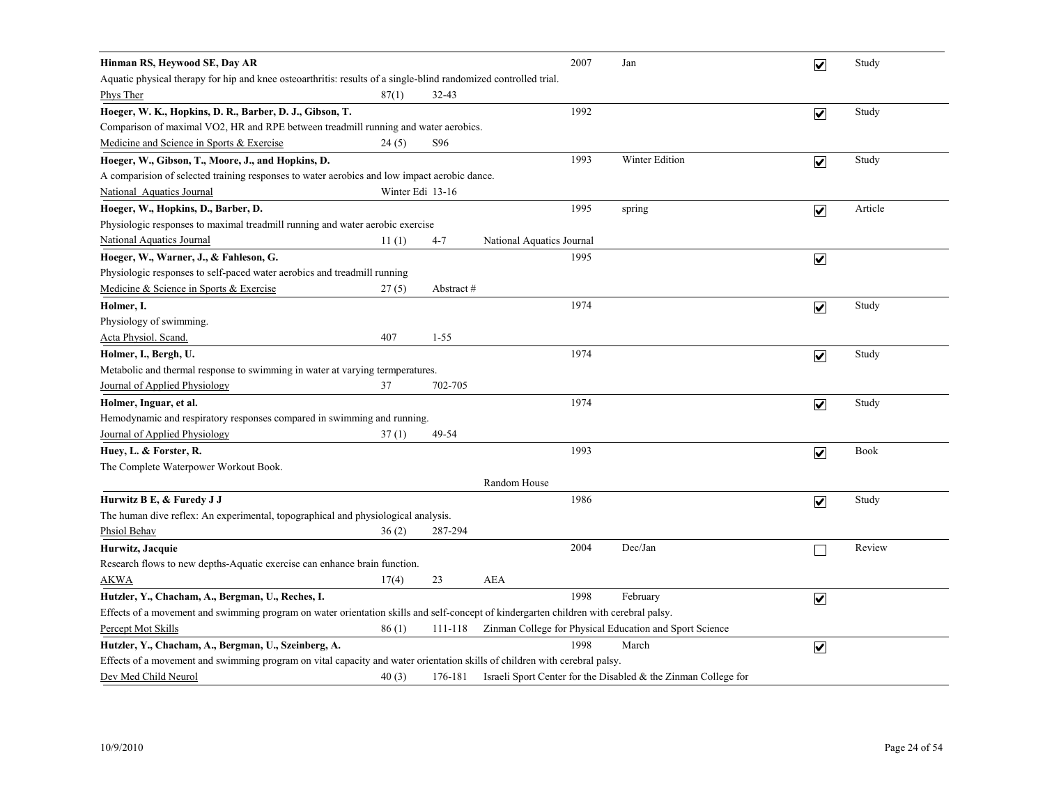**Hinman RS, Heywood SE, Day AR** | 2007 | Jan | ☑ | Study

Aquatic physical therapy for hip and knee osteoarthritis: results of a single-blind randomized controlled trial.

Phys Ther | 87(1) | 32-43

---

**Hoeger, W. K., Hopkins, D. R., Barber, D. J., Gibson, T.** | 1992 | ☑ | Study

Comparison of maximal VO2, HR and RPE between treadmill running and water aerobics.

Medicine and Science in Sports & Exercise | 24 (5) | S96

---

**Hoeger, W., Gibson, T., Moore, J., and Hopkins, D.** | 1993 | Winter Edition | ☑ | Study

A comparision of selected training responses to water aerobics and low impact aerobic dance.

National Aquatics Journal | Winter Edi 13-16

---

**Hoeger, W., Hopkins, D., Barber, D.** | 1995 | spring | ☑ | Article

Physiologic responses to maximal treadmill running and water aerobic exercise

National Aquatics Journal | 11 (1) | 4-7 | National Aquatics Journal

---

**Hoeger, W., Warner, J., & Fahleson, G.** | 1995 | ☑

Physiologic responses to self-paced water aerobics and treadmill running

Medicine & Science in Sports & Exercise | 27 (5) | Abstract #

---

**Holmer, I.** | 1974 | ☑ | Study

Physiology of swimming.

Acta Physiol. Scand. | 407 | 1-55

---

**Holmer, I., Bergh, U.** | 1974 | ☑ | Study

Metabolic and thermal response to swimming in water at varying termperatures.

Journal of Applied Physiology | 37 | 702-705

---

**Holmer, Inguar, et al.** | 1974 | ☑ | Study

Hemodynamic and respiratory responses compared in swimming and running.

Journal of Applied Physiology | 37 (1) | 49-54

---

**Huey, L. & Forster, R.** | 1993 | ☑ | Book

The Complete Waterpower Workout Book.

Random House

---

**Hurwitz B E, & Furedy J J** | 1986 | ☑ | Study

The human dive reflex: An experimental, topographical and physiological analysis.

Phsiol Behav | 36 (2) | 287-294

---

**Hurwitz, Jacquie** | 2004 | Dec/Jan | ☐ | Review

Research flows to new depths-Aquatic exercise can enhance brain function.

AKWA | 17(4) | 23 | AEA

---

**Hutzler, Y., Chacham, A., Bergman, U., Reches, I.** | 1998 | February | ☑

Effects of a movement and swimming program on water orientation skills and self-concept of kindergarten children with cerebral palsy.

Percept Mot Skills | 86 (1) | 111-118 | Zinman College for Physical Education and Sport Science

---

**Hutzler, Y., Chacham, A., Bergman, U., Szeinberg, A.** | 1998 | March | ☑

Effects of a movement and swimming program on vital capacity and water orientation skills of children with cerebral palsy.

Dev Med Child Neurol | 40 (3) | 176-181 | Israeli Sport Center for the Disabled & the Zinman College for

10/9/2010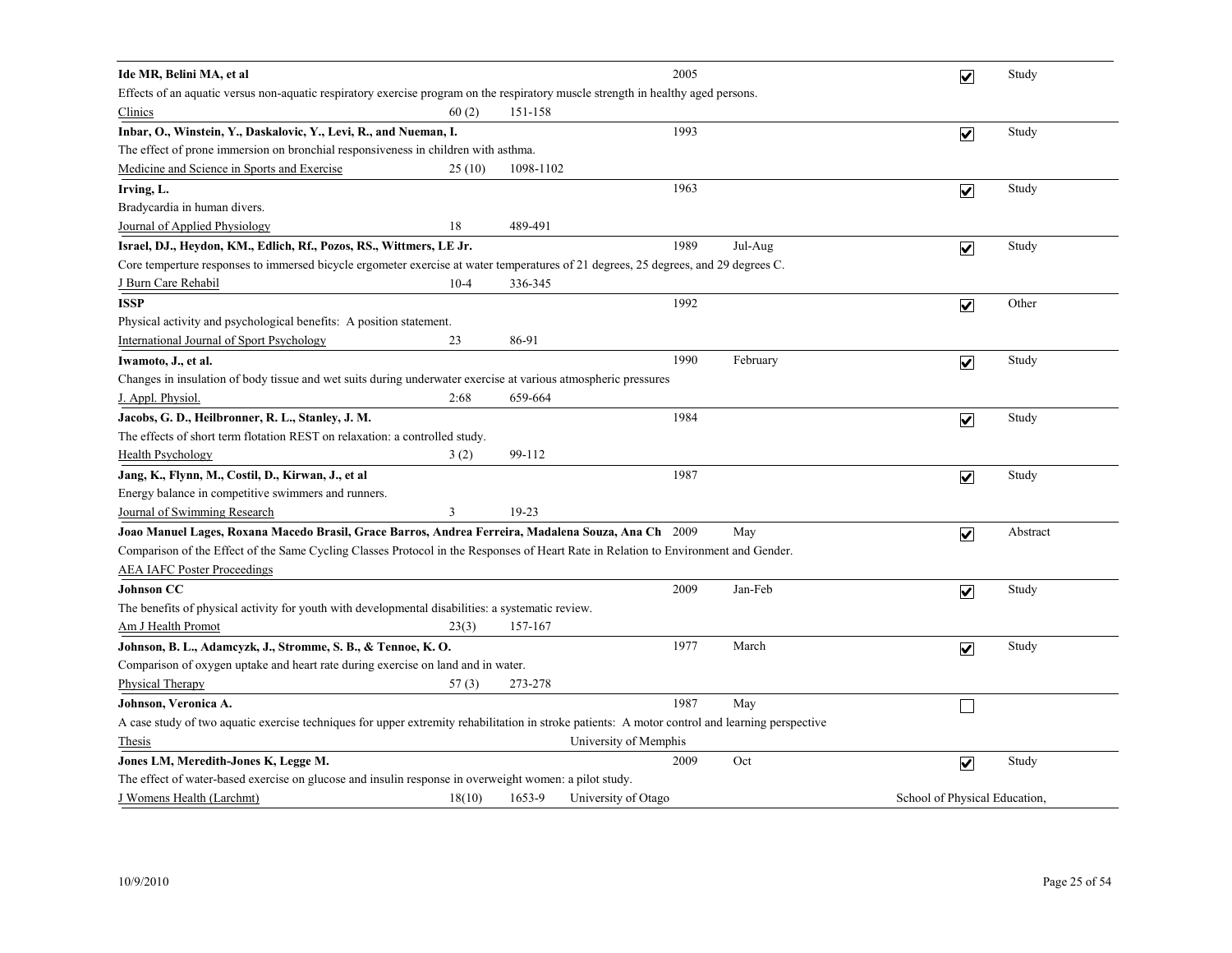**Ide MR, Belini MA, et al** 2005 ☑ Study

Effects of an aquatic versus non-aquatic respiratory exercise program on the respiratory muscle strength in healthy aged persons.

Clinics 60 (2) 151-158

---

**Inbar, O., Winstein, Y., Daskalovic, Y., Levi, R., and Nueman, I.** 1993 ☑ Study

The effect of prone immersion on bronchial responsiveness in children with asthma.

Medicine and Science in Sports and Exercise 25 (10) 1098-1102

---

**Irving, L.** 1963 ☑ Study

Bradycardia in human divers.

Journal of Applied Physiology 18 489-491

---

**Israel, DJ., Heydon, KM., Edlich, Rf., Pozos, RS., Wittmers, LE Jr.** 1989 Jul-Aug ☑ Study

Core temperture responses to immersed bicycle ergometer exercise at water temperatures of 21 degrees, 25 degrees, and 29 degrees C.

J Burn Care Rehabil 10-4 336-345

---

**ISSP** 1992 ☑ Other

Physical activity and psychological benefits: A position statement.

International Journal of Sport Psychology 23 86-91

---

**Iwamoto, J., et al.** 1990 February ☑ Study

Changes in insulation of body tissue and wet suits during underwater exercise at various atmospheric pressures

J. Appl. Physiol. 2:68 659-664

---

**Jacobs, G. D., Heilbronner, R. L., Stanley, J. M.** 1984 ☑ Study

The effects of short term flotation REST on relaxation: a controlled study.

Health Psychology 3 (2) 99-112

---

**Jang, K., Flynn, M., Costil, D., Kirwan, J., et al** 1987 ☑ Study

Energy balance in competitive swimmers and runners.

Journal of Swimming Research 3 19-23

---

**Joao Manuel Lages, Roxana Macedo Brasil, Grace Barros, Andrea Ferreira, Madalena Souza, Ana Ch** 2009 May ☑ Abstract

Comparison of the Effect of the Same Cycling Classes Protocol in the Responses of Heart Rate in Relation to Environment and Gender.

AEA IAFC Poster Proceedings

---

**Johnson CC** 2009 Jan-Feb ☑ Study

The benefits of physical activity for youth with developmental disabilities: a systematic review.

Am J Health Promot 23(3) 157-167

---

**Johnson, B. L., Adamcyzk, J., Stromme, S. B., & Tennoe, K. O.** 1977 March ☑ Study

Comparison of oxygen uptake and heart rate during exercise on land and in water.

Physical Therapy 57 (3) 273-278

---

**Johnson, Veronica A.** 1987 May ☐

A case study of two aquatic exercise techniques for upper extremity rehabilitation in stroke patients: A motor control and learning perspective

Thesis University of Memphis

---

**Jones LM, Meredith-Jones K, Legge M.** 2009 Oct ☑ Study

The effect of water-based exercise on glucose and insulin response in overweight women: a pilot study.

J Womens Health (Larchmt) 18(10) 1653-9 University of Otago School of Physical Education,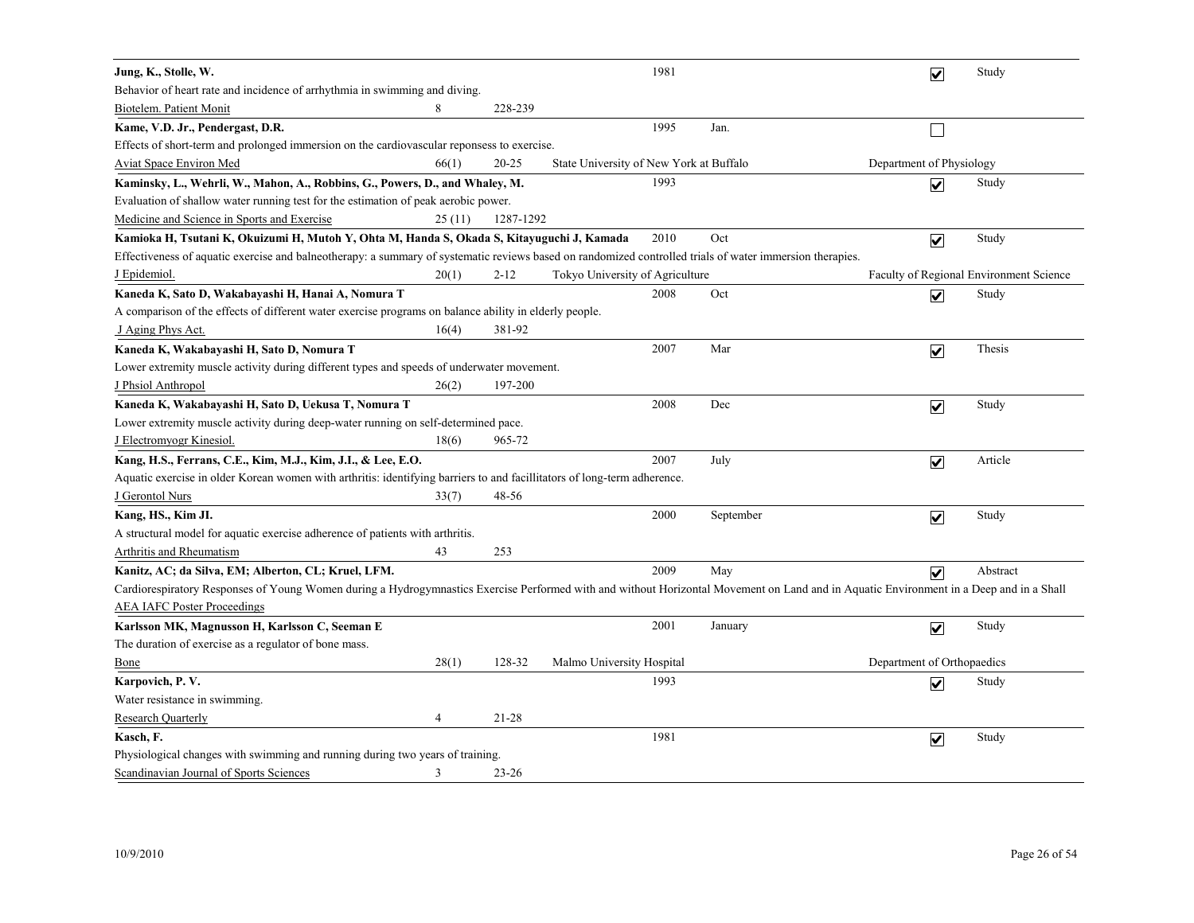**Jung, K., Stolle, W.** 1981 ☑ Study

Behavior of heart rate and incidence of arrhythmia in swimming and diving.

Biotelem. Patient Monit 8 228-239

---

**Kame, V.D. Jr., Pendergast, D.R.** 1995 Jan. ☐

Effects of short-term and prolonged immersion on the cardiovascular reponsess to exercise.

Aviat Space Environ Med 66(1) 20-25 State University of New York at Buffalo Department of Physiology

---

**Kaminsky, L., Wehrli, W., Mahon, A., Robbins, G., Powers, D., and Whaley, M.** 1993 ☑ Study

Evaluation of shallow water running test for the estimation of peak aerobic power.

Medicine and Science in Sports and Exercise 25 (11) 1287-1292

---

**Kamioka H, Tsutani K, Okuizumi H, Mutoh Y, Ohta M, Handa S, Okada S, Kitayuguchi J, Kamada** 2010 Oct ☑ Study

Effectiveness of aquatic exercise and balneotherapy: a summary of systematic reviews based on randomized controlled trials of water immersion therapies.

J Epidemiol. 20(1) 2-12 Tokyo University of Agriculture Faculty of Regional Environment Science

---

**Kaneda K, Sato D, Wakabayashi H, Hanai A, Nomura T** 2008 Oct ☑ Study

A comparison of the effects of different water exercise programs on balance ability in elderly people.

J Aging Phys Act. 16(4) 381-92

---

**Kaneda K, Wakabayashi H, Sato D, Nomura T** 2007 Mar ☑ Thesis

Lower extremity muscle activity during different types and speeds of underwater movement.

J Phsiol Anthropol 26(2) 197-200

---

**Kaneda K, Wakabayashi H, Sato D, Uekusa T, Nomura T** 2008 Dec ☑ Study

Lower extremity muscle activity during deep-water running on self-determined pace.

J Electromyogr Kinesiol. 18(6) 965-72

---

**Kang, H.S., Ferrans, C.E., Kim, M.J., Kim, J.I., & Lee, E.O.** 2007 July ☑ Article

Aquatic exercise in older Korean women with arthritis: identifying barriers to and facillitators of long-term adherence.

J Gerontol Nurs 33(7) 48-56

---

**Kang, HS., Kim JI.** 2000 September ☑ Study

A structural model for aquatic exercise adherence of patients with arthritis.

Arthritis and Rheumatism 43 253

---

**Kanitz, AC; da Silva, EM; Alberton, CL; Kruel, LFM.** 2009 May ☑ Abstract

Cardiorespiratory Responses of Young Women during a Hydrogymnastics Exercise Performed with and without Horizontal Movement on Land and in Aquatic Environment in a Deep and in a Shall

AEA IAFC Poster Proceedings

---

**Karlsson MK, Magnusson H, Karlsson C, Seeman E** 2001 January ☑ Study

The duration of exercise as a regulator of bone mass.

Bone 28(1) 128-32 Malmo University Hospital Department of Orthopaedics

---

**Karpovich, P. V.** 1993 ☑ Study

Water resistance in swimming.

Research Quarterly 4 21-28

---

**Kasch, F.** 1981 ☑ Study

Physiological changes with swimming and running during two years of training.

Scandinavian Journal of Sports Sciences 3 23-26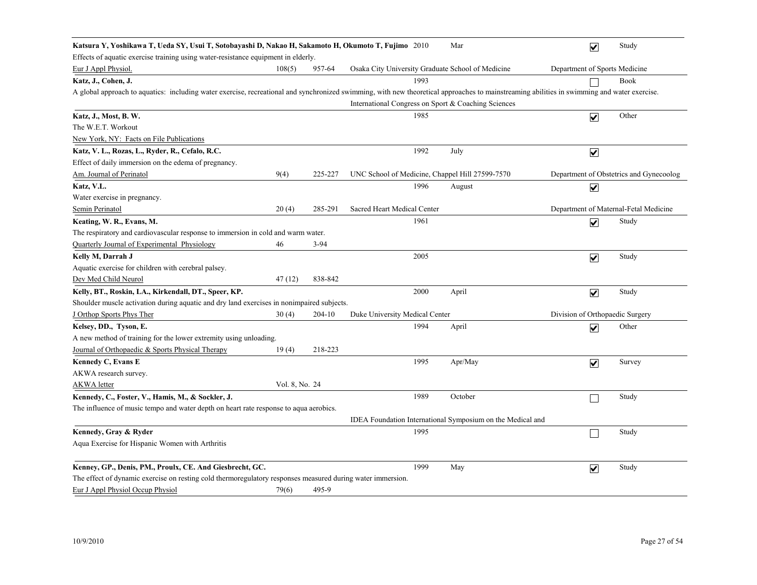**Katsura Y, Yoshikawa T, Ueda SY, Usui T, Sotobayashi D, Nakao H, Sakamoto H, Okumoto T, Fujimo** 2010 Mar ☑ Study

Effects of aquatic exercise training using water-resistance equipment in elderly.

Eur J Appl Physiol. 108(5) 957-64 Osaka City University Graduate School of Medicine — Department of Sports Medicine

---

**Katz, J., Cohen, J.** 1993 ☐ Book

A global approach to aquatics: including water exercise, recreational and synchronized swimming, with new theoretical approaches to mainstreaming abilities in swimming and water exercise.

International Congress on Sport & Coaching Sciences

---

**Katz, J., Most, B. W.** 1985 ☑ Other

The W.E.T. Workout

New York, NY: Facts on File Publications

---

**Katz, V. L., Rozas, L., Ryder, R., Cefalo, R.C.** 1992 July ☑

Effect of daily immersion on the edema of pregnancy.

Am. Journal of Perinatol 9(4) 225-227 UNC School of Medicine, Chappel Hill 27599-7570 — Department of Obstetrics and Gynecoolog

---

**Katz, V.L.** 1996 August ☑

Water exercise in pregnancy.

Semin Perinatol 20 (4) 285-291 Sacred Heart Medical Center — Department of Maternal-Fetal Medicine

---

**Keating, W. R., Evans, M.** 1961 ☑ Study

The respiratory and cardiovascular response to immersion in cold and warm water.

Quarterly Journal of Experimental Physiology 46 3-94

---

**Kelly M, Darrah J** 2005 ☑ Study

Aquatic exercise for children with cerebral palsey.

Dev Med Child Neurol 47 (12) 838-842

---

**Kelly, BT., Roskin, LA., Kirkendall, DT., Speer, KP.** 2000 April ☑ Study

Shoulder muscle activation during aquatic and dry land exercises in nonimpaired subjects.

J Orthop Sports Phys Ther 30 (4) 204-10 Duke University Medical Center — Division of Orthopaedic Surgery

---

**Kelsey, DD., Tyson, E.** 1994 April ☑ Other

A new method of training for the lower extremity using unloading.

Journal of Orthopaedic & Sports Physical Therapy 19 (4) 218-223

---

**Kennedy C, Evans E** 1995 Apr/May ☑ Survey

AKWA research survey.

AKWA letter Vol. 8, No. 24

---

**Kennedy, C., Foster, V., Hamis, M., & Sockler, J.** 1989 October ☐ Study

The influence of music tempo and water depth on heart rate response to aqua aerobics.

IDEA Foundation International Symposium on the Medical and

---

**Kennedy, Gray & Ryder** 1995 ☐ Study

Aqua Exercise for Hispanic Women with Arthritis

---

**Kenney, GP., Denis, PM., Proulx, CE. And Giesbrecht, GC.** 1999 May ☑ Study

The effect of dynamic exercise on resting cold thermoregulatory responses measured during water immersion.

Eur J Appl Physiol Occup Physiol 79(6) 495-9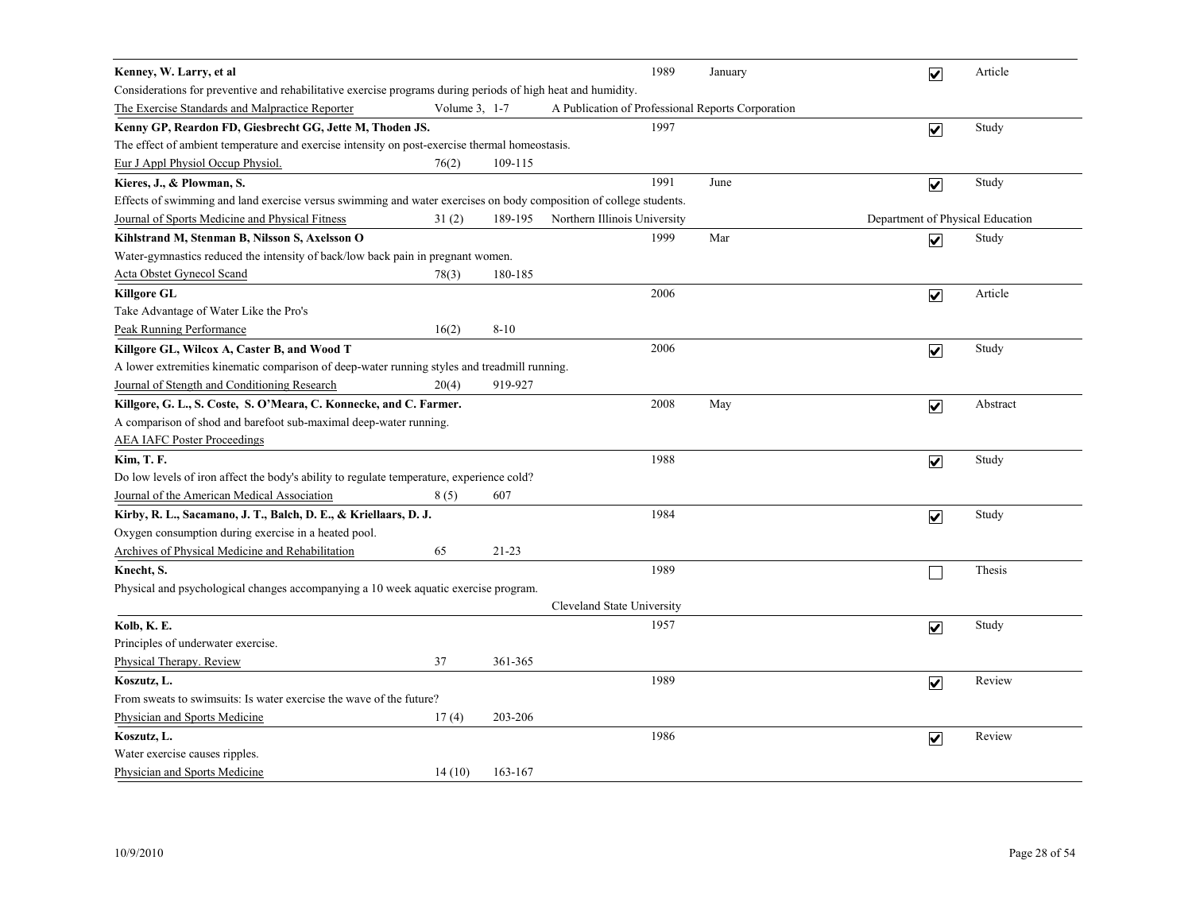**Kenney, W. Larry, et al** 1989 January ☑ Article

Considerations for preventive and rehabilitative exercise programs during periods of high heat and humidity.

The Exercise Standards and Malpractice Reporter Volume 3, 1-7 A Publication of Professional Reports Corporation

---

**Kenny GP, Reardon FD, Giesbrecht GG, Jette M, Thoden JS.** 1997 ☑ Study

The effect of ambient temperature and exercise intensity on post-exercise thermal homeostasis.

Eur J Appl Physiol Occup Physiol. 76(2) 109-115

---

**Kieres, J., & Plowman, S.** 1991 June ☑ Study

Effects of swimming and land exercise versus swimming and water exercises on body composition of college students.

Journal of Sports Medicine and Physical Fitness 31 (2) 189-195 Northern Illinois University Department of Physical Education

---

**Kihlstrand M, Stenman B, Nilsson S, Axelsson O** 1999 Mar ☑ Study

Water-gymnastics reduced the intensity of back/low back pain in pregnant women.

Acta Obstet Gynecol Scand 78(3) 180-185

---

**Killgore GL** 2006 ☑ Article

Take Advantage of Water Like the Pro's

Peak Running Performance 16(2) 8-10

---

**Killgore GL, Wilcox A, Caster B, and Wood T** 2006 ☑ Study

A lower extremities kinematic comparison of deep-water running styles and treadmill running.

Journal of Stength and Conditioning Research 20(4) 919-927

---

**Killgore, G. L., S. Coste, S. O'Meara, C. Konnecke, and C. Farmer.** 2008 May ☑ Abstract

A comparison of shod and barefoot sub-maximal deep-water running.

AEA IAFC Poster Proceedings

---

**Kim, T. F.** 1988 ☑ Study

Do low levels of iron affect the body's ability to regulate temperature, experience cold?

Journal of the American Medical Association 8 (5) 607

---

**Kirby, R. L., Sacamano, J. T., Balch, D. E., & Kriellaars, D. J.** 1984 ☑ Study

Oxygen consumption during exercise in a heated pool.

Archives of Physical Medicine and Rehabilitation 65 21-23

---

**Knecht, S.** 1989 ☐ Thesis

Physical and psychological changes accompanying a 10 week aquatic exercise program.

Cleveland State University

---

**Kolb, K. E.** 1957 ☑ Study

Principles of underwater exercise.

Physical Therapy. Review 37 361-365

---

**Koszutz, L.** 1989 ☑ Review

From sweats to swimsuits: Is water exercise the wave of the future?

Physician and Sports Medicine 17 (4) 203-206

---

**Koszutz, L.** 1986 ☑ Review

Water exercise causes ripples.

Physician and Sports Medicine 14 (10) 163-167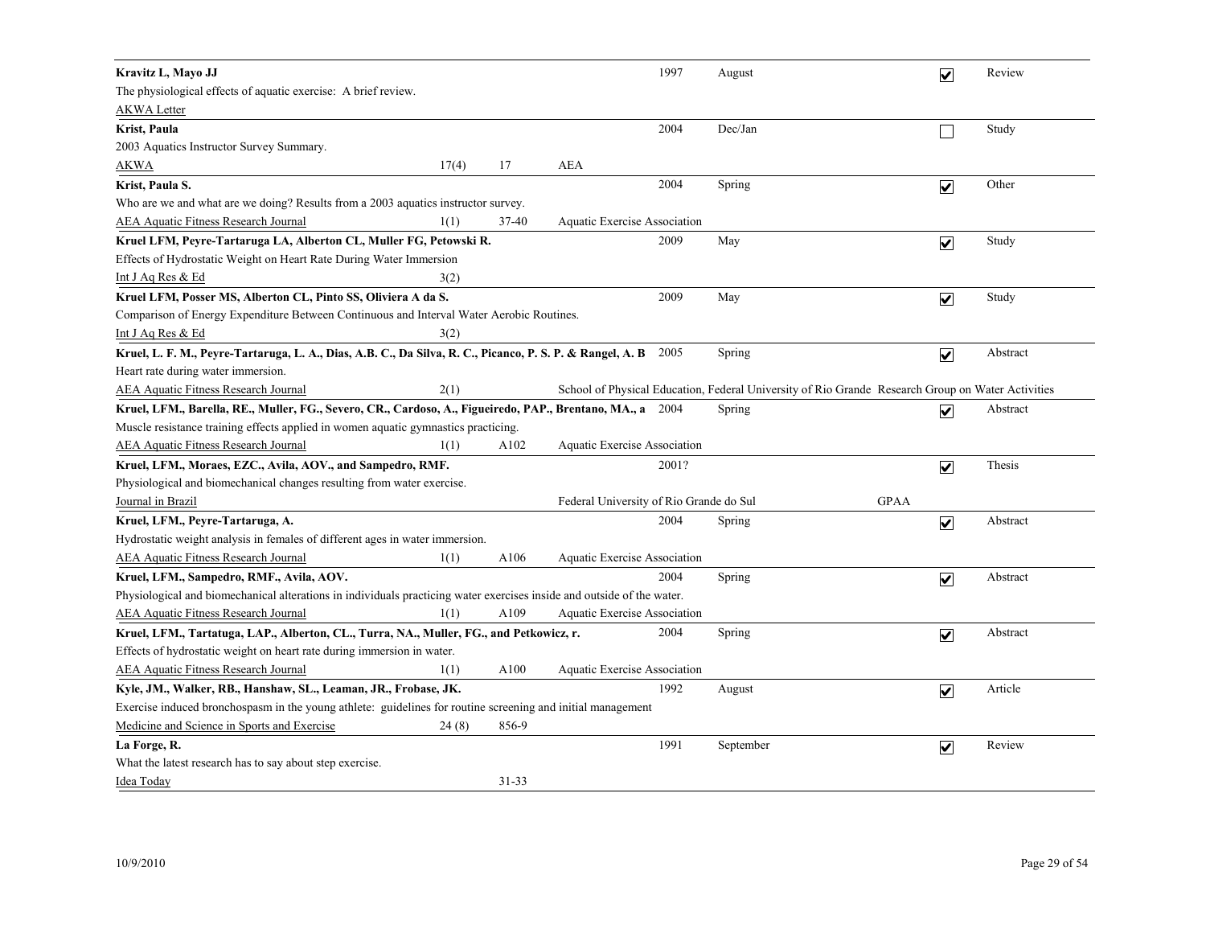**Kravitz L, Mayo JJ** | 1997 | August | ☑ | Review

The physiological effects of aquatic exercise: A brief review.

AKWA Letter

---

**Krist, Paula** | 2004 | Dec/Jan | ☐ | Study

2003 Aquatics Instructor Survey Summary.

AKWA | 17(4) | 17 | AEA

---

**Krist, Paula S.** | 2004 | Spring | ☑ | Other

Who are we and what are we doing? Results from a 2003 aquatics instructor survey.

AEA Aquatic Fitness Research Journal | 1(1) | 37-40 | Aquatic Exercise Association

---

**Kruel LFM, Peyre-Tartaruga LA, Alberton CL, Muller FG, Petowski R.** | 2009 | May | ☑ | Study

Effects of Hydrostatic Weight on Heart Rate During Water Immersion

Int J Aq Res & Ed | 3(2)

---

**Kruel LFM, Posser MS, Alberton CL, Pinto SS, Oliviera A da S.** | 2009 | May | ☑ | Study

Comparison of Energy Expenditure Between Continuous and Interval Water Aerobic Routines.

Int J Aq Res & Ed | 3(2)

---

**Kruel, L. F. M., Peyre-Tartaruga, L. A., Dias, A.B. C., Da Silva, R. C., Picanco, P. S. P. & Rangel, A. B** | 2005 | Spring | ☑ | Abstract

Heart rate during water immersion.

AEA Aquatic Fitness Research Journal | 2(1) | School of Physical Education, Federal University of Rio Grande Research Group on Water Activities

---

**Kruel, LFM., Barella, RE., Muller, FG., Severo, CR., Cardoso, A., Figueiredo, PAP., Brentano, MA., a** | 2004 | Spring | ☑ | Abstract

Muscle resistance training effects applied in women aquatic gymnastics practicing.

AEA Aquatic Fitness Research Journal | 1(1) | A102 | Aquatic Exercise Association

---

**Kruel, LFM., Moraes, EZC., Avila, AOV., and Sampedro, RMF.** | 2001? | ☑ | Thesis

Physiological and biomechanical changes resulting from water exercise.

Journal in Brazil | Federal University of Rio Grande do Sul | GPAA

---

**Kruel, LFM., Peyre-Tartaruga, A.** | 2004 | Spring | ☑ | Abstract

Hydrostatic weight analysis in females of different ages in water immersion.

AEA Aquatic Fitness Research Journal | 1(1) | A106 | Aquatic Exercise Association

---

**Kruel, LFM., Sampedro, RMF., Avila, AOV.** | 2004 | Spring | ☑ | Abstract

Physiological and biomechanical alterations in individuals practicing water exercises inside and outside of the water.

AEA Aquatic Fitness Research Journal | 1(1) | A109 | Aquatic Exercise Association

---

**Kruel, LFM., Tartatuga, LAP., Alberton, CL., Turra, NA., Muller, FG., and Petkowicz, r.** | 2004 | Spring | ☑ | Abstract

Effects of hydrostatic weight on heart rate during immersion in water.

AEA Aquatic Fitness Research Journal | 1(1) | A100 | Aquatic Exercise Association

---

**Kyle, JM., Walker, RB., Hanshaw, SL., Leaman, JR., Frobase, JK.** | 1992 | August | ☑ | Article

Exercise induced bronchospasm in the young athlete: guidelines for routine screening and initial management

Medicine and Science in Sports and Exercise | 24 (8) | 856-9

---

**La Forge, R.** | 1991 | September | ☑ | Review

What the latest research has to say about step exercise.

Idea Today | 31-33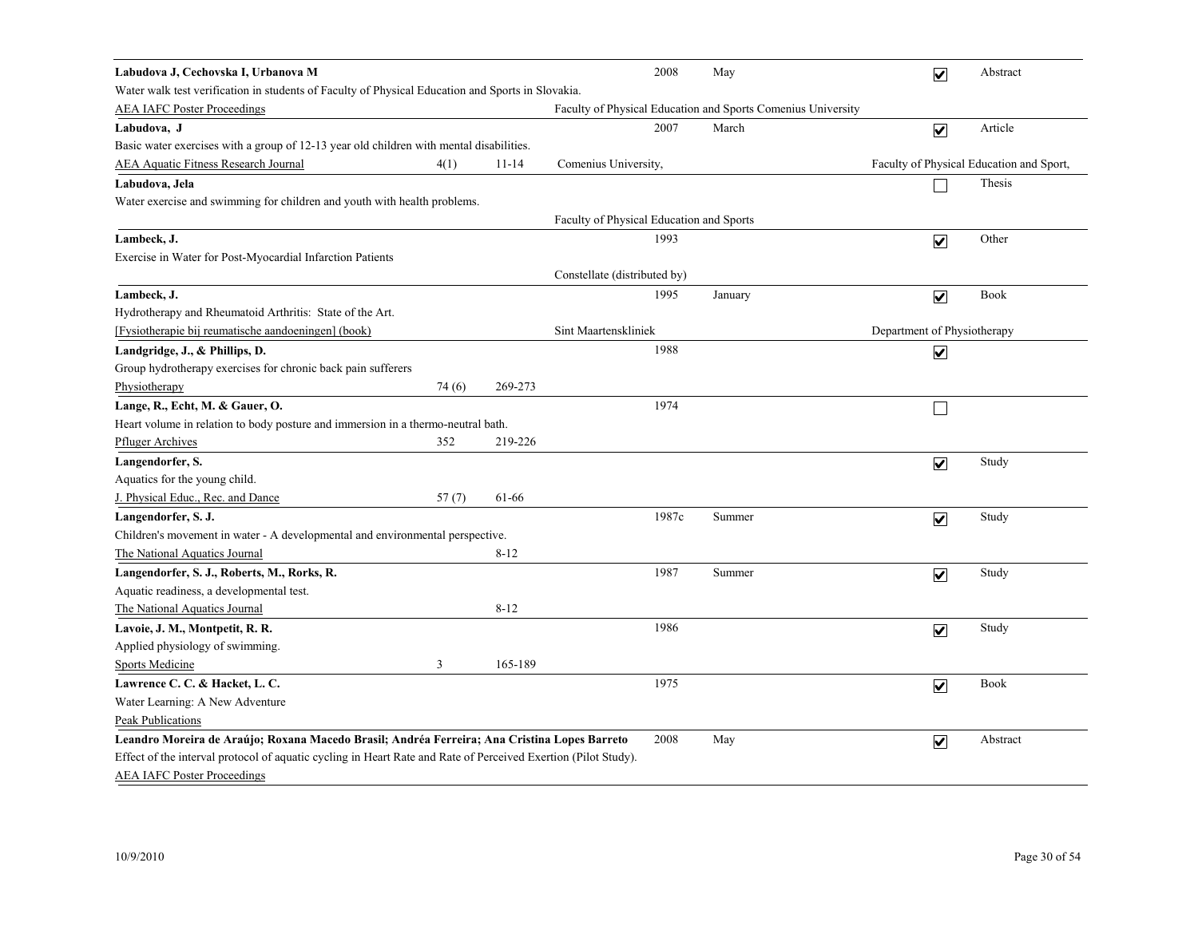**Labudova J, Cechovska I, Urbanova M** | 2008 | May | ☑ | Abstract

Water walk test verification in students of Faculty of Physical Education and Sports in Slovakia.

AEA IAFC Poster Proceedings | Faculty of Physical Education and Sports Comenius University

---

**Labudova, J** | 2007 | March | ☑ | Article

Basic water exercises with a group of 12-13 year old children with mental disabilities.

AEA Aquatic Fitness Research Journal | 4(1) | 11-14 | Comenius University, | Faculty of Physical Education and Sport,

---

**Labudova, Jela** | ☐ | Thesis

Water exercise and swimming for children and youth with health problems.

Faculty of Physical Education and Sports

---

**Lambeck, J.** | 1993 | ☑ | Other

Exercise in Water for Post-Myocardial Infarction Patients

Constellate (distributed by)

---

**Lambeck, J.** | 1995 | January | ☑ | Book

Hydrotherapy and Rheumatoid Arthritis: State of the Art.

[Fysiotherapie bij reumatische aandoeningen] (book) | Sint Maartenskliniek | Department of Physiotherapy

---

**Landgridge, J., & Phillips, D.** | 1988 | ☑

Group hydrotherapy exercises for chronic back pain sufferers

Physiotherapy | 74 (6) | 269-273

---

**Lange, R., Echt, M. & Gauer, O.** | 1974 | ☐

Heart volume in relation to body posture and immersion in a thermo-neutral bath.

Pfluger Archives | 352 | 219-226

---

**Langendorfer, S.** | ☑ | Study

Aquatics for the young child.

J. Physical Educ., Rec. and Dance | 57 (7) | 61-66

---

**Langendorfer, S. J.** | 1987c | Summer | ☑ | Study

Children's movement in water - A developmental and environmental perspective.

The National Aquatics Journal | 8-12

---

**Langendorfer, S. J., Roberts, M., Rorks, R.** | 1987 | Summer | ☑ | Study

Aquatic readiness, a developmental test.

The National Aquatics Journal | 8-12

---

**Lavoie, J. M., Montpetit, R. R.** | 1986 | ☑ | Study

Applied physiology of swimming.

Sports Medicine | 3 | 165-189

---

**Lawrence C. C. & Hacket, L. C.** | 1975 | ☑ | Book

Water Learning: A New Adventure

Peak Publications

---

**Leandro Moreira de Araújo; Roxana Macedo Brasil; Andréa Ferreira; Ana Cristina Lopes Barreto** | 2008 | May | ☑ | Abstract

Effect of the interval protocol of aquatic cycling in Heart Rate and Rate of Perceived Exertion (Pilot Study).

AEA IAFC Poster Proceedings

---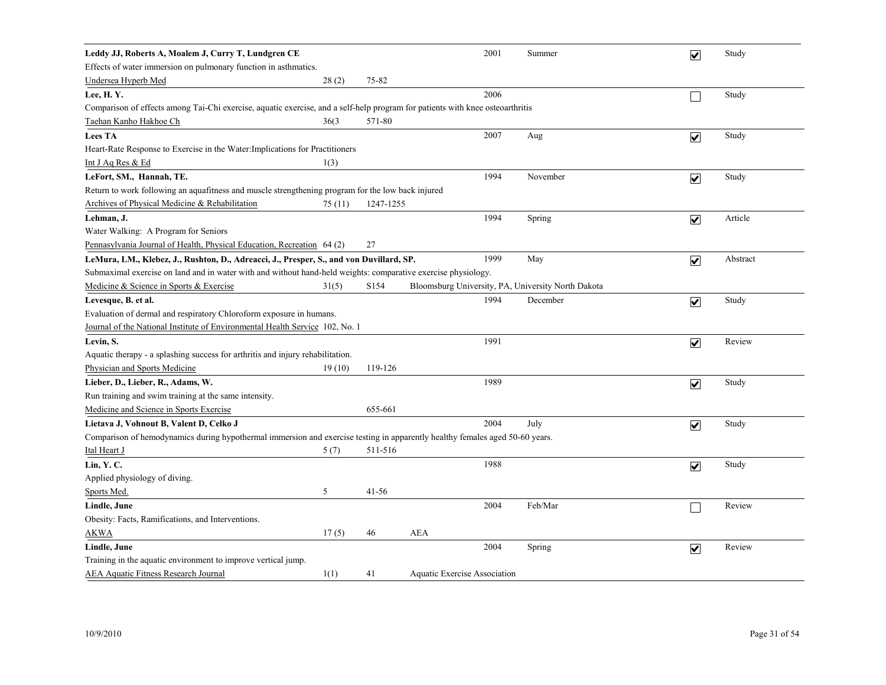**Leddy JJ, Roberts A, Moalem J, Curry T, Lundgren CE** | 2001 | Summer | ☑ | Study

Effects of water immersion on pulmonary function in asthmatics.

Undersea Hyperb Med | 28 (2) | 75-82

---

**Lee, H. Y.** | 2006 | ☐ | Study

Comparison of effects among Tai-Chi exercise, aquatic exercise, and a self-help program for patients with knee osteoarthritis

Taehan Kanho Hakhoe Ch | 36(3 | 571-80

---

**Lees TA** | 2007 | Aug | ☑ | Study

Heart-Rate Response to Exercise in the Water:Implications for Practitioners

Int J Aq Res & Ed | 1(3)

---

**LeFort, SM., Hannah, TE.** | 1994 | November | ☑ | Study

Return to work following an aquafitness and muscle strengthening program for the low back injured

Archives of Physical Medicine & Rehabilitation | 75 (11) | 1247-1255

---

**Lehman, J.** | 1994 | Spring | ☑ | Article

Water Walking: A Program for Seniors

Pennsylvania Journal of Health, Physical Education, Recreation | 64 (2) | 27

---

**LeMura, LM., Klebez, J., Rushton, D., Adreacci, J., Presper, S., and von Duvillard, SP.** | 1999 | May | ☑ | Abstract

Submaximal exercise on land and in water with and without hand-held weights: comparative exercise physiology.

Medicine & Science in Sports & Exercise | 31(5) | S154 | Bloomsburg University, PA, University North Dakota

---

**Levesque, B. et al.** | 1994 | December | ☑ | Study

Evaluation of dermal and respiratory Chloroform exposure in humans.

Journal of the National Institute of Environmental Health Service | 102, No. 1

---

**Levin, S.** | 1991 | ☑ | Review

Aquatic therapy - a splashing success for arthritis and injury rehabilitation.

Physician and Sports Medicine | 19 (10) | 119-126

---

**Lieber, D., Lieber, R., Adams, W.** | 1989 | ☑ | Study

Run training and swim training at the same intensity.

Medicine and Science in Sports Exercise | 655-661

---

**Lietava J, Vohnout B, Valent D, Celko J** | 2004 | July | ☑ | Study

Comparison of hemodynamics during hypothermal immersion and exercise testing in apparently healthy females aged 50-60 years.

Ital Heart J | 5 (7) | 511-516

---

**Lin, Y. C.** | 1988 | ☑ | Study

Applied physiology of diving.

Sports Med. | 5 | 41-56

---

**Lindle, June** | 2004 | Feb/Mar | ☐ | Review

Obesity: Facts, Ramifications, and Interventions.

AKWA | 17 (5) | 46 | AEA

---

**Lindle, June** | 2004 | Spring | ☑ | Review

Training in the aquatic environment to improve vertical jump.

AEA Aquatic Fitness Research Journal | 1(1) | 41 | Aquatic Exercise Association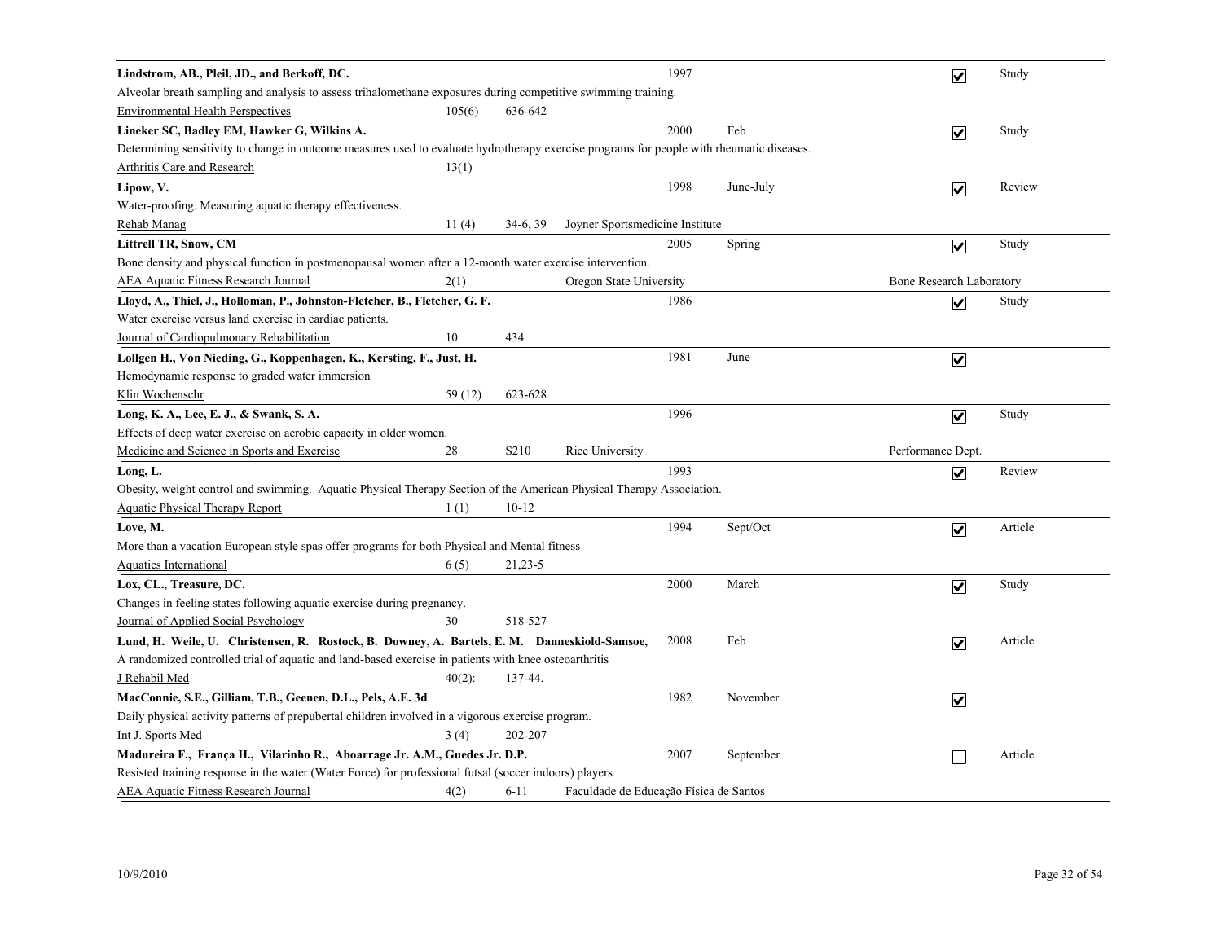**Lindstrom, AB., Pleil, JD., and Berkoff, DC.** 1997 ☑ Study

Alveolar breath sampling and analysis to assess trihalomethane exposures during competitive swimming training.

Environmental Health Perspectives 105(6) 636-642

---

**Lineker SC, Badley EM, Hawker G, Wilkins A.** 2000 Feb ☑ Study

Determining sensitivity to change in outcome measures used to evaluate hydrotherapy exercise programs for people with rheumatic diseases.

Arthritis Care and Research 13(1)

---

**Lipow, V.** 1998 June-July ☑ Review

Water-proofing. Measuring aquatic therapy effectiveness.

Rehab Manag 11 (4) 34-6, 39 Joyner Sportsmedicine Institute

---

**Littrell TR, Snow, CM** 2005 Spring ☑ Study

Bone density and physical function in postmenopausal women after a 12-month water exercise intervention.

AEA Aquatic Fitness Research Journal 2(1) Oregon State University Bone Research Laboratory

---

**Lloyd, A., Thiel, J., Holloman, P., Johnston-Fletcher, B., Fletcher, G. F.** 1986 ☑ Study

Water exercise versus land exercise in cardiac patients.

Journal of Cardiopulmonary Rehabilitation 10 434

---

**Lollgen H., Von Nieding, G., Koppenhagen, K., Kersting, F., Just, H.** 1981 June ☑

Hemodynamic response to graded water immersion

Klin Wochenschr 59 (12) 623-628

---

**Long, K. A., Lee, E. J., & Swank, S. A.** 1996 ☑ Study

Effects of deep water exercise on aerobic capacity in older women.

Medicine and Science in Sports and Exercise 28 S210 Rice University Performance Dept.

---

**Long, L.** 1993 ☑ Review

Obesity, weight control and swimming. Aquatic Physical Therapy Section of the American Physical Therapy Association.

Aquatic Physical Therapy Report 1 (1) 10-12

---

**Love, M.** 1994 Sept/Oct ☑ Article

More than a vacation European style spas offer programs for both Physical and Mental fitness

Aquatics International 6 (5) 21,23-5

---

**Lox, CL., Treasure, DC.** 2000 March ☑ Study

Changes in feeling states following aquatic exercise during pregnancy.

Journal of Applied Social Psychology 30 518-527

---

**Lund, H. Weile, U. Christensen, R. Rostock, B. Downey, A. Bartels, E. M. Danneskiold-Samsoe,** 2008 Feb ☑ Article

A randomized controlled trial of aquatic and land-based exercise in patients with knee osteoarthritis

J Rehabil Med 40(2): 137-44.

---

**MacConnie, S.E., Gilliam, T.B., Geenen, D.L., Pels, A.E. 3d** 1982 November ☑

Daily physical activity patterns of prepubertal children involved in a vigorous exercise program.

Int J. Sports Med 3 (4) 202-207

---

**Madureira F., França H., Vilarinho R., Aboarrage Jr. A.M., Guedes Jr. D.P.** 2007 September ☐ Article

Resisted training response in the water (Water Force) for professional futsal (soccer indoors) players

AEA Aquatic Fitness Research Journal 4(2) 6-11 Faculdade de Educação Física de Santos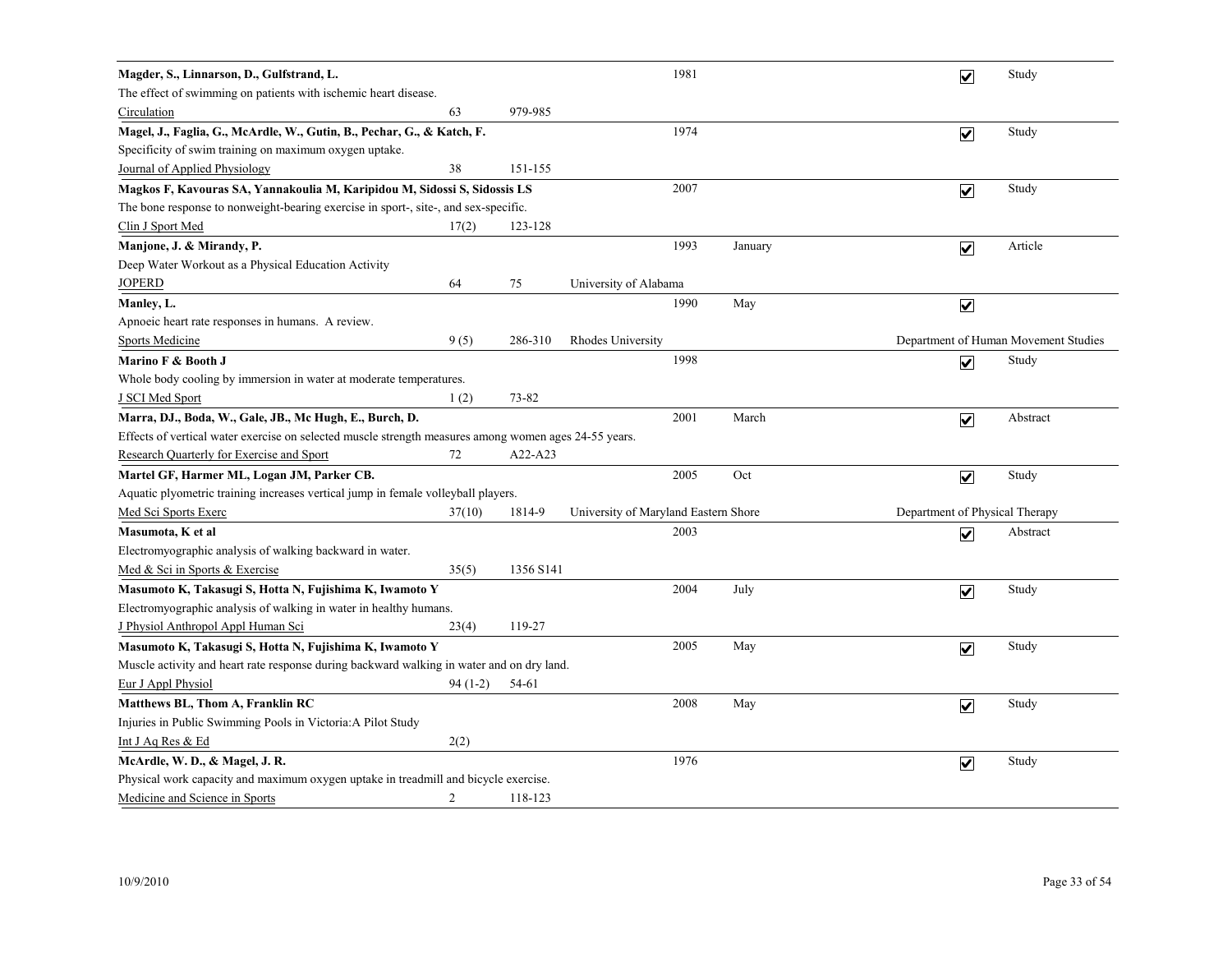**Magder, S., Linnarson, D., Gulfstrand, L.** 1981 ☑ Study

The effect of swimming on patients with ischemic heart disease.

Circulation 63 979-985

---

**Magel, J., Faglia, G., McArdle, W., Gutin, B., Pechar, G., & Katch, F.** 1974 ☑ Study

Specificity of swim training on maximum oxygen uptake.

Journal of Applied Physiology 38 151-155

---

**Magkos F, Kavouras SA, Yannakoulia M, Karipidou M, Sidossi S, Sidossis LS** 2007 ☑ Study

The bone response to nonweight-bearing exercise in sport-, site-, and sex-specific.

Clin J Sport Med 17(2) 123-128

---

**Manjone, J. & Mirandy, P.** 1993 January ☑ Article

Deep Water Workout as a Physical Education Activity

JOPERD 64 75 University of Alabama

---

**Manley, L.** 1990 May ☑

Apnoeic heart rate responses in humans. A review.

Sports Medicine 9 (5) 286-310 Rhodes University Department of Human Movement Studies

---

**Marino F & Booth J** 1998 ☑ Study

Whole body cooling by immersion in water at moderate temperatures.

J SCI Med Sport 1 (2) 73-82

---

**Marra, DJ., Boda, W., Gale, JB., Mc Hugh, E., Burch, D.** 2001 March ☑ Abstract

Effects of vertical water exercise on selected muscle strength measures among women ages 24-55 years.

Research Quarterly for Exercise and Sport 72 A22-A23

---

**Martel GF, Harmer ML, Logan JM, Parker CB.** 2005 Oct ☑ Study

Aquatic plyometric training increases vertical jump in female volleyball players.

Med Sci Sports Exerc 37(10) 1814-9 University of Maryland Eastern Shore Department of Physical Therapy

---

**Masumota, K et al** 2003 ☑ Abstract

Electromyographic analysis of walking backward in water.

Med & Sci in Sports & Exercise 35(5) 1356 S141

---

**Masumoto K, Takasugi S, Hotta N, Fujishima K, Iwamoto Y** 2004 July ☑ Study

Electromyographic analysis of walking in water in healthy humans.

J Physiol Anthropol Appl Human Sci 23(4) 119-27

---

**Masumoto K, Takasugi S, Hotta N, Fujishima K, Iwamoto Y** 2005 May ☑ Study

Muscle activity and heart rate response during backward walking in water and on dry land.

Eur J Appl Physiol 94 (1-2) 54-61

---

**Matthews BL, Thom A, Franklin RC** 2008 May ☑ Study

Injuries in Public Swimming Pools in Victoria:A Pilot Study

Int J Aq Res & Ed 2(2)

---

**McArdle, W. D., & Magel, J. R.** 1976 ☑ Study

Physical work capacity and maximum oxygen uptake in treadmill and bicycle exercise.

Medicine and Science in Sports 2 118-123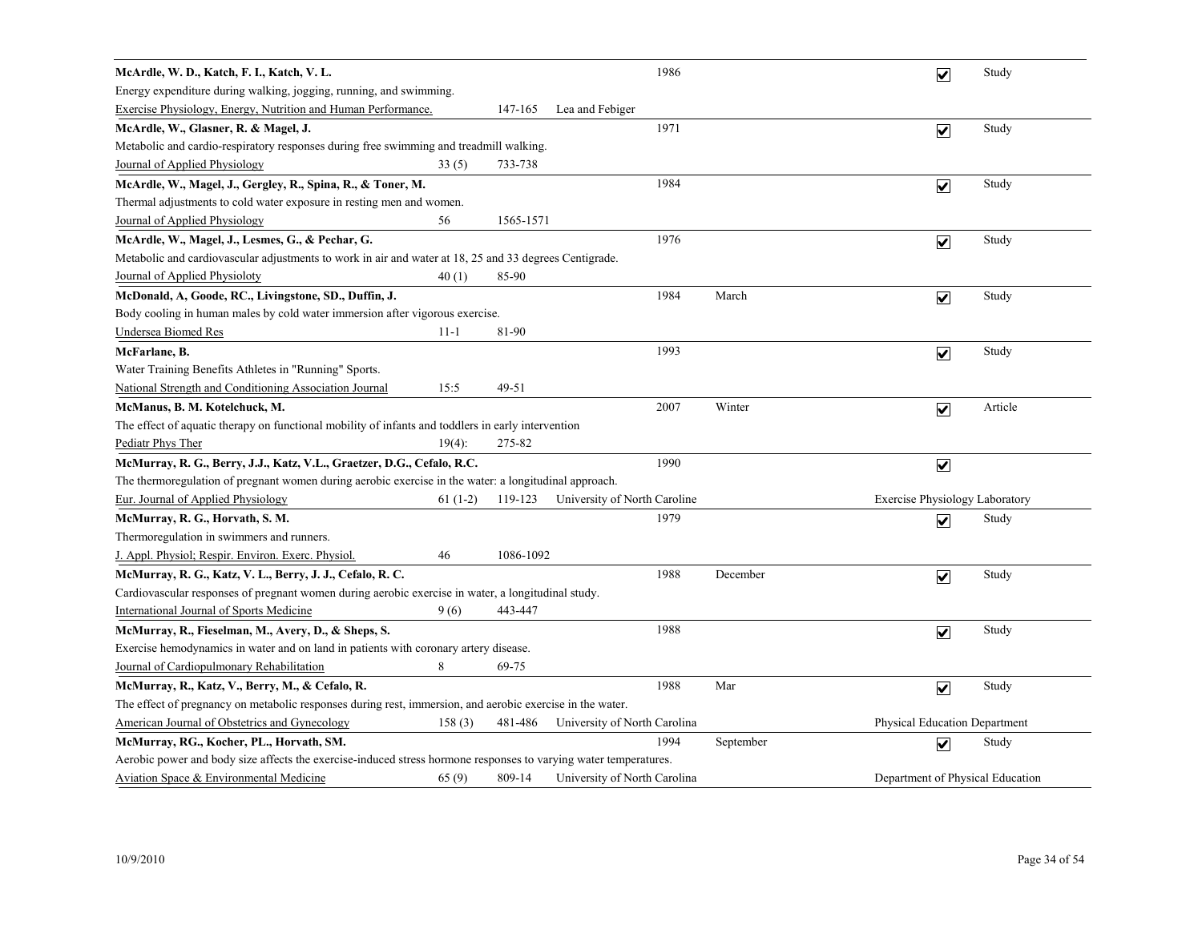**McArdle, W. D., Katch, F. I., Katch, V. L.** 1986 ☑ Study
Energy expenditure during walking, jogging, running, and swimming.
Exercise Physiology, Energy, Nutrition and Human Performance. 147-165 Lea and Febiger

---

**McArdle, W., Glasner, R. & Magel, J.** 1971 ☑ Study
Metabolic and cardio-respiratory responses during free swimming and treadmill walking.
Journal of Applied Physiology 33 (5) 733-738

---

**McArdle, W., Magel, J., Gergley, R., Spina, R., & Toner, M.** 1984 ☑ Study
Thermal adjustments to cold water exposure in resting men and women.
Journal of Applied Physiology 56 1565-1571

---

**McArdle, W., Magel, J., Lesmes, G., & Pechar, G.** 1976 ☑ Study
Metabolic and cardiovascular adjustments to work in air and water at 18, 25 and 33 degrees Centigrade.
Journal of Applied Physioloty 40 (1) 85-90

---

**McDonald, A, Goode, RC., Livingstone, SD., Duffin, J.** 1984 March ☑ Study
Body cooling in human males by cold water immersion after vigorous exercise.
Undersea Biomed Res 11-1 81-90

---

**McFarlane, B.** 1993 ☑ Study
Water Training Benefits Athletes in "Running" Sports.
National Strength and Conditioning Association Journal 15:5 49-51

---

**McManus, B. M. Kotelchuck, M.** 2007 Winter ☑ Article
The effect of aquatic therapy on functional mobility of infants and toddlers in early intervention
Pediatr Phys Ther 19(4): 275-82

---

**McMurray, R. G., Berry, J.J., Katz, V.L., Graetzer, D.G., Cefalo, R.C.** 1990 ☑
The thermoregulation of pregnant women during aerobic exercise in the water: a longitudinal approach.
Eur. Journal of Applied Physiology 61 (1-2) 119-123 University of North Caroline Exercise Physiology Laboratory

---

**McMurray, R. G., Horvath, S. M.** 1979 ☑ Study
Thermoregulation in swimmers and runners.
J. Appl. Physiol; Respir. Environ. Exerc. Physiol. 46 1086-1092

---

**McMurray, R. G., Katz, V. L., Berry, J. J., Cefalo, R. C.** 1988 December ☑ Study
Cardiovascular responses of pregnant women during aerobic exercise in water, a longitudinal study.
International Journal of Sports Medicine 9 (6) 443-447

---

**McMurray, R., Fieselman, M., Avery, D., & Sheps, S.** 1988 ☑ Study
Exercise hemodynamics in water and on land in patients with coronary artery disease.
Journal of Cardiopulmonary Rehabilitation 8 69-75

---

**McMurray, R., Katz, V., Berry, M., & Cefalo, R.** 1988 Mar ☑ Study
The effect of pregnancy on metabolic responses during rest, immersion, and aerobic exercise in the water.
American Journal of Obstetrics and Gynecology 158 (3) 481-486 University of North Carolina Physical Education Department

---

**McMurray, RG., Kocher, PL., Horvath, SM.** 1994 September ☑ Study
Aerobic power and body size affects the exercise-induced stress hormone responses to varying water temperatures.
Aviation Space & Environmental Medicine 65 (9) 809-14 University of North Carolina Department of Physical Education

---

10/9/2010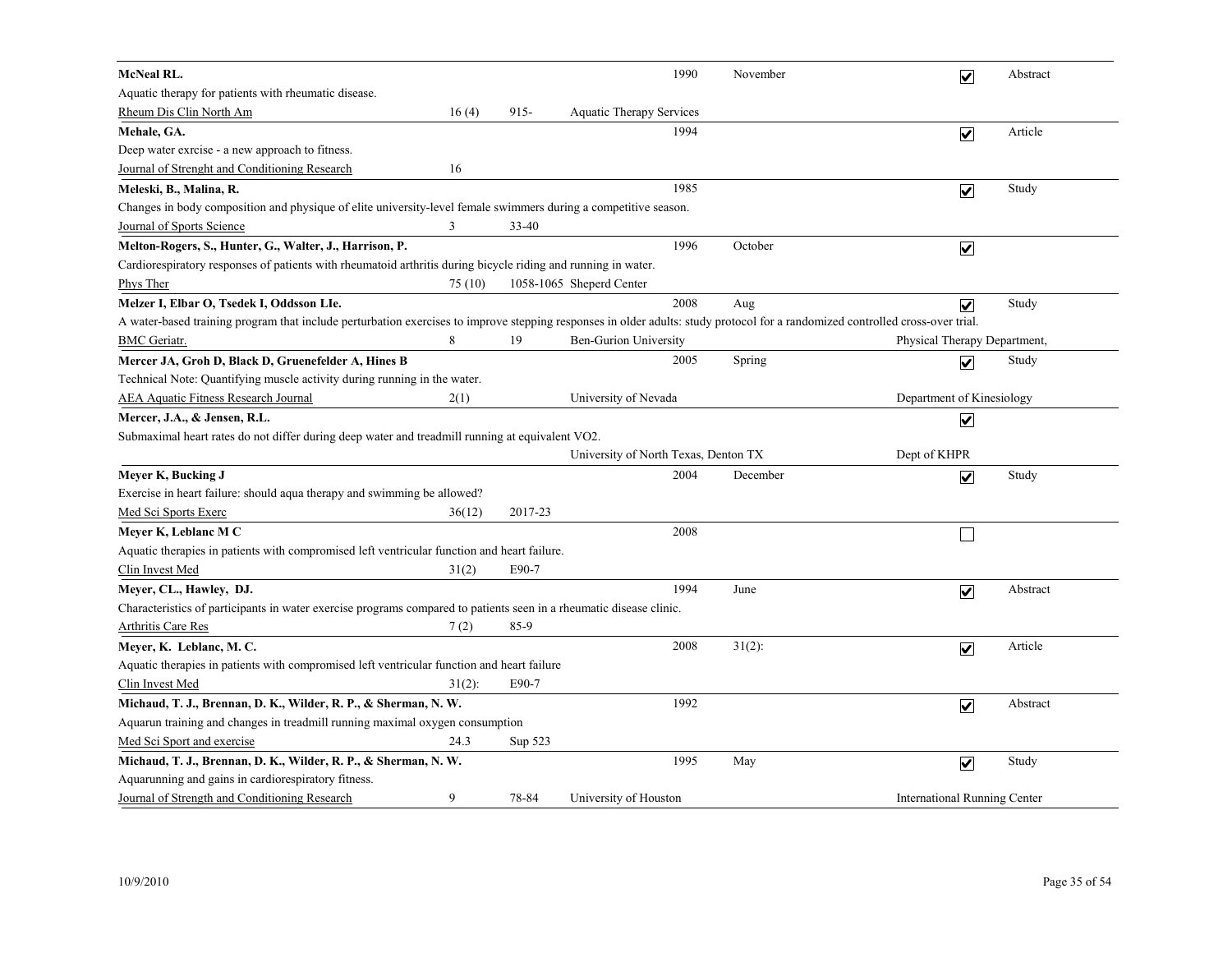**McNeal RL.** | 1990 | November | ☑ | Abstract

Aquatic therapy for patients with rheumatic disease.

Rheum Dis Clin North Am | 16 (4) | 915- | Aquatic Therapy Services

---

**Mehale, GA.** | 1994 | ☑ | Article

Deep water exrcise - a new approach to fitness.

Journal of Strenght and Conditioning Research | 16

---

**Meleski, B., Malina, R.** | 1985 | ☑ | Study

Changes in body composition and physique of elite university-level female swimmers during a competitive season.

Journal of Sports Science | 3 | 33-40

---

**Melton-Rogers, S., Hunter, G., Walter, J., Harrison, P.** | 1996 | October | ☑

Cardiorespiratory responses of patients with rheumatoid arthritis during bicycle riding and running in water.

Phys Ther | 75 (10) | 1058-1065 | Sheperd Center

---

**Melzer I, Elbar O, Tsedek I, Oddsson LIe.** | 2008 | Aug | ☑ | Study

A water-based training program that include perturbation exercises to improve stepping responses in older adults: study protocol for a randomized controlled cross-over trial.

BMC Geriatr. | 8 | 19 | Ben-Gurion University | Physical Therapy Department,

---

**Mercer JA, Groh D, Black D, Gruenefelder A, Hines B** | 2005 | Spring | ☑ | Study

Technical Note: Quantifying muscle activity during running in the water.

AEA Aquatic Fitness Research Journal | 2(1) | University of Nevada | Department of Kinesiology

---

**Mercer, J.A., & Jensen, R.L.** | ☑

Submaximal heart rates do not differ during deep water and treadmill running at equivalent VO2.

University of North Texas, Denton TX | Dept of KHPR

---

**Meyer K, Bucking J** | 2004 | December | ☑ | Study

Exercise in heart failure: should aqua therapy and swimming be allowed?

Med Sci Sports Exerc | 36(12) | 2017-23

---

**Meyer K, Leblanc M C** | 2008 | ☐

Aquatic therapies in patients with compromised left ventricular function and heart failure.

Clin Invest Med | 31(2) | E90-7

---

**Meyer, CL., Hawley, DJ.** | 1994 | June | ☑ | Abstract

Characteristics of participants in water exercise programs compared to patients seen in a rheumatic disease clinic.

Arthritis Care Res | 7 (2) | 85-9

---

**Meyer, K. Leblanc, M. C.** | 2008 | 31(2): | ☑ | Article

Aquatic therapies in patients with compromised left ventricular function and heart failure

Clin Invest Med | 31(2): | E90-7

---

**Michaud, T. J., Brennan, D. K., Wilder, R. P., & Sherman, N. W.** | 1992 | ☑ | Abstract

Aquarun training and changes in treadmill running maximal oxygen consumption

Med Sci Sport and exercise | 24.3 | Sup 523

---

**Michaud, T. J., Brennan, D. K., Wilder, R. P., & Sherman, N. W.** | 1995 | May | ☑ | Study

Aquarunning and gains in cardiorespiratory fitness.

Journal of Strength and Conditioning Research | 9 | 78-84 | University of Houston | International Running Center

---

10/9/2010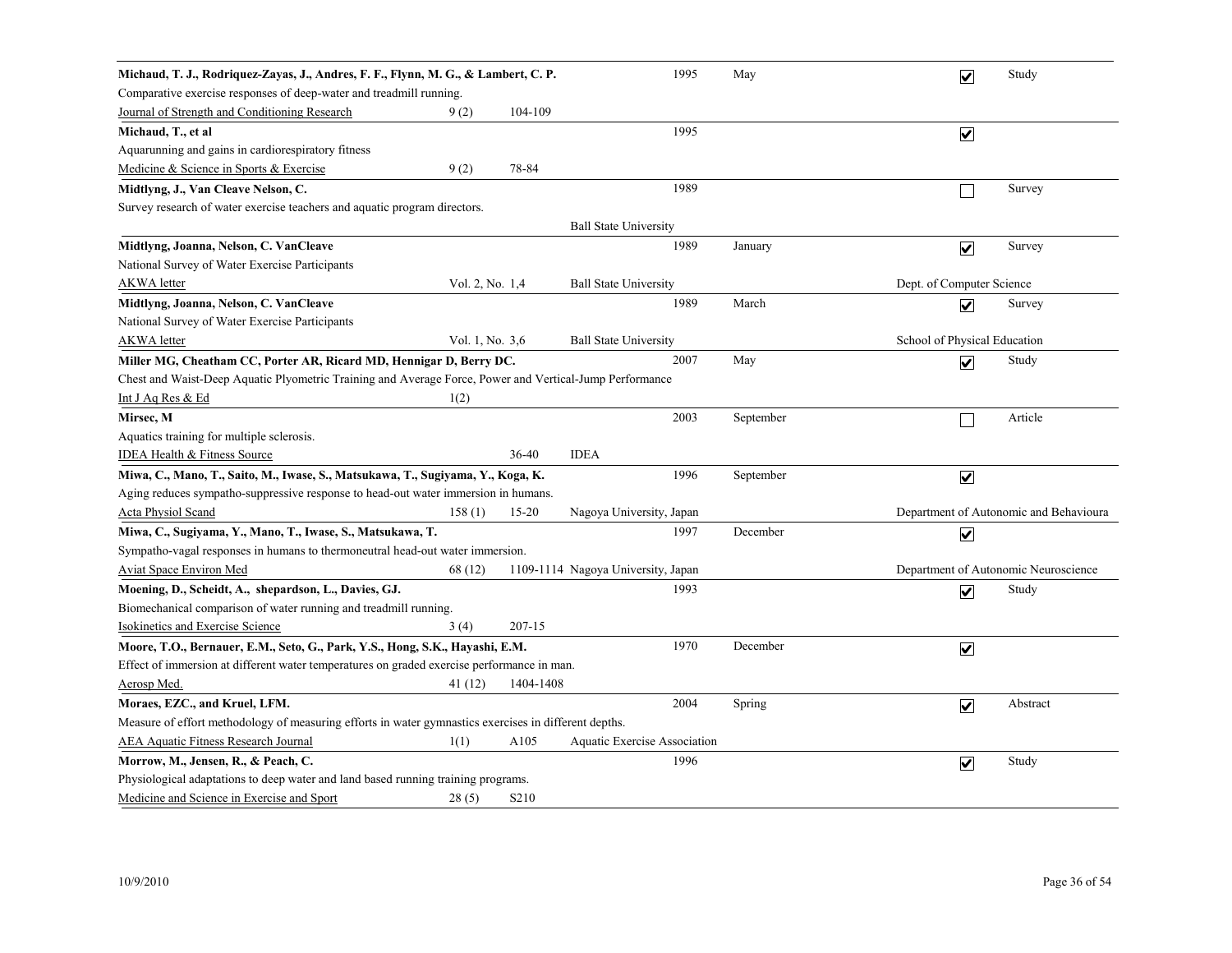**Michaud, T. J., Rodriquez-Zayas, J., Andres, F. F., Flynn, M. G., & Lambert, C. P.** 1995 May ☑ Study
Comparative exercise responses of deep-water and treadmill running.
Journal of Strength and Conditioning Research 9 (2) 104-109

---

**Michaud, T., et al** 1995 ☑
Aquarunning and gains in cardiorespiratory fitness
Medicine & Science in Sports & Exercise 9 (2) 78-84

---

**Midtlyng, J., Van Cleave Nelson, C.** 1989 ☐ Survey
Survey research of water exercise teachers and aquatic program directors.
Ball State University

---

**Midtlyng, Joanna, Nelson, C. VanCleave** 1989 January ☑ Survey
National Survey of Water Exercise Participants
AKWA letter Vol. 2, No. 1,4 Ball State University Dept. of Computer Science

---

**Midtlyng, Joanna, Nelson, C. VanCleave** 1989 March ☑ Survey
National Survey of Water Exercise Participants
AKWA letter Vol. 1, No. 3,6 Ball State University School of Physical Education

---

**Miller MG, Cheatham CC, Porter AR, Ricard MD, Hennigar D, Berry DC.** 2007 May ☑ Study
Chest and Waist-Deep Aquatic Plyometric Training and Average Force, Power and Vertical-Jump Performance
Int J Aq Res & Ed 1(2)

---

**Mirsec, M** 2003 September ☐ Article
Aquatics training for multiple sclerosis.
IDEA Health & Fitness Source 36-40 IDEA

---

**Miwa, C., Mano, T., Saito, M., Iwase, S., Matsukawa, T., Sugiyama, Y., Koga, K.** 1996 September ☑
Aging reduces sympatho-suppressive response to head-out water immersion in humans.
Acta Physiol Scand 158 (1) 15-20 Nagoya University, Japan Department of Autonomic and Behavioura

---

**Miwa, C., Sugiyama, Y., Mano, T., Iwase, S., Matsukawa, T.** 1997 December ☑
Sympatho-vagal responses in humans to thermoneutral head-out water immersion.
Aviat Space Environ Med 68 (12) 1109-1114 Nagoya University, Japan Department of Autonomic Neuroscience

---

**Moening, D., Scheidt, A., shepardson, L., Davies, GJ.** 1993 ☑ Study
Biomechanical comparison of water running and treadmill running.
Isokinetics and Exercise Science 3 (4) 207-15

---

**Moore, T.O., Bernauer, E.M., Seto, G., Park, Y.S., Hong, S.K., Hayashi, E.M.** 1970 December ☑
Effect of immersion at different water temperatures on graded exercise performance in man.
Aerosp Med. 41 (12) 1404-1408

---

**Moraes, EZC., and Kruel, LFM.** 2004 Spring ☑ Abstract
Measure of effort methodology of measuring efforts in water gymnastics exercises in different depths.
AEA Aquatic Fitness Research Journal 1(1) A105 Aquatic Exercise Association

---

**Morrow, M., Jensen, R., & Peach, C.** 1996 ☑ Study
Physiological adaptations to deep water and land based running training programs.
Medicine and Science in Exercise and Sport 28 (5) S210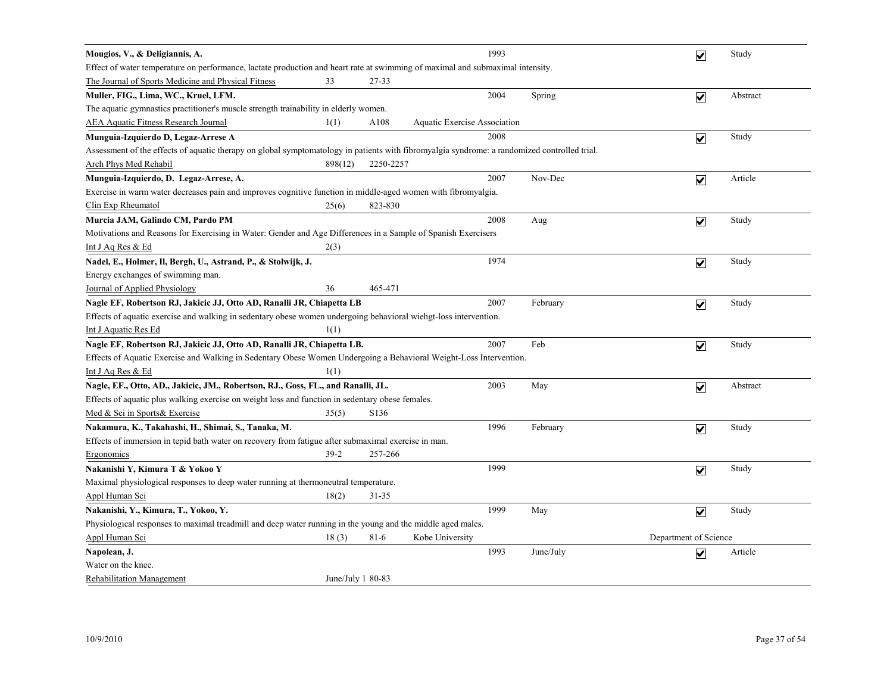**Mougios, V., & Deligiannis, A.** 1993 ☑ Study

Effect of water temperature on performance, lactate production and heart rate at swimming of maximal and submaximal intensity.

The Journal of Sports Medicine and Physical Fitness 33 27-33

---

**Muller, FIG., Lima, WC., Kruel, LFM.** 2004 Spring ☑ Abstract

The aquatic gymnastics practitioner's muscle strength trainability in elderly women.

AEA Aquatic Fitness Research Journal 1(1) A108 Aquatic Exercise Association

---

**Munguia-Izquierdo D, Legaz-Arrese A** 2008 ☑ Study

Assessment of the effects of aquatic therapy on global symptomatology in patients with fibromyalgia syndrome: a randomized controlled trial.

Arch Phys Med Rehabil 898(12) 2250-2257

---

**Munguia-Izquierdo, D. Legaz-Arrese, A.** 2007 Nov-Dec ☑ Article

Exercise in warm water decreases pain and improves cognitive function in middle-aged women with fibromyalgia.

Clin Exp Rheumatol 25(6) 823-830

---

**Murcia JAM, Galindo CM, Pardo PM** 2008 Aug ☑ Study

Motivations and Reasons for Exercising in Water: Gender and Age Differences in a Sample of Spanish Exercisers

Int J Aq Res & Ed 2(3)

---

**Nadel, E., Holmer, Il, Bergh, U., Astrand, P., & Stolwijk, J.** 1974 ☑ Study

Energy exchanges of swimming man.

Journal of Applied Physiology 36 465-471

---

**Nagle EF, Robertson RJ, Jakicic JJ, Otto AD, Ranalli JR, Chiapetta LB** 2007 February ☑ Study

Effects of aquatic exercise and walking in sedentary obese women undergoing behavioral wiehgt-loss intervention.

Int J Aquatic Res Ed 1(1)

---

**Nagle EF, Robertson RJ, Jakicic JJ, Otto AD, Ranalli JR, Chiapetta LB.** 2007 Feb ☑ Study

Effects of Aquatic Exercise and Walking in Sedentary Obese Women Undergoing a Behavioral Weight-Loss Intervention.

Int J Aq Res & Ed 1(1)

---

**Nagle, EF., Otto, AD., Jakicic, JM., Robertson, RJ., Goss, FL., and Ranalli, JL.** 2003 May ☑ Abstract

Effects of aquatic plus walking exercise on weight loss and function in sedentary obese females.

Med & Sci in Sports& Exercise 35(5) S136

---

**Nakamura, K., Takahashi, H., Shimai, S., Tanaka, M.** 1996 February ☑ Study

Effects of immersion in tepid bath water on recovery from fatigue after submaximal exercise in man.

Ergonomics 39-2 257-266

---

**Nakanishi Y, Kimura T & Yokoo Y** 1999 ☑ Study

Maximal physiological responses to deep water running at thermoneutral temperature.

Appl Human Sci 18(2) 31-35

---

**Nakanishi, Y., Kimura, T., Yokoo, Y.** 1999 May ☑ Study

Physiological responses to maximal treadmill and deep water running in the young and the middle aged males.

Appl Human Sci 18 (3) 81-6 Kobe University Department of Science

---

**Napolean, J.** 1993 June/July ☑ Article

Water on the knee.

Rehabilitation Management June/July 1 80-83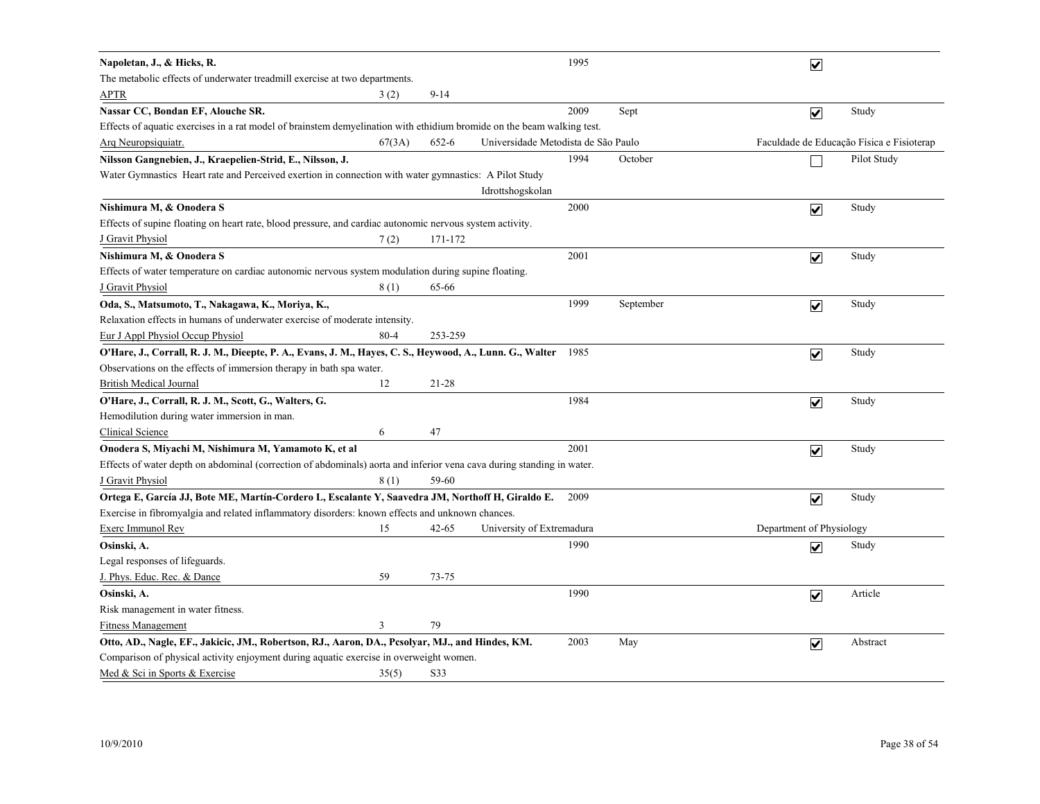**Napoletan, J., & Hicks, R.** 1995 ☑

The metabolic effects of underwater treadmill exercise at two departments.

APTR 3 (2) 9-14

---

**Nassar CC, Bondan EF, Alouche SR.** 2009 Sept ☑ Study

Effects of aquatic exercises in a rat model of brainstem demyelination with ethidium bromide on the beam walking test.

Arq Neuropsiquiatr. 67(3A) 652-6 Universidade Metodista de São Paulo Faculdade de Educação Física e Fisioterap

---

**Nilsson Gangnebien, J., Kraepelien-Strid, E., Nilsson, J.** 1994 October ☐ Pilot Study

Water Gymnastics Heart rate and Perceived exertion in connection with water gymnastics: A Pilot Study

Idrottshogskolan

---

**Nishimura M, & Onodera S** 2000 ☑ Study

Effects of supine floating on heart rate, blood pressure, and cardiac autonomic nervous system activity.

J Gravit Physiol 7 (2) 171-172

---

**Nishimura M, & Onodera S** 2001 ☑ Study

Effects of water temperature on cardiac autonomic nervous system modulation during supine floating.

J Gravit Physiol 8 (1) 65-66

---

**Oda, S., Matsumoto, T., Nakagawa, K., Moriya, K.,** 1999 September ☑ Study

Relaxation effects in humans of underwater exercise of moderate intensity.

Eur J Appl Physiol Occup Physiol 80-4 253-259

---

**O'Hare, J., Corrall, R. J. M., Dieepte, P. A., Evans, J. M., Hayes, C. S., Heywood, A., Lunn. G., Walter** 1985 ☑ Study

Observations on the effects of immersion therapy in bath spa water.

British Medical Journal 12 21-28

---

**O'Hare, J., Corrall, R. J. M., Scott, G., Walters, G.** 1984 ☑ Study

Hemodilution during water immersion in man.

Clinical Science 6 47

---

**Onodera S, Miyachi M, Nishimura M, Yamamoto K, et al** 2001 ☑ Study

Effects of water depth on abdominal (correction of abdominals) aorta and inferior vena cava during standing in water.

J Gravit Physiol 8 (1) 59-60

---

**Ortega E, García JJ, Bote ME, Martín-Cordero L, Escalante Y, Saavedra JM, Northoff H, Giraldo E.** 2009 ☑ Study

Exercise in fibromyalgia and related inflammatory disorders: known effects and unknown chances.

Exerc Immunol Rev 15 42-65 University of Extremadura Department of Physiology

---

**Osinski, A.** 1990 ☑ Study

Legal responses of lifeguards.

J. Phys. Educ. Rec. & Dance 59 73-75

---

**Osinski, A.** 1990 ☑ Article

Risk management in water fitness.

Fitness Management 3 79

---

**Otto, AD., Nagle, EF., Jakicic, JM., Robertson, RJ., Aaron, DA., Pcsolyar, MJ., and Hindes, KM.** 2003 May ☑ Abstract

Comparison of physical activity enjoyment during aquatic exercise in overweight women.

Med & Sci in Sports & Exercise 35(5) S33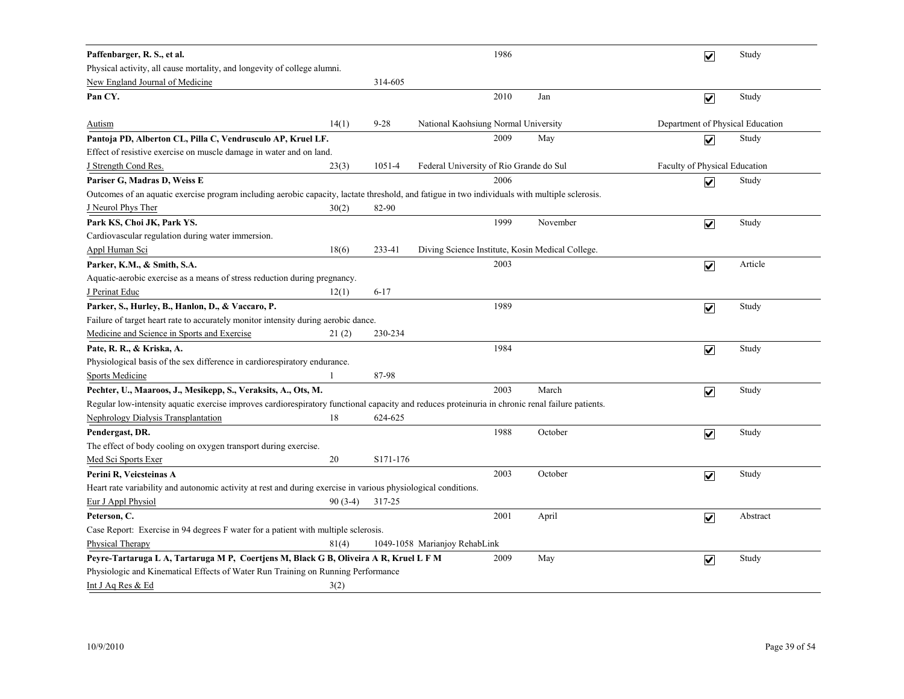**Paffenbarger, R. S., et al.** 1986 ☑ Study

Physical activity, all cause mortality, and longevity of college alumni.

New England Journal of Medicine 314-605

---

**Pan CY.** 2010 Jan ☑ Study

Autism 14(1) 9-28 National Kaohsiung Normal University — Department of Physical Education

---

**Pantoja PD, Alberton CL, Pilla C, Vendrusculo AP, Kruel LF.** 2009 May ☑ Study

Effect of resistive exercise on muscle damage in water and on land.

J Strength Cond Res. 23(3) 1051-4 Federal University of Rio Grande do Sul — Faculty of Physical Education

---

**Pariser G, Madras D, Weiss E** 2006 ☑ Study

Outcomes of an aquatic exercise program including aerobic capacity, lactate threshold, and fatigue in two individuals with multiple sclerosis.

J Neurol Phys Ther 30(2) 82-90

---

**Park KS, Choi JK, Park YS.** 1999 November ☑ Study

Cardiovascular regulation during water immersion.

Appl Human Sci 18(6) 233-41 Diving Science Institute, Kosin Medical College.

---

**Parker, K.M., & Smith, S.A.** 2003 ☑ Article

Aquatic-aerobic exercise as a means of stress reduction during pregnancy.

J Perinat Educ 12(1) 6-17

---

**Parker, S., Hurley, B., Hanlon, D., & Vaccaro, P.** 1989 ☑ Study

Failure of target heart rate to accurately monitor intensity during aerobic dance.

Medicine and Science in Sports and Exercise 21 (2) 230-234

---

**Pate, R. R., & Kriska, A.** 1984 ☑ Study

Physiological basis of the sex difference in cardiorespiratory endurance.

Sports Medicine 1 87-98

---

**Pechter, U., Maaroos, J., Mesikepp, S., Veraksits, A., Ots, M.** 2003 March ☑ Study

Regular low-intensity aquatic exercise improves cardiorespiratory functional capacity and reduces proteinuria in chronic renal failure patients.

Nephrology Dialysis Transplantation 18 624-625

---

**Pendergast, DR.** 1988 October ☑ Study

The effect of body cooling on oxygen transport during exercise.

Med Sci Sports Exer 20 S171-176

---

**Perini R, Veicsteinas A** 2003 October ☑ Study

Heart rate variability and autonomic activity at rest and during exercise in various physiological conditions.

Eur J Appl Physiol 90 (3-4) 317-25

---

**Peterson, C.** 2001 April ☑ Abstract

Case Report: Exercise in 94 degrees F water for a patient with multiple sclerosis.

Physical Therapy 81(4) 1049-1058 Marianjoy RehabLink

---

**Peyre-Tartaruga L A, Tartaruga M P, Coertjens M, Black G B, Oliveira A R, Kruel L F M** 2009 May ☑ Study

Physiologic and Kinematical Effects of Water Run Training on Running Performance

Int J Aq Res & Ed 3(2)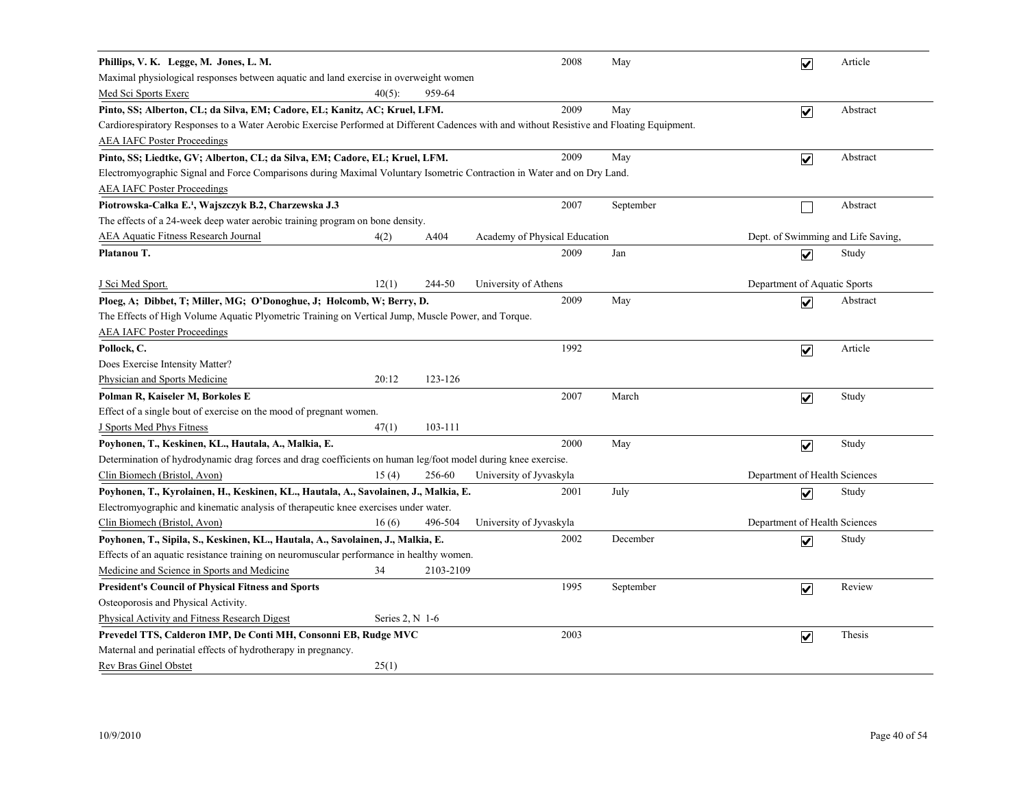**Phillips, V. K. Legge, M. Jones, L. M.** | 2008 | May | ☑ | Article

Maximal physiological responses between aquatic and land exercise in overweight women

Med Sci Sports Exerc | 40(5): | 959-64

---

**Pinto, SS; Alberton, CL; da Silva, EM; Cadore, EL; Kanitz, AC; Kruel, LFM.** | 2009 | May | ☑ | Abstract

Cardiorespiratory Responses to a Water Aerobic Exercise Performed at Different Cadences with and without Resistive and Floating Equipment.

AEA IAFC Poster Proceedings

---

**Pinto, SS; Liedtke, GV; Alberton, CL; da Silva, EM; Cadore, EL; Kruel, LFM.** | 2009 | May | ☑ | Abstract

Electromyographic Signal and Force Comparisons during Maximal Voluntary Isometric Contraction in Water and on Dry Land.

AEA IAFC Poster Proceedings

---

**Piotrowska-Calka E.[1], Wajszczyk B.2, Charzewska J.3** | 2007 | September | ☐ | Abstract

The effects of a 24-week deep water aerobic training program on bone density.

AEA Aquatic Fitness Research Journal | 4(2) | A404 | Academy of Physical Education | Dept. of Swimming and Life Saving,

---

**Platanou T.** | 2009 | Jan | ☑ | Study

J Sci Med Sport. | 12(1) | 244-50 | University of Athens | Department of Aquatic Sports

---

**Ploeg, A; Dibbet, T; Miller, MG; O'Donoghue, J; Holcomb, W; Berry, D.** | 2009 | May | ☑ | Abstract

The Effects of High Volume Aquatic Plyometric Training on Vertical Jump, Muscle Power, and Torque.

AEA IAFC Poster Proceedings

---

**Pollock, C.** | 1992 | ☑ | Article

Does Exercise Intensity Matter?

Physician and Sports Medicine | 20:12 | 123-126

---

**Polman R, Kaiseler M, Borkoles E** | 2007 | March | ☑ | Study

Effect of a single bout of exercise on the mood of pregnant women.

J Sports Med Phys Fitness | 47(1) | 103-111

---

**Poyhonen, T., Keskinen, KL., Hautala, A., Malkia, E.** | 2000 | May | ☑ | Study

Determination of hydrodynamic drag forces and drag coefficients on human leg/foot model during knee exercise.

Clin Biomech (Bristol, Avon) | 15 (4) | 256-60 | University of Jyvaskyla | Department of Health Sciences

---

**Poyhonen, T., Kyrolainen, H., Keskinen, KL., Hautala, A., Savolainen, J., Malkia, E.** | 2001 | July | ☑ | Study

Electromyographic and kinematic analysis of therapeutic knee exercises under water.

Clin Biomech (Bristol, Avon) | 16 (6) | 496-504 | University of Jyvaskyla | Department of Health Sciences

---

**Poyhonen, T., Sipila, S., Keskinen, KL., Hautala, A., Savolainen, J., Malkia, E.** | 2002 | December | ☑ | Study

Effects of an aquatic resistance training on neuromuscular performance in healthy women.

Medicine and Science in Sports and Medicine | 34 | 2103-2109

---

**President's Council of Physical Fitness and Sports** | 1995 | September | ☑ | Review

Osteoporosis and Physical Activity.

Physical Activity and Fitness Research Digest | Series 2, N 1-6

---

**Prevedel TTS, Calderon IMP, De Conti MH, Consonni EB, Rudge MVC** | 2003 | ☑ | Thesis

Maternal and perinatial effects of hydrotherapy in pregnancy.

Rev Bras Ginel Obstet | 25(1)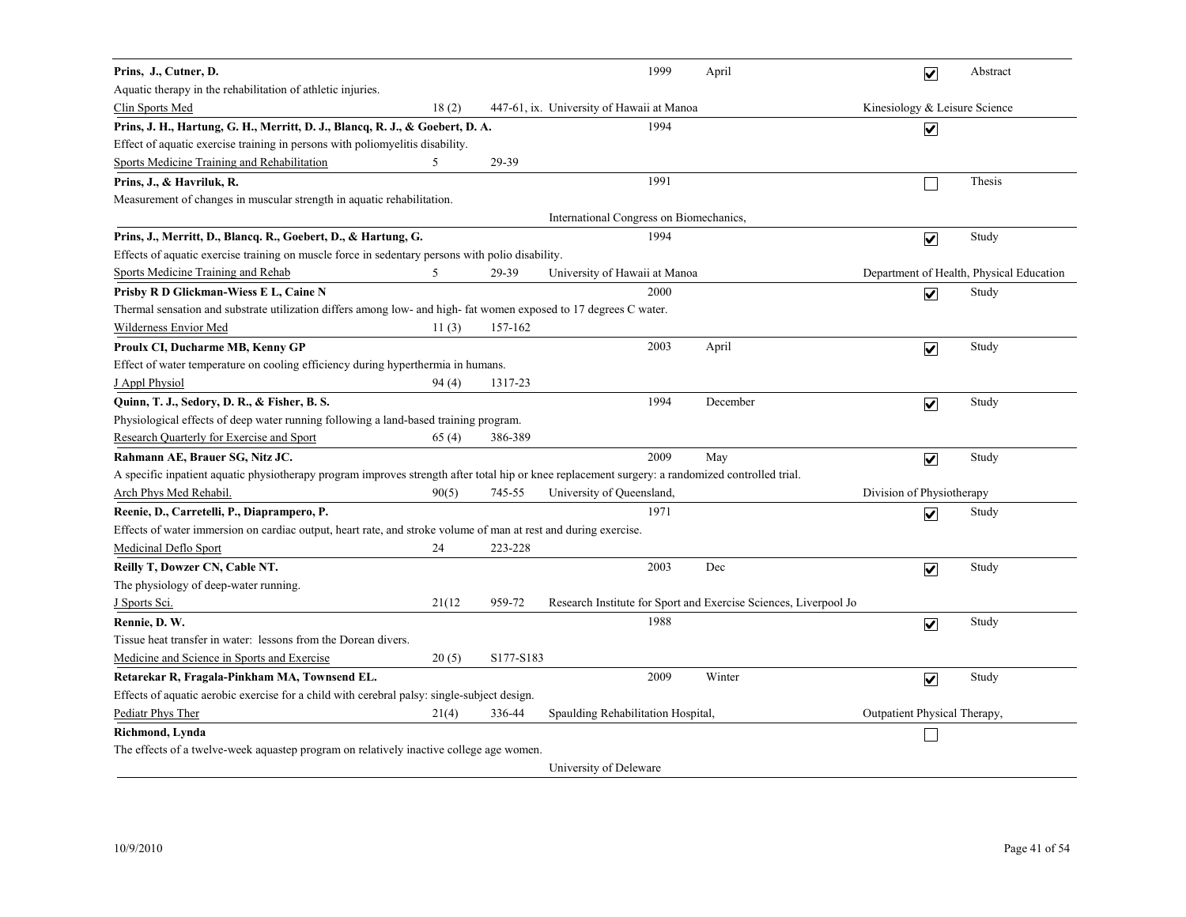**Prins, J., Cutner, D.** | 1999 | April | ☑ | Abstract

Aquatic therapy in the rehabilitation of athletic injuries.

Clin Sports Med | 18 (2) | 447-61, ix. | University of Hawaii at Manoa | Kinesiology & Leisure Science

---

**Prins, J. H., Hartung, G. H., Merritt, D. J., Blancq, R. J., & Goebert, D. A.** | 1994 | ☑

Effect of aquatic exercise training in persons with poliomyelitis disability.

Sports Medicine Training and Rehabilitation | 5 | 29-39

---

**Prins, J., & Havriluk, R.** | 1991 | ☐ | Thesis

Measurement of changes in muscular strength in aquatic rehabilitation.

International Congress on Biomechanics,

---

**Prins, J., Merritt, D., Blancq. R., Goebert, D., & Hartung, G.** | 1994 | ☑ | Study

Effects of aquatic exercise training on muscle force in sedentary persons with polio disability.

Sports Medicine Training and Rehab | 5 | 29-39 | University of Hawaii at Manoa | Department of Health, Physical Education

---

**Prisby R D Glickman-Wiess E L, Caine N** | 2000 | ☑ | Study

Thermal sensation and substrate utilization differs among low- and high- fat women exposed to 17 degrees C water.

Wilderness Envior Med | 11 (3) | 157-162

---

**Proulx CI, Ducharme MB, Kenny GP** | 2003 | April | ☑ | Study

Effect of water temperature on cooling efficiency during hyperthermia in humans.

J Appl Physiol | 94 (4) | 1317-23

---

**Quinn, T. J., Sedory, D. R., & Fisher, B. S.** | 1994 | December | ☑ | Study

Physiological effects of deep water running following a land-based training program.

Research Quarterly for Exercise and Sport | 65 (4) | 386-389

---

**Rahmann AE, Brauer SG, Nitz JC.** | 2009 | May | ☑ | Study

A specific inpatient aquatic physiotherapy program improves strength after total hip or knee replacement surgery: a randomized controlled trial.

Arch Phys Med Rehabil. | 90(5) | 745-55 | University of Queensland, | Division of Physiotherapy

---

**Reenie, D., Carretelli, P., Diaprampero, P.** | 1971 | ☑ | Study

Effects of water immersion on cardiac output, heart rate, and stroke volume of man at rest and during exercise.

Medicinal Deflo Sport | 24 | 223-228

---

**Reilly T, Dowzer CN, Cable NT.** | 2003 | Dec | ☑ | Study

The physiology of deep-water running.

J Sports Sci. | 21(12 | 959-72 | Research Institute for Sport and Exercise Sciences, Liverpool Jo

---

**Rennie, D. W.** | 1988 | ☑ | Study

Tissue heat transfer in water: lessons from the Dorean divers.

Medicine and Science in Sports and Exercise | 20 (5) | S177-S183

---

**Retarekar R, Fragala-Pinkham MA, Townsend EL.** | 2009 | Winter | ☑ | Study

Effects of aquatic aerobic exercise for a child with cerebral palsy: single-subject design.

Pediatr Phys Ther | 21(4) | 336-44 | Spaulding Rehabilitation Hospital, | Outpatient Physical Therapy,

---

**Richmond, Lynda** | ☐

The effects of a twelve-week aquastep program on relatively inactive college age women.

University of Deleware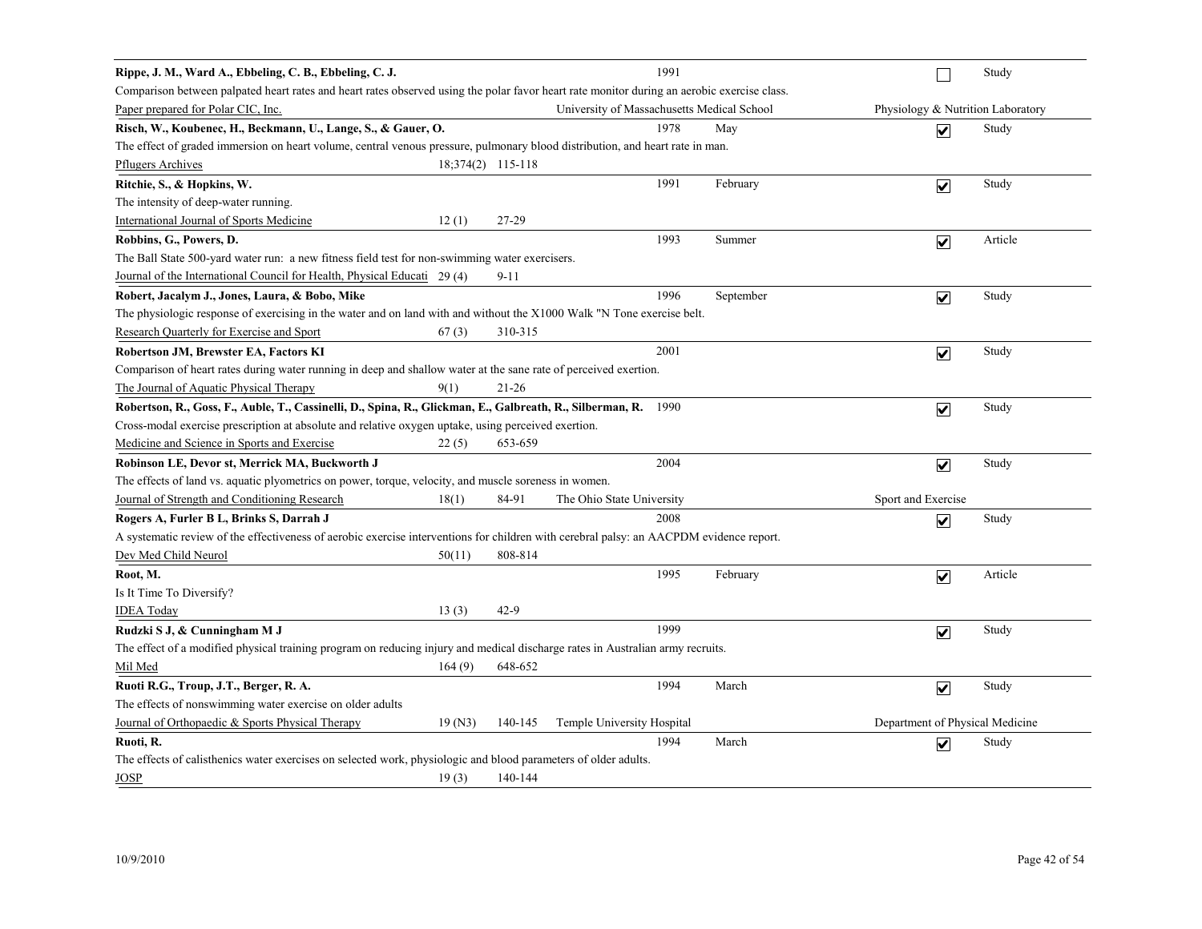**Rippe, J. M., Ward A., Ebbeling, C. B., Ebbeling, C. J.** 1991 ☐ Study

Comparison between palpated heart rates and heart rates observed using the polar favor heart rate monitor during an aerobic exercise class.

Paper prepared for Polar CIC, Inc. — University of Massachusetts Medical School — Physiology & Nutrition Laboratory

---

**Risch, W., Koubenec, H., Beckmann, U., Lange, S., & Gauer, O.** 1978 May ☑ Study

The effect of graded immersion on heart volume, central venous pressure, pulmonary blood distribution, and heart rate in man.

Pflugers Archives 18;374(2) 115-118

---

**Ritchie, S., & Hopkins, W.** 1991 February ☑ Study

The intensity of deep-water running.

International Journal of Sports Medicine 12 (1) 27-29

---

**Robbins, G., Powers, D.** 1993 Summer ☑ Article

The Ball State 500-yard water run: a new fitness field test for non-swimming water exercisers.

Journal of the International Council for Health, Physical Educati 29 (4) 9-11

---

**Robert, Jacalym J., Jones, Laura, & Bobo, Mike** 1996 September ☑ Study

The physiologic response of exercising in the water and on land with and without the X1000 Walk "N Tone exercise belt.

Research Quarterly for Exercise and Sport 67 (3) 310-315

---

**Robertson JM, Brewster EA, Factors KI** 2001 ☑ Study

Comparison of heart rates during water running in deep and shallow water at the sane rate of perceived exertion.

The Journal of Aquatic Physical Therapy 9(1) 21-26

---

**Robertson, R., Goss, F., Auble, T., Cassinelli, D., Spina, R., Glickman, E., Galbreath, R., Silberman, R.** 1990 ☑ Study

Cross-modal exercise prescription at absolute and relative oxygen uptake, using perceived exertion.

Medicine and Science in Sports and Exercise 22 (5) 653-659

---

**Robinson LE, Devor st, Merrick MA, Buckworth J** 2004 ☑ Study

The effects of land vs. aquatic plyometrics on power, torque, velocity, and muscle soreness in women.

Journal of Strength and Conditioning Research 18(1) 84-91 — The Ohio State University — Sport and Exercise

---

**Rogers A, Furler B L, Brinks S, Darrah J** 2008 ☑ Study

A systematic review of the effectiveness of aerobic exercise interventions for children with cerebral palsy: an AACPDM evidence report.

Dev Med Child Neurol 50(11) 808-814

---

**Root, M.** 1995 February ☑ Article

Is It Time To Diversify?

IDEA Today 13 (3) 42-9

---

**Rudzki S J, & Cunningham M J** 1999 ☑ Study

The effect of a modified physical training program on reducing injury and medical discharge rates in Australian army recruits.

Mil Med 164 (9) 648-652

---

**Ruoti R.G., Troup, J.T., Berger, R. A.** 1994 March ☑ Study

The effects of nonswimming water exercise on older adults

Journal of Orthopaedic & Sports Physical Therapy 19 (N3) 140-145 — Temple University Hospital — Department of Physical Medicine

---

**Ruoti, R.** 1994 March ☑ Study

The effects of calisthenics water exercises on selected work, physiologic and blood parameters of older adults.

JOSP 19 (3) 140-144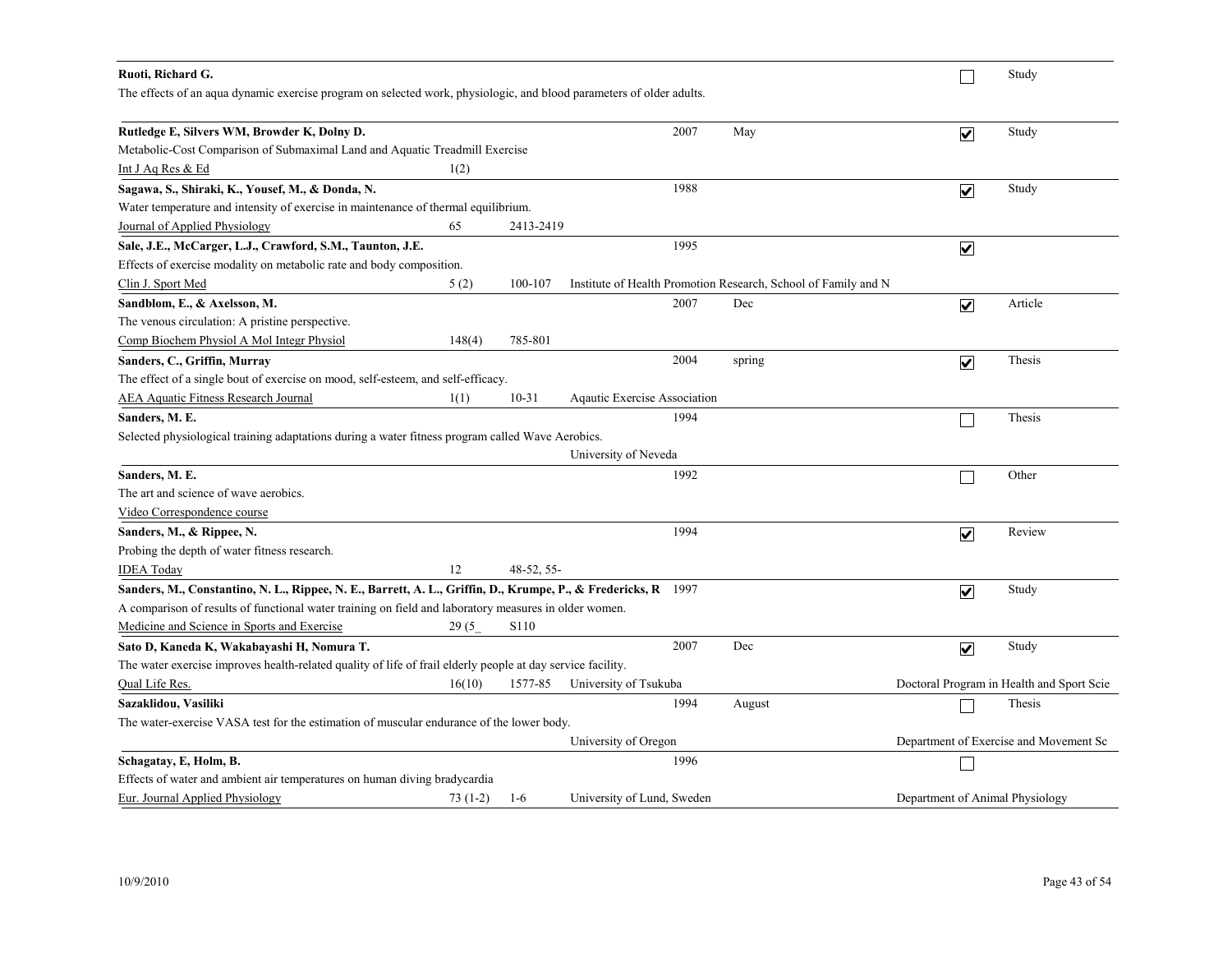**Ruoti, Richard G.** ☐ Study

The effects of an aqua dynamic exercise program on selected work, physiologic, and blood parameters of older adults.

---

**Rutledge E, Silvers WM, Browder K, Dolny D.** 2007 May ☑ Study

Metabolic-Cost Comparison of Submaximal Land and Aquatic Treadmill Exercise

Int J Aq Res & Ed 1(2)

---

**Sagawa, S., Shiraki, K., Yousef, M., & Donda, N.** 1988 ☑ Study

Water temperature and intensity of exercise in maintenance of thermal equilibrium.

Journal of Applied Physiology 65 2413-2419

---

**Sale, J.E., McCarger, L.J., Crawford, S.M., Taunton, J.E.** 1995 ☑

Effects of exercise modality on metabolic rate and body composition.

Clin J. Sport Med 5 (2) 100-107 Institute of Health Promotion Research, School of Family and N

---

**Sandblom, E., & Axelsson, M.** 2007 Dec ☑ Article

The venous circulation: A pristine perspective.

Comp Biochem Physiol A Mol Integr Physiol 148(4) 785-801

---

**Sanders, C., Griffin, Murray** 2004 spring ☑ Thesis

The effect of a single bout of exercise on mood, self-esteem, and self-efficacy.

AEA Aquatic Fitness Research Journal 1(1) 10-31 Aqautic Exercise Association

---

**Sanders, M. E.** 1994 ☐ Thesis

Selected physiological training adaptations during a water fitness program called Wave Aerobics.

University of Neveda

---

**Sanders, M. E.** 1992 ☐ Other

The art and science of wave aerobics.

Video Correspondence course

---

**Sanders, M., & Rippee, N.** 1994 ☑ Review

Probing the depth of water fitness research.

IDEA Today 12 48-52, 55-

---

**Sanders, M., Constantino, N. L., Rippee, N. E., Barrett, A. L., Griffin, D., Krumpe, P., & Fredericks, R** 1997 ☑ Study

A comparison of results of functional water training on field and laboratory measures in older women.

Medicine and Science in Sports and Exercise 29 (5_ S110

---

**Sato D, Kaneda K, Wakabayashi H, Nomura T.** 2007 Dec ☑ Study

The water exercise improves health-related quality of life of frail elderly people at day service facility.

Qual Life Res. 16(10) 1577-85 University of Tsukuba Doctoral Program in Health and Sport Scie

---

**Sazaklidou, Vasiliki** 1994 August ☐ Thesis

The water-exercise VASA test for the estimation of muscular endurance of the lower body.

University of Oregon Department of Exercise and Movement Sc

---

**Schagatay, E, Holm, B.** 1996 ☐

Effects of water and ambient air temperatures on human diving bradycardia

Eur. Journal Applied Physiology 73 (1-2) 1-6 University of Lund, Sweden Department of Animal Physiology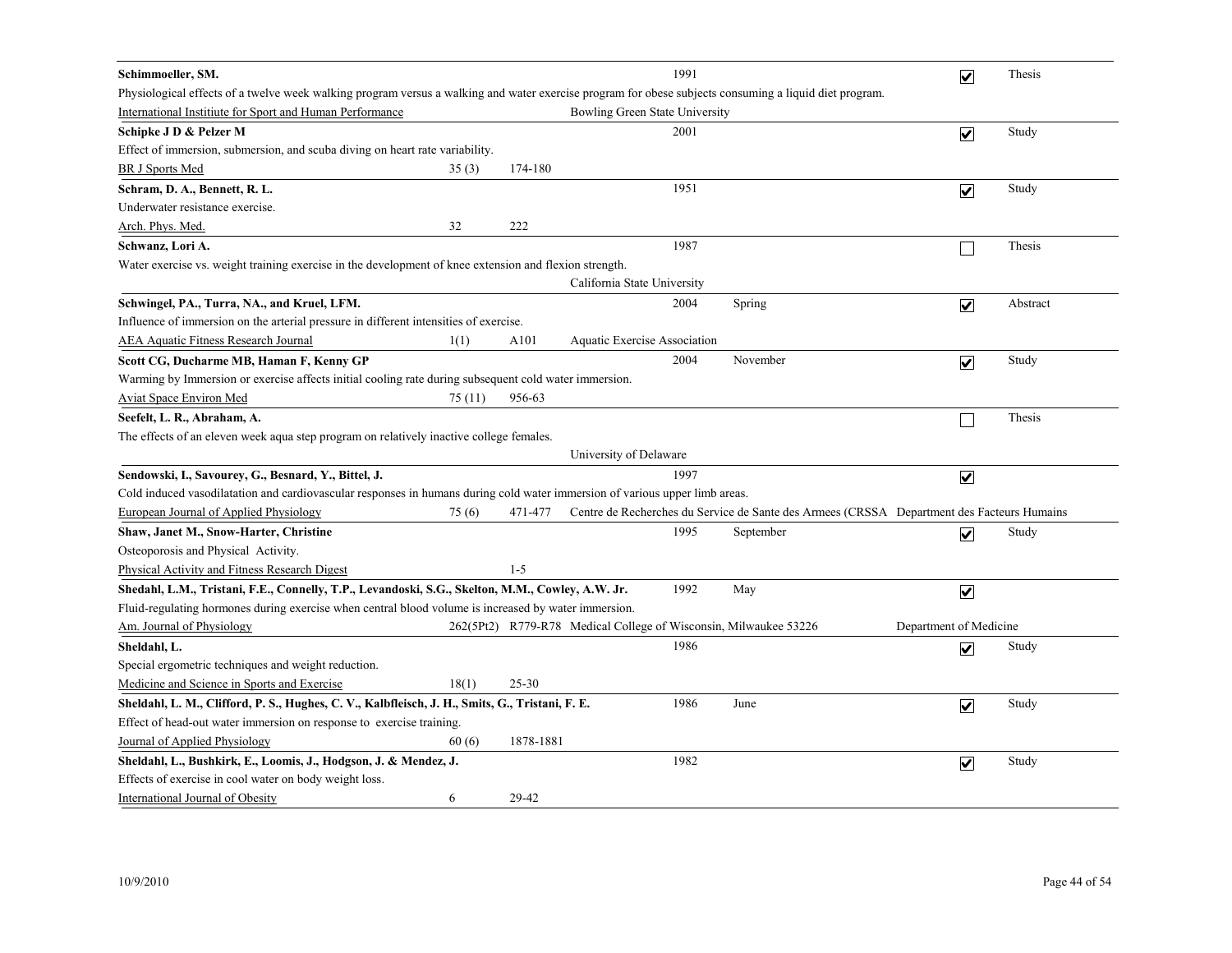**Schimmoeller, SM.** 1991 ☑ Thesis

Physiological effects of a twelve week walking program versus a walking and water exercise program for obese subjects consuming a liquid diet program.

International Instituite for Sport and Human Performance — Bowling Green State University

---

**Schipke J D & Pelzer M** 2001 ☑ Study

Effect of immersion, submersion, and scuba diving on heart rate variability.

BR J Sports Med 35 (3) 174-180

---

**Schram, D. A., Bennett, R. L.** 1951 ☑ Study

Underwater resistance exercise.

Arch. Phys. Med. 32 222

---

**Schwanz, Lori A.** 1987 ☐ Thesis

Water exercise vs. weight training exercise in the development of knee extension and flexion strength.

California State University

---

**Schwingel, PA., Turra, NA., and Kruel, LFM.** 2004 Spring ☑ Abstract

Influence of immersion on the arterial pressure in different intensities of exercise.

AEA Aquatic Fitness Research Journal 1(1) A101 Aquatic Exercise Association

---

**Scott CG, Ducharme MB, Haman F, Kenny GP** 2004 November ☑ Study

Warming by Immersion or exercise affects initial cooling rate during subsequent cold water immersion.

Aviat Space Environ Med 75 (11) 956-63

---

**Seefelt, L. R., Abraham, A.** ☐ Thesis

The effects of an eleven week aqua step program on relatively inactive college females.

University of Delaware

---

**Sendowski, I., Savourey, G., Besnard, Y., Bittel, J.** 1997 ☑

Cold induced vasodilatation and cardiovascular responses in humans during cold water immersion of various upper limb areas.

European Journal of Applied Physiology 75 (6) 471-477 Centre de Recherches du Service de Sante des Armees (CRSSA Department des Facteurs Humains

---

**Shaw, Janet M., Snow-Harter, Christine** 1995 September ☑ Study

Osteoporosis and Physical Activity.

Physical Activity and Fitness Research Digest 1-5

---

**Shedahl, L.M., Tristani, F.E., Connelly, T.P., Levandoski, S.G., Skelton, M.M., Cowley, A.W. Jr.** 1992 May ☑

Fluid-regulating hormones during exercise when central blood volume is increased by water immersion.

Am. Journal of Physiology 262(5Pt2) R779-R78 Medical College of Wisconsin, Milwaukee 53226 Department of Medicine

---

**Sheldahl, L.** 1986 ☑ Study

Special ergometric techniques and weight reduction.

Medicine and Science in Sports and Exercise 18(1) 25-30

---

**Sheldahl, L. M., Clifford, P. S., Hughes, C. V., Kalbfleisch, J. H., Smits, G., Tristani, F. E.** 1986 June ☑ Study

Effect of head-out water immersion on response to exercise training.

Journal of Applied Physiology 60 (6) 1878-1881

---

**Sheldahl, L., Bushkirk, E., Loomis, J., Hodgson, J. & Mendez, J.** 1982 ☑ Study

Effects of exercise in cool water on body weight loss.

International Journal of Obesity 6 29-42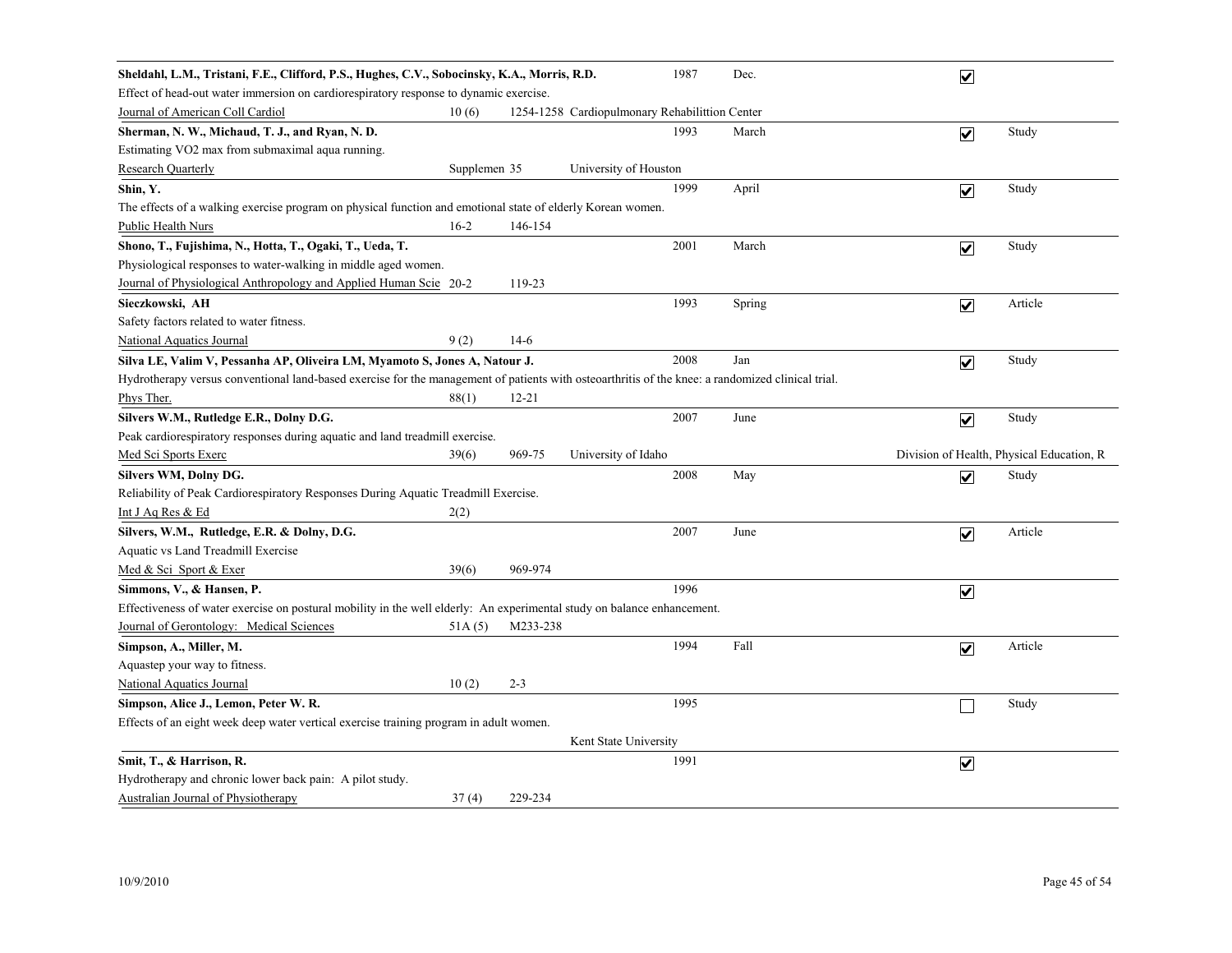**Sheldahl, L.M., Tristani, F.E., Clifford, P.S., Hughes, C.V., Sobocinsky, K.A., Morris, R.D.** 1987 Dec. ☑
Effect of head-out water immersion on cardiorespiratory response to dynamic exercise.
Journal of American Coll Cardiol 10 (6) 1254-1258 Cardiopulmonary Rehabilittion Center

---

**Sherman, N. W., Michaud, T. J., and Ryan, N. D.** 1993 March ☑ Study
Estimating VO2 max from submaximal aqua running.
Research Quarterly Supplemen 35 University of Houston

---

**Shin, Y.** 1999 April ☑ Study
The effects of a walking exercise program on physical function and emotional state of elderly Korean women.
Public Health Nurs 16-2 146-154

---

**Shono, T., Fujishima, N., Hotta, T., Ogaki, T., Ueda, T.** 2001 March ☑ Study
Physiological responses to water-walking in middle aged women.
Journal of Physiological Anthropology and Applied Human Scie 20-2 119-23

---

**Sieczkowski, AH** 1993 Spring ☑ Article
Safety factors related to water fitness.
National Aquatics Journal 9 (2) 14-6

---

**Silva LE, Valim V, Pessanha AP, Oliveira LM, Myamoto S, Jones A, Natour J.** 2008 Jan ☑ Study
Hydrotherapy versus conventional land-based exercise for the management of patients with osteoarthritis of the knee: a randomized clinical trial.
Phys Ther. 88(1) 12-21

---

**Silvers W.M., Rutledge E.R., Dolny D.G.** 2007 June ☑ Study
Peak cardiorespiratory responses during aquatic and land treadmill exercise.
Med Sci Sports Exerc 39(6) 969-75 University of Idaho Division of Health, Physical Education, R

---

**Silvers WM, Dolny DG.** 2008 May ☑ Study
Reliability of Peak Cardiorespiratory Responses During Aquatic Treadmill Exercise.
Int J Aq Res & Ed 2(2)

---

**Silvers, W.M., Rutledge, E.R. & Dolny, D.G.** 2007 June ☑ Article
Aquatic vs Land Treadmill Exercise
Med & Sci Sport & Exer 39(6) 969-974

---

**Simmons, V., & Hansen, P.** 1996 ☑
Effectiveness of water exercise on postural mobility in the well elderly: An experimental study on balance enhancement.
Journal of Gerontology: Medical Sciences 51A (5) M233-238

---

**Simpson, A., Miller, M.** 1994 Fall ☑ Article
Aquastep your way to fitness.
National Aquatics Journal 10 (2) 2-3

---

**Simpson, Alice J., Lemon, Peter W. R.** 1995 ☐ Study
Effects of an eight week deep water vertical exercise training program in adult women.
Kent State University

---

**Smit, T., & Harrison, R.** 1991 ☑
Hydrotherapy and chronic lower back pain: A pilot study.
Australian Journal of Physiotherapy 37 (4) 229-234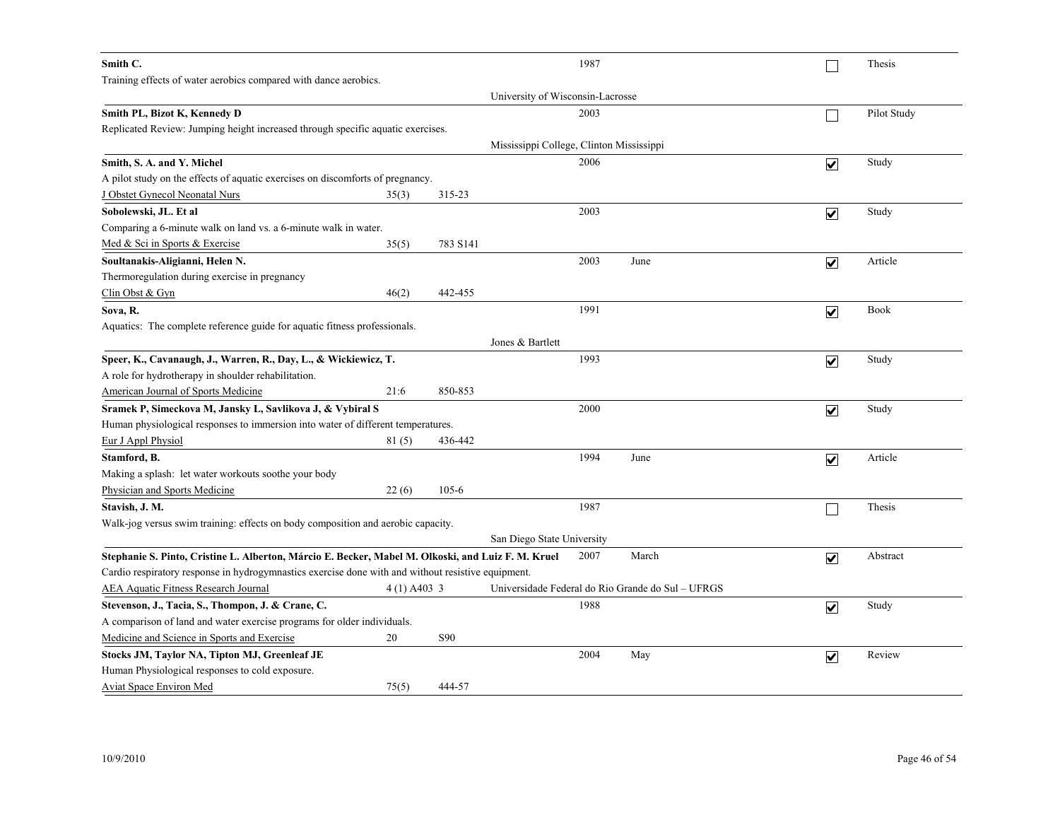**Smith C.** 1987 ☐ Thesis
Training effects of water aerobics compared with dance aerobics.
University of Wisconsin-Lacrosse

**Smith PL, Bizot K, Kennedy D** 2003 ☐ Pilot Study
Replicated Review: Jumping height increased through specific aquatic exercises.
Mississippi College, Clinton Mississippi

**Smith, S. A. and Y. Michel** 2006 ☑ Study
A pilot study on the effects of aquatic exercises on discomforts of pregnancy.
J Obstet Gynecol Neonatal Nurs 35(3) 315-23

**Sobolewski, JL. Et al** 2003 ☑ Study
Comparing a 6-minute walk on land vs. a 6-minute walk in water.
Med & Sci in Sports & Exercise 35(5) 783 S141

**Soultanakis-Aligianni, Helen N.** 2003 June ☑ Article
Thermoregulation during exercise in pregnancy
Clin Obst & Gyn 46(2) 442-455

**Sova, R.** 1991 ☑ Book
Aquatics: The complete reference guide for aquatic fitness professionals.
Jones & Bartlett

**Speer, K., Cavanaugh, J., Warren, R., Day, L., & Wickiewicz, T.** 1993 ☑ Study
A role for hydrotherapy in shoulder rehabilitation.
American Journal of Sports Medicine 21:6 850-853

**Sramek P, Simeckova M, Jansky L, Savlikova J, & Vybiral S** 2000 ☑ Study
Human physiological responses to immersion into water of different temperatures.
Eur J Appl Physiol 81 (5) 436-442

**Stamford, B.** 1994 June ☑ Article
Making a splash: let water workouts soothe your body
Physician and Sports Medicine 22 (6) 105-6

**Stavish, J. M.** 1987 ☐ Thesis
Walk-jog versus swim training: effects on body composition and aerobic capacity.
San Diego State University

**Stephanie S. Pinto, Cristine L. Alberton, Márcio E. Becker, Mabel M. Olkoski, and Luiz F. M. Kruel** 2007 March ☑ Abstract
Cardio respiratory response in hydrogymnastics exercise done with and without resistive equipment.
AEA Aquatic Fitness Research Journal 4 (1) A403 3 Universidade Federal do Rio Grande do Sul – UFRGS

**Stevenson, J., Tacia, S., Thompon, J. & Crane, C.** 1988 ☑ Study
A comparison of land and water exercise programs for older individuals.
Medicine and Science in Sports and Exercise 20 S90

**Stocks JM, Taylor NA, Tipton MJ, Greenleaf JE** 2004 May ☑ Review
Human Physiological responses to cold exposure.
Aviat Space Environ Med 75(5) 444-57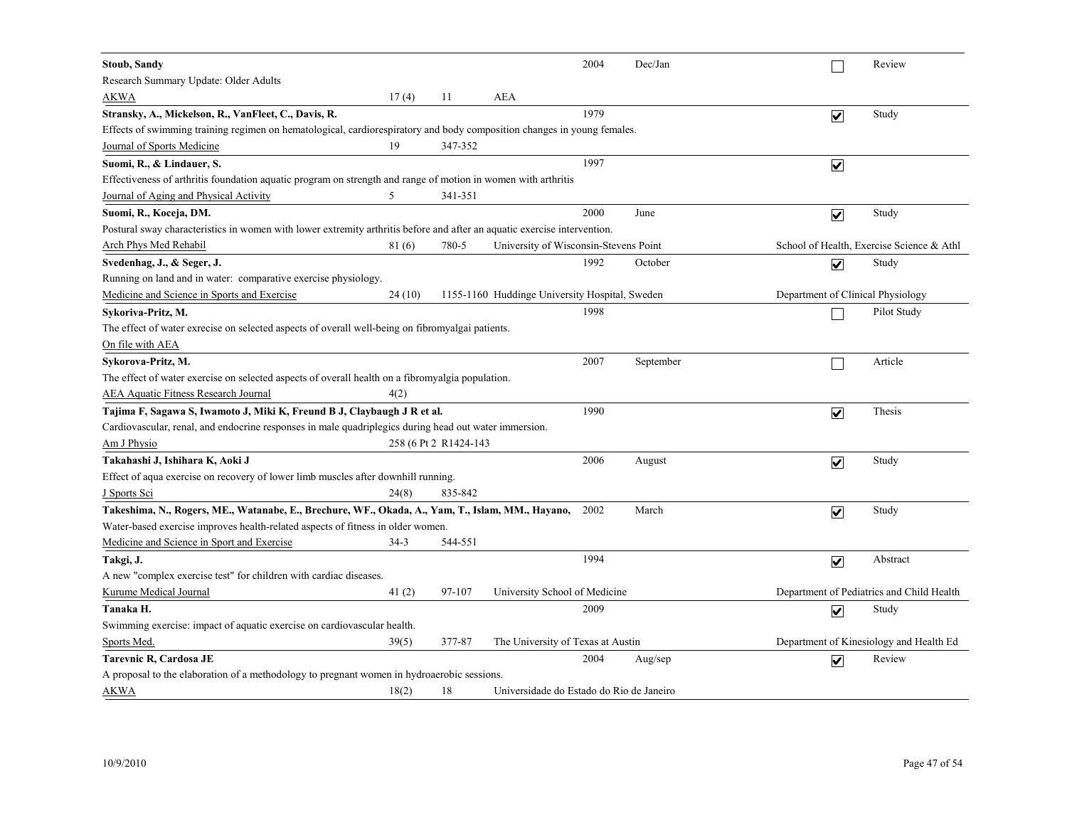**Stoub, Sandy** | 2004 | Dec/Jan | ☐ | Review

Research Summary Update: Older Adults

AKWA | 17 (4) | 11 | AEA

---

**Stransky, A., Mickelson, R., VanFleet, C., Davis, R.** | 1979 | ☑ | Study

Effects of swimming training regimen on hematological, cardiorespiratory and body composition changes in young females.

Journal of Sports Medicine | 19 | 347-352

---

**Suomi, R., & Lindauer, S.** | 1997 | ☑

Effectiveness of arthritis foundation aquatic program on strength and range of motion in women with arthritis

Journal of Aging and Physical Activity | 5 | 341-351

---

**Suomi, R., Koceja, DM.** | 2000 | June | ☑ | Study

Postural sway characteristics in women with lower extremity arthritis before and after an aquatic exercise intervention.

Arch Phys Med Rehabil | 81 (6) | 780-5 | University of Wisconsin-Stevens Point | School of Health, Exercise Science & Athl

---

**Svedenhag, J., & Seger, J.** | 1992 | October | ☑ | Study

Running on land and in water: comparative exercise physiology.

Medicine and Science in Sports and Exercise | 24 (10) | 1155-1160 | Huddinge University Hospital, Sweden | Department of Clinical Physiology

---

**Sykoriva-Pritz, M.** | 1998 | ☐ | Pilot Study

The effect of water exrecise on selected aspects of overall well-being on fibromyalgai patients.

On file with AEA

---

**Sykorova-Pritz, M.** | 2007 | September | ☐ | Article

The effect of water exercise on selected aspects of overall health on a fibromyalgia population.

AEA Aquatic Fitness Research Journal | 4(2)

---

**Tajima F, Sagawa S, Iwamoto J, Miki K, Freund B J, Claybaugh J R et al.** | 1990 | ☑ | Thesis

Cardiovascular, renal, and endocrine responses in male quadriplegics during head out water immersion.

Am J Physio | 258 (6 Pt 2 | R1424-143

---

**Takahashi J, Ishihara K, Aoki J** | 2006 | August | ☑ | Study

Effect of aqua exercise on recovery of lower limb muscles after downhill running.

J Sports Sci | 24(8) | 835-842

---

**Takeshima, N., Rogers, ME., Watanabe, E., Brechure, WF., Okada, A., Yam, T., Islam, MM., Hayano,** | 2002 | March | ☑ | Study

Water-based exercise improves health-related aspects of fitness in older women.

Medicine and Science in Sport and Exercise | 34-3 | 544-551

---

**Takgi, J.** | 1994 | ☑ | Abstract

A new "complex exercise test" for children with cardiac diseases.

Kurume Medical Journal | 41 (2) | 97-107 | University School of Medicine | Department of Pediatrics and Child Health

---

**Tanaka H.** | 2009 | ☑ | Study

Swimming exercise: impact of aquatic exercise on cardiovascular health.

Sports Med. | 39(5) | 377-87 | The University of Texas at Austin | Department of Kinesiology and Health Ed

---

**Tarevnic R, Cardosa JE** | 2004 | Aug/sep | ☑ | Review

A proposal to the elaboration of a methodology to pregnant women in hydroaerobic sessions.

AKWA | 18(2) | 18 | Universidade do Estado do Rio de Janeiro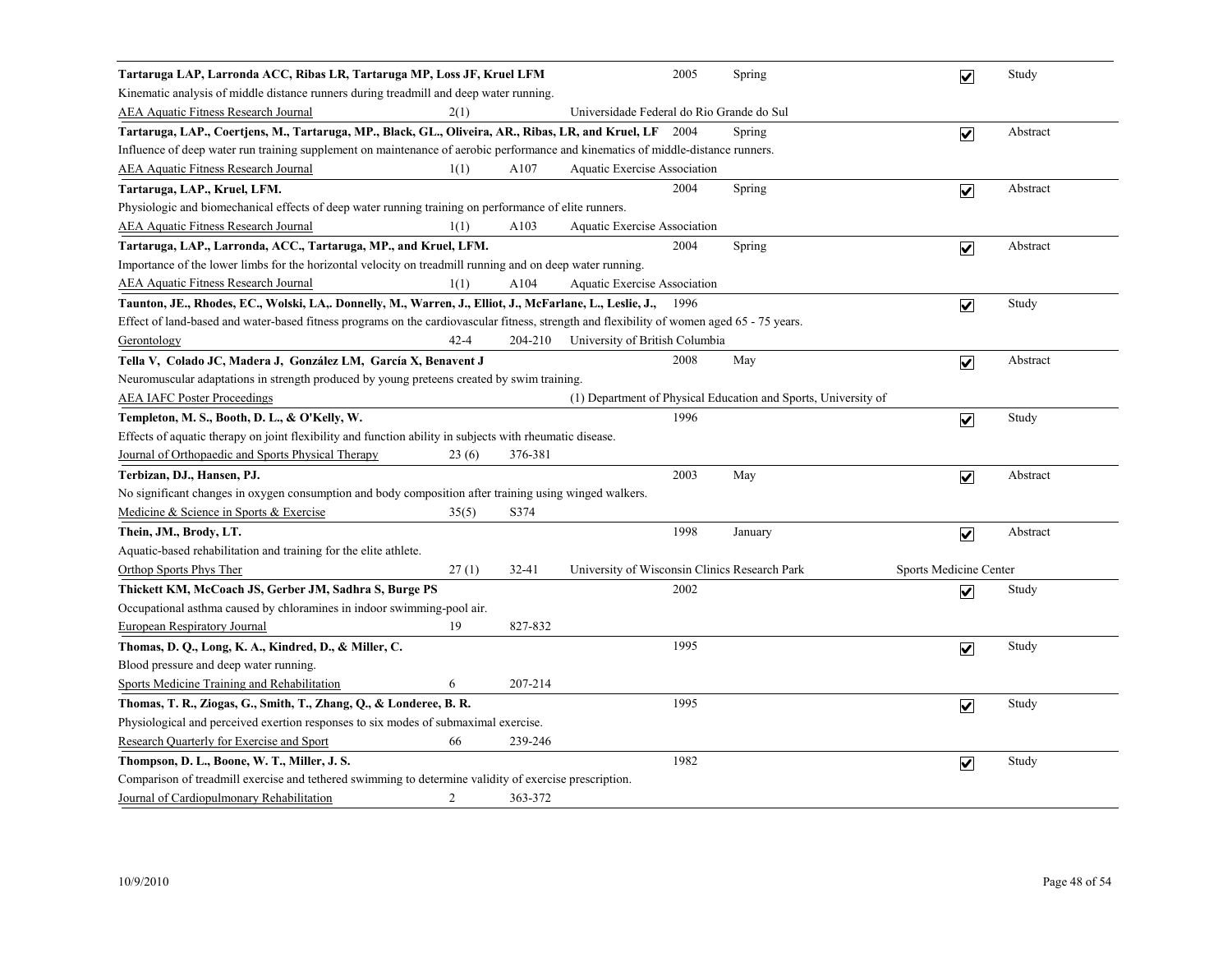**Tartaruga LAP, Larronda ACC, Ribas LR, Tartaruga MP, Loss JF, Kruel LFM** 2005 Spring ☑ Study

Kinematic analysis of middle distance runners during treadmill and deep water running.

AEA Aquatic Fitness Research Journal 2(1) Universidade Federal do Rio Grande do Sul

---

**Tartaruga, LAP., Coertjens, M., Tartaruga, MP., Black, GL., Oliveira, AR., Ribas, LR, and Kruel, LF** 2004 Spring ☑ Abstract

Influence of deep water run training supplement on maintenance of aerobic performance and kinematics of middle-distance runners.

AEA Aquatic Fitness Research Journal 1(1) A107 Aquatic Exercise Association

---

**Tartaruga, LAP., Kruel, LFM.** 2004 Spring ☑ Abstract

Physiologic and biomechanical effects of deep water running training on performance of elite runners.

AEA Aquatic Fitness Research Journal 1(1) A103 Aquatic Exercise Association

---

**Tartaruga, LAP., Larronda, ACC., Tartaruga, MP., and Kruel, LFM.** 2004 Spring ☑ Abstract

Importance of the lower limbs for the horizontal velocity on treadmill running and on deep water running.

AEA Aquatic Fitness Research Journal 1(1) A104 Aquatic Exercise Association

---

**Taunton, JE., Rhodes, EC., Wolski, LA,. Donnelly, M., Warren, J., Elliot, J., McFarlane, L., Leslie, J.,** 1996 ☑ Study

Effect of land-based and water-based fitness programs on the cardiovascular fitness, strength and flexibility of women aged 65 - 75 years.

Gerontology 42-4 204-210 University of British Columbia

---

**Tella V, Colado JC, Madera J, González LM, García X, Benavent J** 2008 May ☑ Abstract

Neuromuscular adaptations in strength produced by young preteens created by swim training.

AEA IAFC Poster Proceedings (1) Department of Physical Education and Sports, University of

---

**Templeton, M. S., Booth, D. L., & O'Kelly, W.** 1996 ☑ Study

Effects of aquatic therapy on joint flexibility and function ability in subjects with rheumatic disease.

Journal of Orthopaedic and Sports Physical Therapy 23 (6) 376-381

---

**Terbizan, DJ., Hansen, PJ.** 2003 May ☑ Abstract

No significant changes in oxygen consumption and body composition after training using winged walkers.

Medicine & Science in Sports & Exercise 35(5) S374

---

**Thein, JM., Brody, LT.** 1998 January ☑ Abstract

Aquatic-based rehabilitation and training for the elite athlete.

Orthop Sports Phys Ther 27 (1) 32-41 University of Wisconsin Clinics Research Park Sports Medicine Center

---

**Thickett KM, McCoach JS, Gerber JM, Sadhra S, Burge PS** 2002 ☑ Study

Occupational asthma caused by chloramines in indoor swimming-pool air.

European Respiratory Journal 19 827-832

---

**Thomas, D. Q., Long, K. A., Kindred, D., & Miller, C.** 1995 ☑ Study

Blood pressure and deep water running.

Sports Medicine Training and Rehabilitation 6 207-214

---

**Thomas, T. R., Ziogas, G., Smith, T., Zhang, Q., & Londeree, B. R.** 1995 ☑ Study

Physiological and perceived exertion responses to six modes of submaximal exercise.

Research Quarterly for Exercise and Sport 66 239-246

---

**Thompson, D. L., Boone, W. T., Miller, J. S.** 1982 ☑ Study

Comparison of treadmill exercise and tethered swimming to determine validity of exercise prescription.

Journal of Cardiopulmonary Rehabilitation 2 363-372

---

10/9/2010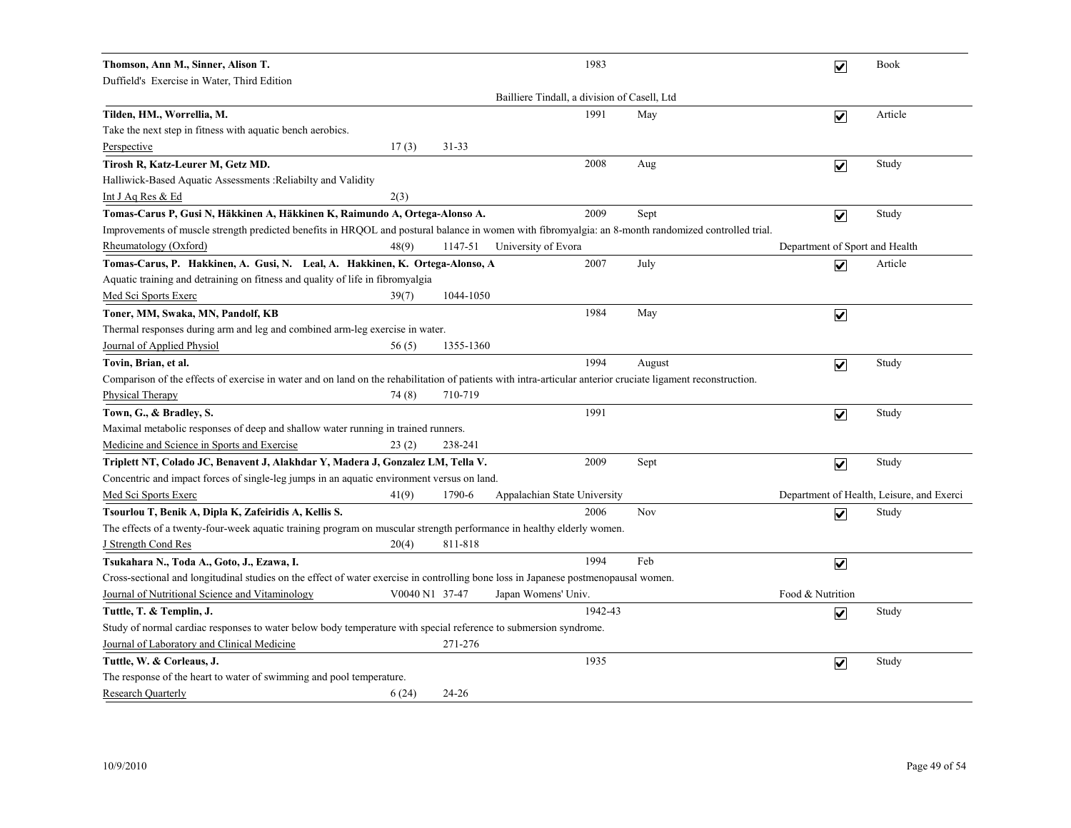**Thomson, Ann M., Sinner, Alison T.** — 1983 — ☑ Book
Duffield's Exercise in Water, Third Edition
Bailliere Tindall, a division of Casell, Ltd

---

**Tilden, HM., Worrellia, M.** — 1991 May — ☑ Article
Take the next step in fitness with aquatic bench aerobics.
Perspective — 17 (3) — 31-33

---

**Tirosh R, Katz-Leurer M, Getz MD.** — 2008 Aug — ☑ Study
Halliwick-Based Aquatic Assessments :Reliabilty and Validity
Int J Aq Res & Ed — 2(3)

---

**Tomas-Carus P, Gusi N, Häkkinen A, Häkkinen K, Raimundo A, Ortega-Alonso A.** — 2009 Sept — ☑ Study
Improvements of muscle strength predicted benefits in HRQOL and postural balance in women with fibromyalgia: an 8-month randomized controlled trial.
Rheumatology (Oxford) — 48(9) — 1147-51 — University of Evora — Department of Sport and Health

---

**Tomas-Carus, P. Hakkinen, A. Gusi, N. Leal, A. Hakkinen, K. Ortega-Alonso, A** — 2007 July — ☑ Article
Aquatic training and detraining on fitness and quality of life in fibromyalgia
Med Sci Sports Exerc — 39(7) — 1044-1050

---

**Toner, MM, Swaka, MN, Pandolf, KB** — 1984 May — ☑
Thermal responses during arm and leg and combined arm-leg exercise in water.
Journal of Applied Physiol — 56 (5) — 1355-1360

---

**Tovin, Brian, et al.** — 1994 August — ☑ Study
Comparison of the effects of exercise in water and on land on the rehabilitation of patients with intra-articular anterior cruciate ligament reconstruction.
Physical Therapy — 74 (8) — 710-719

---

**Town, G., & Bradley, S.** — 1991 — ☑ Study
Maximal metabolic responses of deep and shallow water running in trained runners.
Medicine and Science in Sports and Exercise — 23 (2) — 238-241

---

**Triplett NT, Colado JC, Benavent J, Alakhdar Y, Madera J, Gonzalez LM, Tella V.** — 2009 Sept — ☑ Study
Concentric and impact forces of single-leg jumps in an aquatic environment versus on land.
Med Sci Sports Exerc — 41(9) — 1790-6 — Appalachian State University — Department of Health, Leisure, and Exerci

---

**Tsourlou T, Benik A, Dipla K, Zafeiridis A, Kellis S.** — 2006 Nov — ☑ Study
The effects of a twenty-four-week aquatic training program on muscular strength performance in healthy elderly women.
J Strength Cond Res — 20(4) — 811-818

---

**Tsukahara N., Toda A., Goto, J., Ezawa, I.** — 1994 Feb — ☑
Cross-sectional and longitudinal studies on the effect of water exercise in controlling bone loss in Japanese postmenopausal women.
Journal of Nutritional Science and Vitaminology — V0040 N1 — 37-47 — Japan Womens' Univ. — Food & Nutrition

---

**Tuttle, T. & Templin, J.** — 1942-43 — ☑ Study
Study of normal cardiac responses to water below body temperature with special reference to submersion syndrome.
Journal of Laboratory and Clinical Medicine — 271-276

---

**Tuttle, W. & Corleaus, J.** — 1935 — ☑ Study
The response of the heart to water of swimming and pool temperature.
Research Quarterly — 6 (24) — 24-26

10/9/2010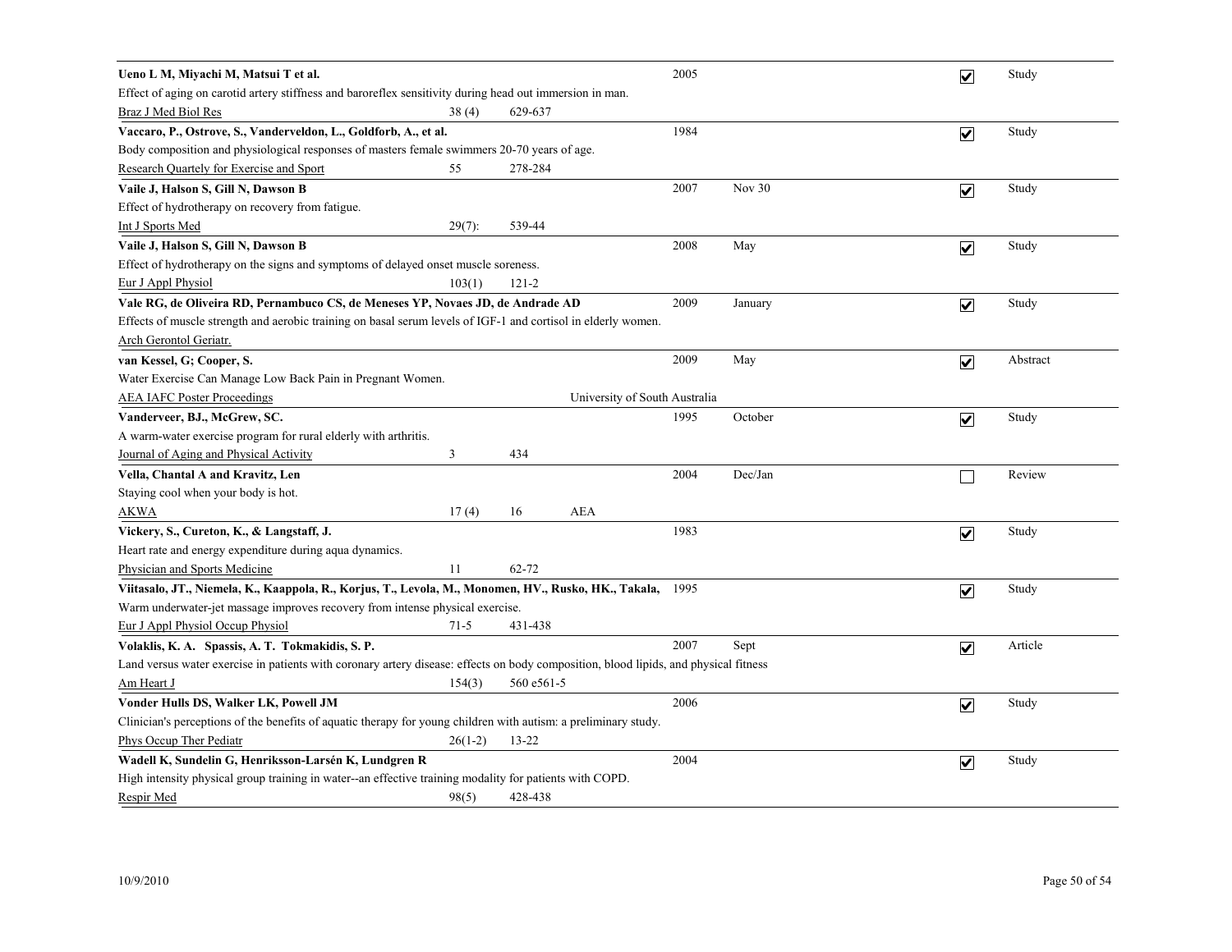**Ueno L M, Miyachi M, Matsui T et al.** 2005 ☑ Study
Effect of aging on carotid artery stiffness and baroreflex sensitivity during head out immersion in man.
Braz J Med Biol Res 38 (4) 629-637

---

**Vaccaro, P., Ostrove, S., Vanderveldon, L., Goldforb, A., et al.** 1984 ☑ Study
Body composition and physiological responses of masters female swimmers 20-70 years of age.
Research Quartely for Exercise and Sport 55 278-284

---

**Vaile J, Halson S, Gill N, Dawson B** 2007 Nov 30 ☑ Study
Effect of hydrotherapy on recovery from fatigue.
Int J Sports Med 29(7): 539-44

---

**Vaile J, Halson S, Gill N, Dawson B** 2008 May ☑ Study
Effect of hydrotherapy on the signs and symptoms of delayed onset muscle soreness.
Eur J Appl Physiol 103(1) 121-2

---

**Vale RG, de Oliveira RD, Pernambuco CS, de Meneses YP, Novaes JD, de Andrade AD** 2009 January ☑ Study
Effects of muscle strength and aerobic training on basal serum levels of IGF-1 and cortisol in elderly women.
Arch Gerontol Geriatr.

---

**van Kessel, G; Cooper, S.** 2009 May ☑ Abstract
Water Exercise Can Manage Low Back Pain in Pregnant Women.
AEA IAFC Poster Proceedings University of South Australia

---

**Vanderveer, BJ., McGrew, SC.** 1995 October ☑ Study
A warm-water exercise program for rural elderly with arthritis.
Journal of Aging and Physical Activity 3 434

---

**Vella, Chantal A and Kravitz, Len** 2004 Dec/Jan ☐ Review
Staying cool when your body is hot.
AKWA 17 (4) 16 AEA

---

**Vickery, S., Cureton, K., & Langstaff, J.** 1983 ☑ Study
Heart rate and energy expenditure during aqua dynamics.
Physician and Sports Medicine 11 62-72

---

**Viitasalo, JT., Niemela, K., Kaappola, R., Korjus, T., Levola, M., Monomen, HV., Rusko, HK., Takala,** 1995 ☑ Study
Warm underwater-jet massage improves recovery from intense physical exercise.
Eur J Appl Physiol Occup Physiol 71-5 431-438

---

**Volaklis, K. A. Spassis, A. T. Tokmakidis, S. P.** 2007 Sept ☑ Article
Land versus water exercise in patients with coronary artery disease: effects on body composition, blood lipids, and physical fitness
Am Heart J 154(3) 560 e561-5

---

**Vonder Hulls DS, Walker LK, Powell JM** 2006 ☑ Study
Clinician's perceptions of the benefits of aquatic therapy for young children with autism: a preliminary study.
Phys Occup Ther Pediatr 26(1-2) 13-22

---

**Wadell K, Sundelin G, Henriksson-Larsén K, Lundgren R** 2004 ☑ Study
High intensity physical group training in water--an effective training modality for patients with COPD.
Respir Med 98(5) 428-438

---

10/9/2010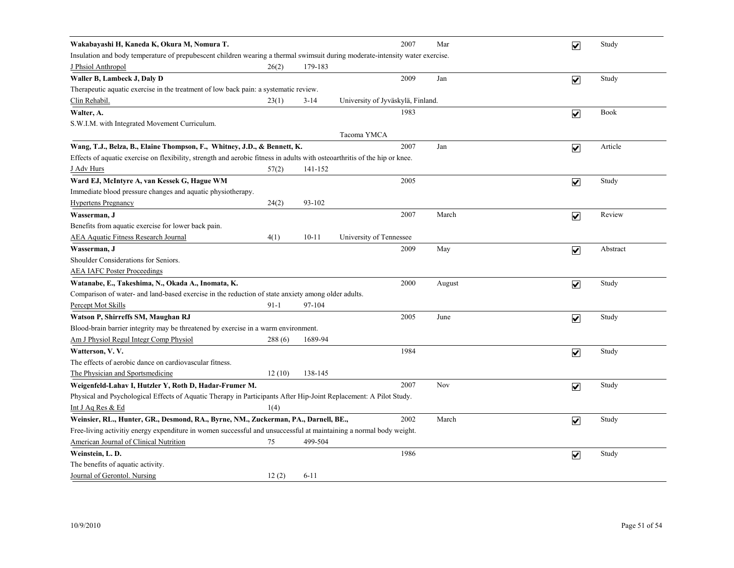**Wakabayashi H, Kaneda K, Okura M, Nomura T.** 2007 Mar ☑ Study

Insulation and body temperature of prepubescent children wearing a thermal swimsuit during moderate-intensity water exercise.

J Phsiol Anthropol 26(2) 179-183

---

**Waller B, Lambeck J, Daly D** 2009 Jan ☑ Study

Therapeutic aquatic exercise in the treatment of low back pain: a systematic review.

Clin Rehabil. 23(1) 3-14 University of Jyväskylä, Finland.

---

**Walter, A.** 1983 ☑ Book

S.W.I.M. with Integrated Movement Curriculum.

Tacoma YMCA

---

**Wang, T.J., Belza, B., Elaine Thompson, F., Whitney, J.D., & Bennett, K.** 2007 Jan ☑ Article

Effects of aquatic exercise on flexibility, strength and aerobic fitness in adults with osteoarthritis of the hip or knee.

J Adv Hurs 57(2) 141-152

---

**Ward EJ, McIntyre A, van Kessek G, Hague WM** 2005 ☑ Study

Immediate blood pressure changes and aquatic physiotherapy.

Hypertens Pregnancy 24(2) 93-102

---

**Wasserman, J** 2007 March ☑ Review

Benefits from aquatic exercise for lower back pain.

AEA Aquatic Fitness Research Journal 4(1) 10-11 University of Tennessee

---

**Wasserman, J** 2009 May ☑ Abstract

Shoulder Considerations for Seniors.

AEA IAFC Poster Proceedings

---

**Watanabe, E., Takeshima, N., Okada A., Inomata, K.** 2000 August ☑ Study

Comparison of water- and land-based exercise in the reduction of state anxiety among older adults.

Percept Mot Skills 91-1 97-104

---

**Watson P, Shirreffs SM, Maughan RJ** 2005 June ☑ Study

Blood-brain barrier integrity may be threatened by exercise in a warm environment.

Am J Physiol Regul Integr Comp Physiol 288 (6) 1689-94

---

**Watterson, V. V.** 1984 ☑ Study

The effects of aerobic dance on cardiovascular fitness.

The Physician and Sportsmedicine 12 (10) 138-145

---

**Weigenfeld-Lahav I, Hutzler Y, Roth D, Hadar-Frumer M.** 2007 Nov ☑ Study

Physical and Psychological Effects of Aquatic Therapy in Participants After Hip-Joint Replacement: A Pilot Study.

Int J Aq Res & Ed 1(4)

---

**Weinsier, RL., Hunter, GR., Desmond, RA., Byrne, NM., Zuckerman, PA., Darnell, BE.,** 2002 March ☑ Study

Free-living activitiy energy expenditure in women successful and unsuccessful at maintaining a normal body weight.

American Journal of Clinical Nutrition 75 499-504

---

**Weinstein, L. D.** 1986 ☑ Study

The benefits of aquatic activity.

Journal of Gerontol. Nursing 12 (2) 6-11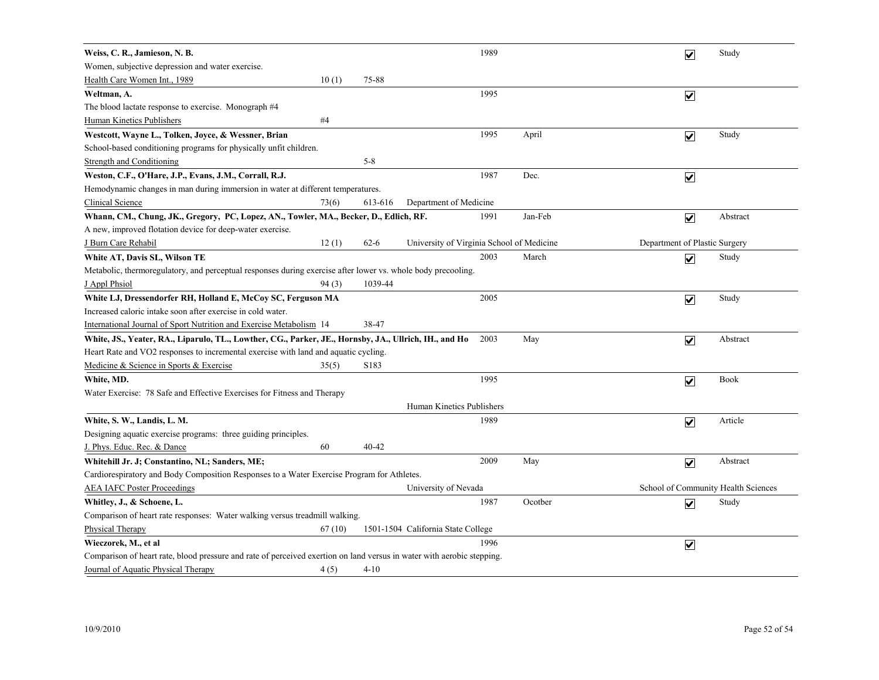**Weiss, C. R., Jamieson, N. B.** 1989 ☑ Study

Women, subjective depression and water exercise.

Health Care Women Int., 1989 10 (1) 75-88

---

**Weltman, A.** 1995 ☑

The blood lactate response to exercise. Monograph #4

Human Kinetics Publishers #4

---

**Westcott, Wayne L., Tolken, Joyce, & Wessner, Brian** 1995 April ☑ Study

School-based conditioning programs for physically unfit children.

Strength and Conditioning 5-8

---

**Weston, C.F., O'Hare, J.P., Evans, J.M., Corrall, R.J.** 1987 Dec. ☑

Hemodynamic changes in man during immersion in water at different temperatures.

Clinical Science 73(6) 613-616 Department of Medicine

---

**Whann, CM., Chung, JK., Gregory, PC, Lopez, AN., Towler, MA., Becker, D., Edlich, RF.** 1991 Jan-Feb ☑ Abstract

A new, improved flotation device for deep-water exercise.

J Burn Care Rehabil 12 (1) 62-6 University of Virginia School of Medicine Department of Plastic Surgery

---

**White AT, Davis SL, Wilson TE** 2003 March ☑ Study

Metabolic, thermoregulatory, and perceptual responses during exercise after lower vs. whole body precooling.

J Appl Phsiol 94 (3) 1039-44

---

**White LJ, Dressendorfer RH, Holland E, McCoy SC, Ferguson MA** 2005 ☑ Study

Increased caloric intake soon after exercise in cold water.

International Journal of Sport Nutrition and Exercise Metabolism 14 38-47

---

**White, JS., Yeater, RA., Liparulo, TL., Lowther, CG., Parker, JE., Hornsby, JA., Ullrich, IH., and Ho** 2003 May ☑ Abstract

Heart Rate and VO2 responses to incremental exercise with land and aquatic cycling.

Medicine & Science in Sports & Exercise 35(5) S183

---

**White, MD.** 1995 ☑ Book

Water Exercise: 78 Safe and Effective Exercises for Fitness and Therapy

Human Kinetics Publishers

---

**White, S. W., Landis, L. M.** 1989 ☑ Article

Designing aquatic exercise programs: three guiding principles.

J. Phys. Educ. Rec. & Dance 60 40-42

---

**Whitehill Jr. J; Constantino, NL; Sanders, ME;** 2009 May ☑ Abstract

Cardiorespiratory and Body Composition Responses to a Water Exercise Program for Athletes.

AEA IAFC Poster Proceedings University of Nevada School of Community Health Sciences

---

**Whitley, J., & Schoene, L.** 1987 Ocotber ☑ Study

Comparison of heart rate responses: Water walking versus treadmill walking.

Physical Therapy 67 (10) 1501-1504 California State College

---

**Wieczorek, M., et al** 1996 ☑

Comparison of heart rate, blood pressure and rate of perceived exertion on land versus in water with aerobic stepping.

Journal of Aquatic Physical Therapy 4 (5) 4-10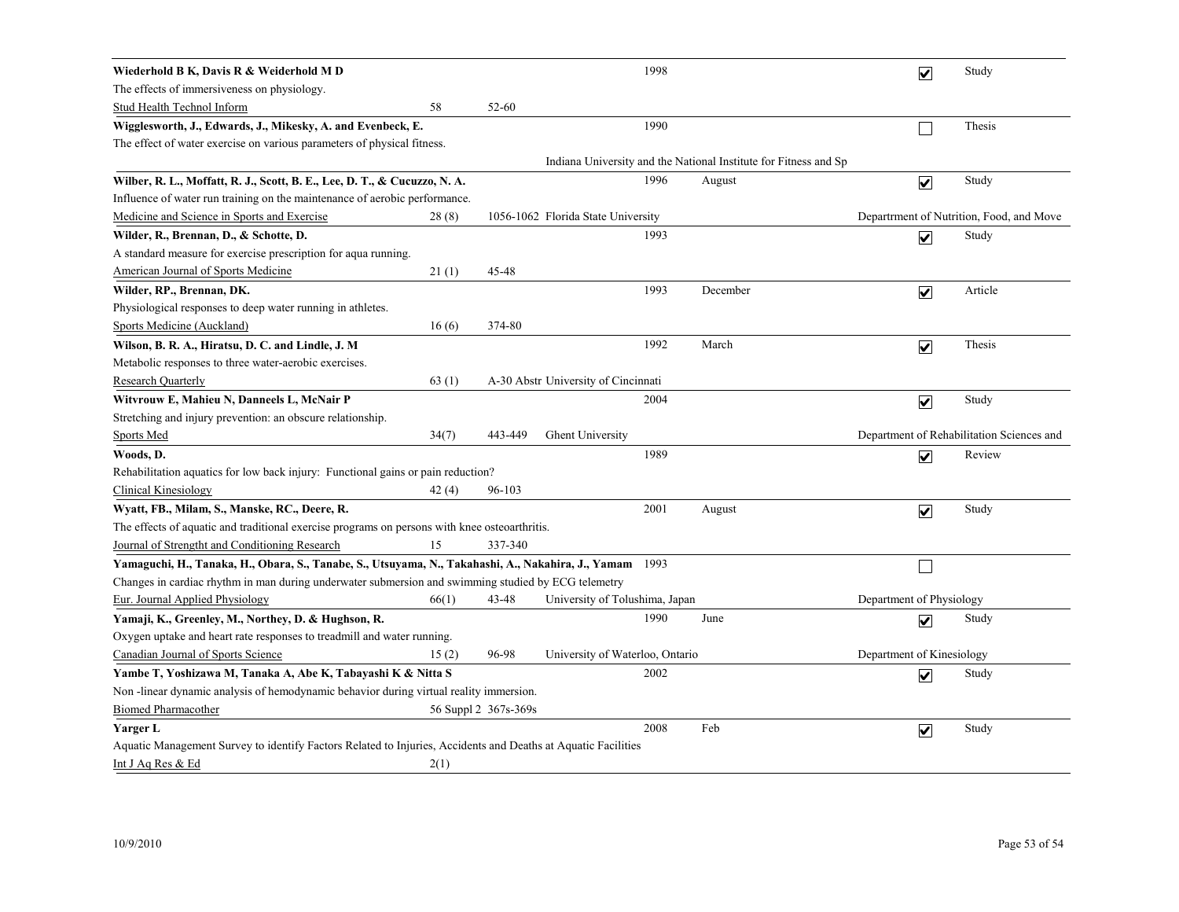**Wiederhold B K, Davis R & Weiderhold M D** — 1998 — ☑ Study
The effects of immersiveness on physiology.
Stud Health Technol Inform — 58 — 52-60

---

**Wigglesworth, J., Edwards, J., Mikesky, A. and Evenbeck, E.** — 1990 — ☐ Thesis
The effect of water exercise on various parameters of physical fitness.
Indiana University and the National Institute for Fitness and Sp

---

**Wilber, R. L., Moffatt, R. J., Scott, B. E., Lee, D. T., & Cucuzzo, N. A.** — 1996 — August — ☑ Study
Influence of water run training on the maintenance of aerobic performance.
Medicine and Science in Sports and Exercise — 28 (8) — 1056-1062 — Florida State University — Departrment of Nutrition, Food, and Move

---

**Wilder, R., Brennan, D., & Schotte, D.** — 1993 — ☑ Study
A standard measure for exercise prescription for aqua running.
American Journal of Sports Medicine — 21 (1) — 45-48

---

**Wilder, RP., Brennan, DK.** — 1993 — December — ☑ Article
Physiological responses to deep water running in athletes.
Sports Medicine (Auckland) — 16 (6) — 374-80

---

**Wilson, B. R. A., Hiratsu, D. C. and Lindle, J. M** — 1992 — March — ☑ Thesis
Metabolic responses to three water-aerobic exercises.
Research Quarterly — 63 (1) — A-30 Abstr — University of Cincinnati

---

**Witvrouw E, Mahieu N, Danneels L, McNair P** — 2004 — ☑ Study
Stretching and injury prevention: an obscure relationship.
Sports Med — 34(7) — 443-449 — Ghent University — Department of Rehabilitation Sciences and

---

**Woods, D.** — 1989 — ☑ Review
Rehabilitation aquatics for low back injury: Functional gains or pain reduction?
Clinical Kinesiology — 42 (4) — 96-103

---

**Wyatt, FB., Milam, S., Manske, RC., Deere, R.** — 2001 — August — ☑ Study
The effects of aquatic and traditional exercise programs on persons with knee osteoarthritis.
Journal of Strengtht and Conditioning Research — 15 — 337-340

---

**Yamaguchi, H., Tanaka, H., Obara, S., Tanabe, S., Utsuyama, N., Takahashi, A., Nakahira, J., Yamam** — 1993 — ☐
Changes in cardiac rhythm in man during underwater submersion and swimming studied by ECG telemetry
Eur. Journal Applied Physiology — 66(1) — 43-48 — University of Tolushima, Japan — Department of Physiology

---

**Yamaji, K., Greenley, M., Northey, D. & Hughson, R.** — 1990 — June — ☑ Study
Oxygen uptake and heart rate responses to treadmill and water running.
Canadian Journal of Sports Science — 15 (2) — 96-98 — University of Waterloo, Ontario — Department of Kinesiology

---

**Yambe T, Yoshizawa M, Tanaka A, Abe K, Tabayashi K & Nitta S** — 2002 — ☑ Study
Non -linear dynamic analysis of hemodynamic behavior during virtual reality immersion.
Biomed Pharmacother — 56 Suppl 2 — 367s-369s

---

**Yarger L** — 2008 — Feb — ☑ Study
Aquatic Management Survey to identify Factors Related to Injuries, Accidents and Deaths at Aquatic Facilities
Int J Aq Res & Ed — 2(1)

---

10/9/2010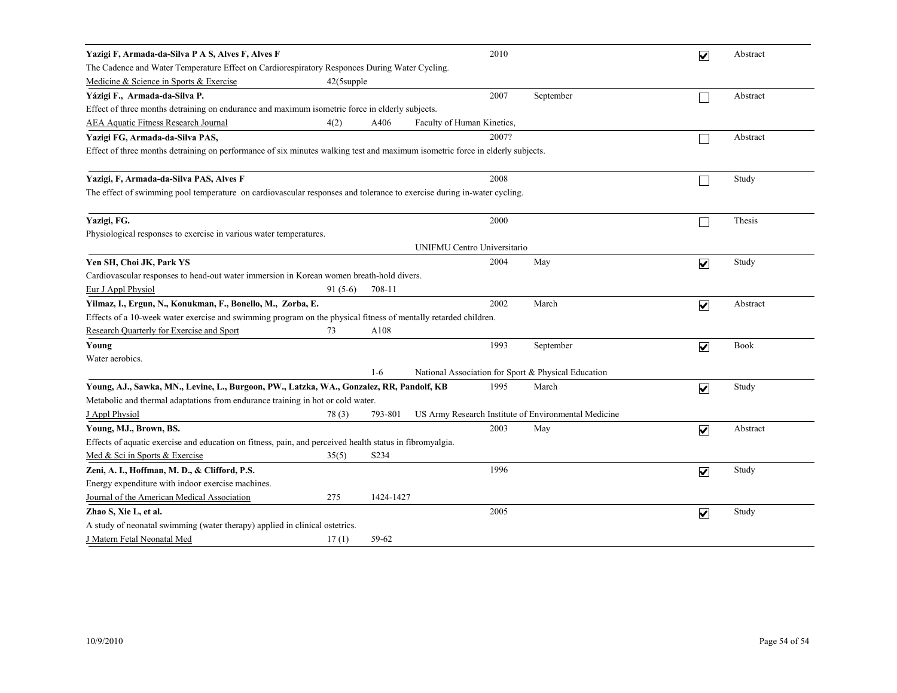**Yazigi F, Armada-da-Silva P A S, Alves F, Alves F** 2010 ☑ Abstract

The Cadence and Water Temperature Effect on Cardiorespiratory Responces During Water Cycling.

Medicine & Science in Sports & Exercise 42(5supple

---

**Yázigi F., Armada-da-Silva P.** 2007 September ☐ Abstract

Effect of three months detraining on endurance and maximum isometric force in elderly subjects.

AEA Aquatic Fitness Research Journal 4(2) A406 Faculty of Human Kinetics,

---

**Yazigi FG, Armada-da-Silva PAS,** 2007? ☐ Abstract

Effect of three months detraining on performance of six minutes walking test and maximum isometric force in elderly subjects.

---

**Yazigi, F, Armada-da-Silva PAS, Alves F** 2008 ☐ Study

The effect of swimming pool temperature on cardiovascular responses and tolerance to exercise during in-water cycling.

---

**Yazigi, FG.** 2000 ☐ Thesis

Physiological responses to exercise in various water temperatures.

UNIFMU Centro Universitario

---

**Yen SH, Choi JK, Park YS** 2004 May ☑ Study

Cardiovascular responses to head-out water immersion in Korean women breath-hold divers.

Eur J Appl Physiol 91 (5-6) 708-11

---

**Yilmaz, I., Ergun, N., Konukman, F., Bonello, M., Zorba, E.** 2002 March ☑ Abstract

Effects of a 10-week water exercise and swimming program on the physical fitness of mentally retarded children.

Research Quarterly for Exercise and Sport 73 A108

---

**Young** 1993 September ☑ Book

Water aerobics.

1-6 National Association for Sport & Physical Education

---

**Young, AJ., Sawka, MN., Levine, L., Burgoon, PW., Latzka, WA., Gonzalez, RR, Pandolf, KB** 1995 March ☑ Study

Metabolic and thermal adaptations from endurance training in hot or cold water.

J Appl Physiol 78 (3) 793-801 US Army Research Institute of Environmental Medicine

---

**Young, MJ., Brown, BS.** 2003 May ☑ Abstract

Effects of aquatic exercise and education on fitness, pain, and perceived health status in fibromyalgia.

Med & Sci in Sports & Exercise 35(5) S234

---

**Zeni, A. I., Hoffman, M. D., & Clifford, P.S.** 1996 ☑ Study

Energy expenditure with indoor exercise machines.

Journal of the American Medical Association 275 1424-1427

---

**Zhao S, Xie L, et al.** 2005 ☑ Study

A study of neonatal swimming (water therapy) applied in clinical ostetrics.

J Matern Fetal Neonatal Med 17 (1) 59-62

10/9/2010